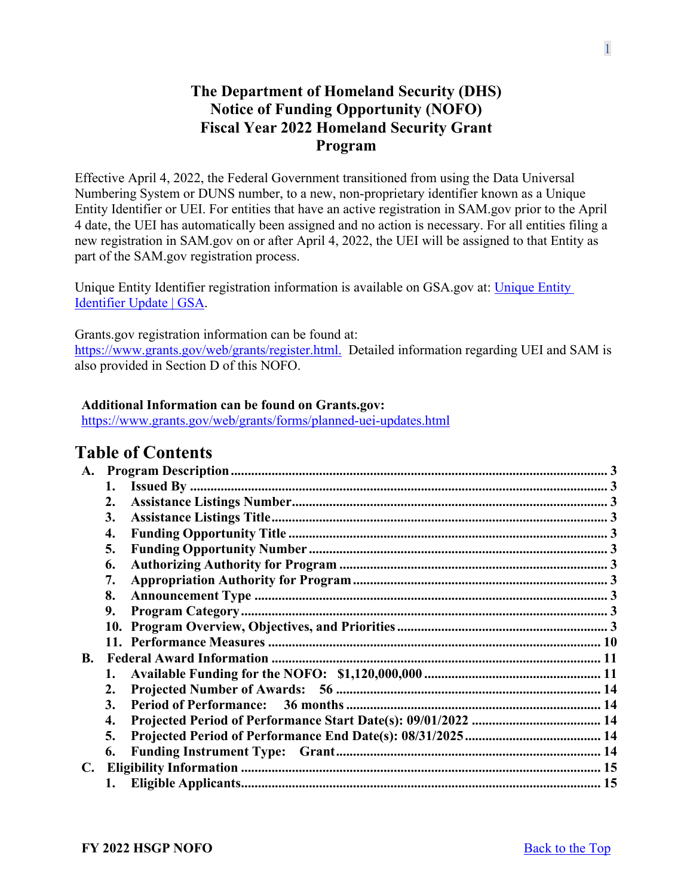# The Department of Homeland Security (DHS) Notice of Funding Opportunity (NOFO) Fiscal Year 2022 Homeland Security Grant Program

Effective April 4, 2022, the Federal Government transitioned from using the Data Universal Numbering System or DUNS number, to a new, non-proprietary identifier known as a Unique Entity Identifier or UEI. For entities that have an active registration in SAM.gov prior to the April 4 date, the UEI has automatically been assigned and no action is necessary. For all entities filing a new registration in SAM.gov on or after April 4, 2022, the UEI will be assigned to that Entity as part of the SAM.gov registration process.

Unique Entity Identifier registration information is available on GSA.gov at: [Unique Entity Identifier Update | GSA](#).

Grants.gov registration information can be found at: https://www.grants.gov/web/grants/register.html. Detailed information regarding UEI and SAM is also provided in Section D of this NOFO.

**Additional Information can be found on Grants.gov:**
https://www.grants.gov/web/grants/forms/planned-uei-updates.html

## Table of Contents

- **A. Program Description** ........ 3
  1. **Issued By** ........ 3
  2. **Assistance Listings Number** ........ 3
  3. **Assistance Listings Title** ........ 3
  4. **Funding Opportunity Title** ........ 3
  5. **Funding Opportunity Number** ........ 3
  6. **Authorizing Authority for Program** ........ 3
  7. **Appropriation Authority for Program** ........ 3
  8. **Announcement Type** ........ 3
  9. **Program Category** ........ 3
  10. **Program Overview, Objectives, and Priorities** ........ 3
  11. **Performance Measures** ........ 10
- **B. Federal Award Information** ........ 11
  1. **Available Funding for the NOFO: $1,120,000,000** ........ 11
  2. **Projected Number of Awards: 56** ........ 14
  3. **Period of Performance: 36 months** ........ 14
  4. **Projected Period of Performance Start Date(s): 09/01/2022** ........ 14
  5. **Projected Period of Performance End Date(s): 08/31/2025** ........ 14
  6. **Funding Instrument Type: Grant** ........ 14
- **C. Eligibility Information** ........ 15
  1. **Eligible Applicants** ........ 15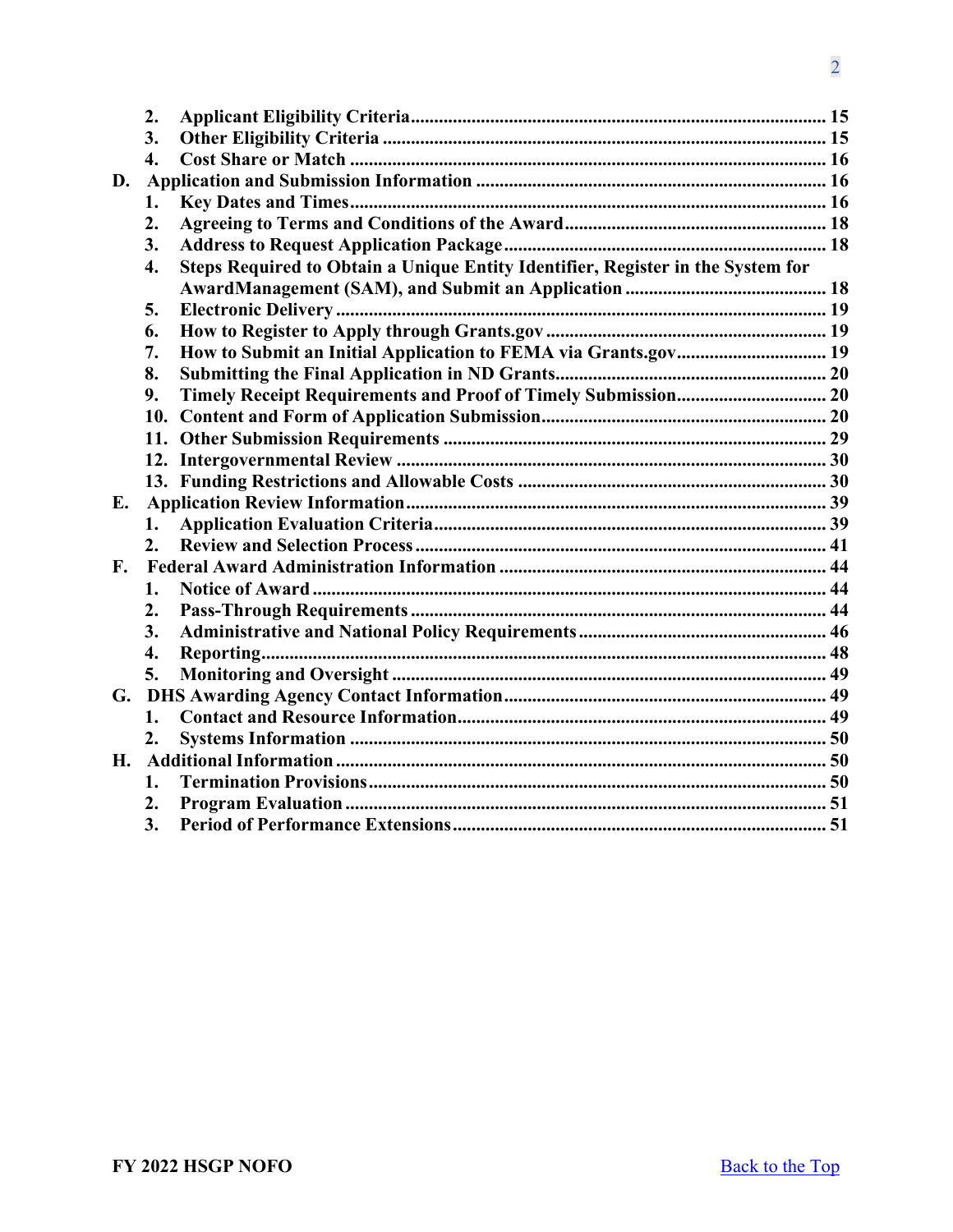2. **Applicant Eligibility Criteria** ........ 15
3. **Other Eligibility Criteria** ........ 15
4. **Cost Share or Match** ........ 16

**D. Application and Submission Information** ........ 16

1. **Key Dates and Times** ........ 16
2. **Agreeing to Terms and Conditions of the Award** ........ 18
3. **Address to Request Application Package** ........ 18
4. **Steps Required to Obtain a Unique Entity Identifier, Register in the System for AwardManagement (SAM), and Submit an Application** ........ 18
5. **Electronic Delivery** ........ 19
6. **How to Register to Apply through Grants.gov** ........ 19
7. **How to Submit an Initial Application to FEMA via Grants.gov** ........ 19
8. **Submitting the Final Application in ND Grants** ........ 20
9. **Timely Receipt Requirements and Proof of Timely Submission** ........ 20
10. **Content and Form of Application Submission** ........ 20
11. **Other Submission Requirements** ........ 29
12. **Intergovernmental Review** ........ 30
13. **Funding Restrictions and Allowable Costs** ........ 30

**E. Application Review Information** ........ 39

1. **Application Evaluation Criteria** ........ 39
2. **Review and Selection Process** ........ 41

**F. Federal Award Administration Information** ........ 44

1. **Notice of Award** ........ 44
2. **Pass-Through Requirements** ........ 44
3. **Administrative and National Policy Requirements** ........ 46
4. **Reporting** ........ 48
5. **Monitoring and Oversight** ........ 49

**G. DHS Awarding Agency Contact Information** ........ 49

1. **Contact and Resource Information** ........ 49
2. **Systems Information** ........ 50

**H. Additional Information** ........ 50

1. **Termination Provisions** ........ 50
2. **Program Evaluation** ........ 51
3. **Period of Performance Extensions** ........ 51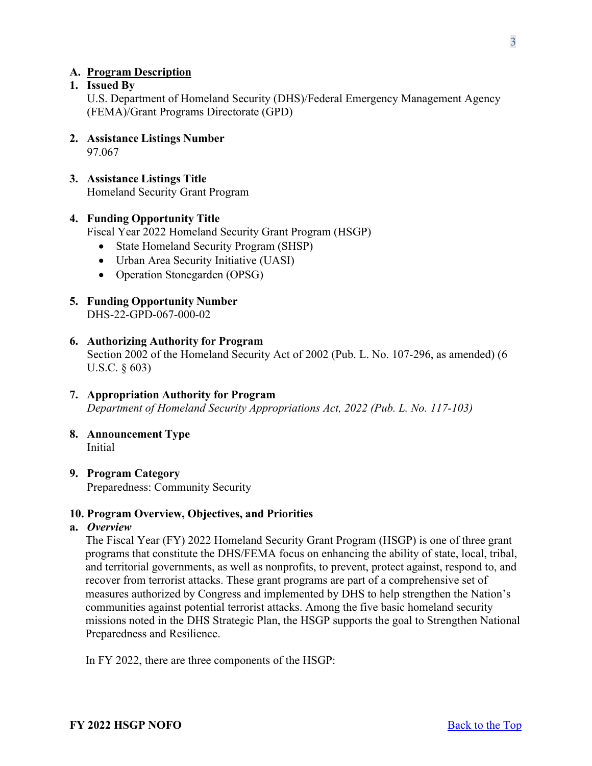## A. Program Description

### 1. Issued By

U.S. Department of Homeland Security (DHS)/Federal Emergency Management Agency (FEMA)/Grant Programs Directorate (GPD)

### 2. Assistance Listings Number

97.067

### 3. Assistance Listings Title

Homeland Security Grant Program

### 4. Funding Opportunity Title

Fiscal Year 2022 Homeland Security Grant Program (HSGP)

- State Homeland Security Program (SHSP)
- Urban Area Security Initiative (UASI)
- Operation Stonegarden (OPSG)

### 5. Funding Opportunity Number

DHS-22-GPD-067-000-02

### 6. Authorizing Authority for Program

Section 2002 of the Homeland Security Act of 2002 (Pub. L. No. 107-296, as amended) (6 U.S.C. § 603)

### 7. Appropriation Authority for Program

*Department of Homeland Security Appropriations Act, 2022 (Pub. L. No. 117-103)*

### 8. Announcement Type

Initial

### 9. Program Category

Preparedness: Community Security

### 10. Program Overview, Objectives, and Priorities

#### a. *Overview*

The Fiscal Year (FY) 2022 Homeland Security Grant Program (HSGP) is one of three grant programs that constitute the DHS/FEMA focus on enhancing the ability of state, local, tribal, and territorial governments, as well as nonprofits, to prevent, protect against, respond to, and recover from terrorist attacks. These grant programs are part of a comprehensive set of measures authorized by Congress and implemented by DHS to help strengthen the Nation's communities against potential terrorist attacks. Among the five basic homeland security missions noted in the DHS Strategic Plan, the HSGP supports the goal to Strengthen National Preparedness and Resilience.

In FY 2022, there are three components of the HSGP: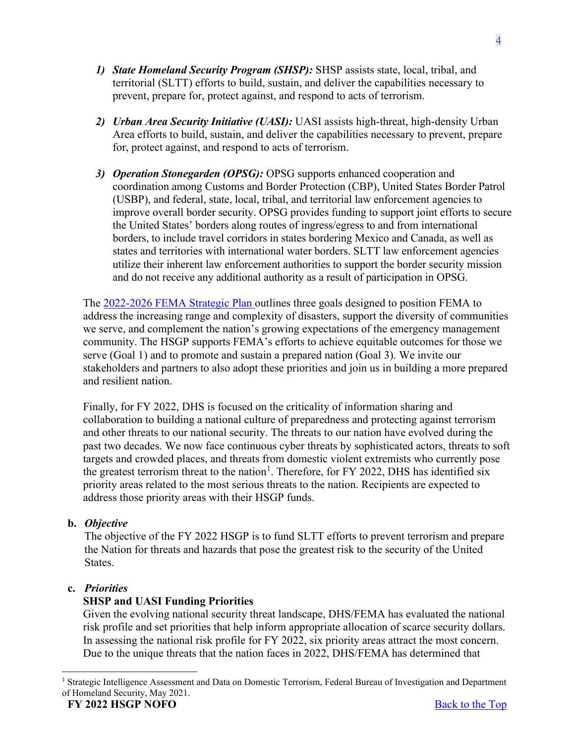1) ***State Homeland Security Program (SHSP):*** SHSP assists state, local, tribal, and territorial (SLTT) efforts to build, sustain, and deliver the capabilities necessary to prevent, prepare for, protect against, and respond to acts of terrorism.

2) ***Urban Area Security Initiative (UASI):*** UASI assists high-threat, high-density Urban Area efforts to build, sustain, and deliver the capabilities necessary to prevent, prepare for, protect against, and respond to acts of terrorism.

3) ***Operation Stonegarden (OPSG):*** OPSG supports enhanced cooperation and coordination among Customs and Border Protection (CBP), United States Border Patrol (USBP), and federal, state, local, tribal, and territorial law enforcement agencies to improve overall border security. OPSG provides funding to support joint efforts to secure the United States' borders along routes of ingress/egress to and from international borders, to include travel corridors in states bordering Mexico and Canada, as well as states and territories with international water borders. SLTT law enforcement agencies utilize their inherent law enforcement authorities to support the border security mission and do not receive any additional authority as a result of participation in OPSG.

The 2022-2026 FEMA Strategic Plan outlines three goals designed to position FEMA to address the increasing range and complexity of disasters, support the diversity of communities we serve, and complement the nation's growing expectations of the emergency management community. The HSGP supports FEMA's efforts to achieve equitable outcomes for those we serve (Goal 1) and to promote and sustain a prepared nation (Goal 3). We invite our stakeholders and partners to also adopt these priorities and join us in building a more prepared and resilient nation.

Finally, for FY 2022, DHS is focused on the criticality of information sharing and collaboration to building a national culture of preparedness and protecting against terrorism and other threats to our national security. The threats to our nation have evolved during the past two decades. We now face continuous cyber threats by sophisticated actors, threats to soft targets and crowded places, and threats from domestic violent extremists who currently pose the greatest terrorism threat to the nation[1]. Therefore, for FY 2022, DHS has identified six priority areas related to the most serious threats to the nation. Recipients are expected to address those priority areas with their HSGP funds.

**b. *Objective***

The objective of the FY 2022 HSGP is to fund SLTT efforts to prevent terrorism and prepare the Nation for threats and hazards that pose the greatest risk to the security of the United States.

**c. *Priorities***

**SHSP and UASI Funding Priorities**

Given the evolving national security threat landscape, DHS/FEMA has evaluated the national risk profile and set priorities that help inform appropriate allocation of scarce security dollars. In assessing the national risk profile for FY 2022, six priority areas attract the most concern. Due to the unique threats that the nation faces in 2022, DHS/FEMA has determined that

[1] Strategic Intelligence Assessment and Data on Domestic Terrorism, Federal Bureau of Investigation and Department of Homeland Security, May 2021.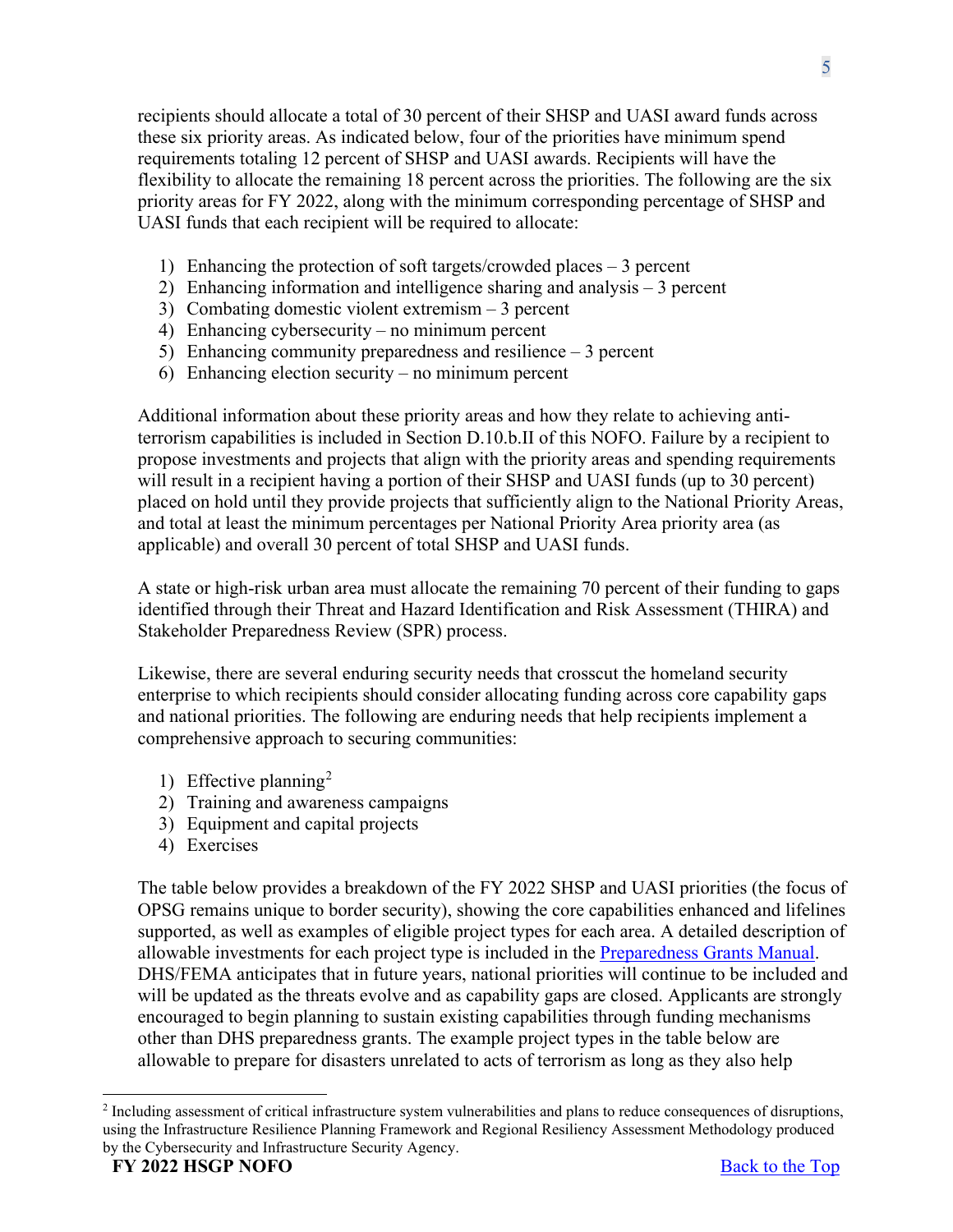recipients should allocate a total of 30 percent of their SHSP and UASI award funds across these six priority areas. As indicated below, four of the priorities have minimum spend requirements totaling 12 percent of SHSP and UASI awards. Recipients will have the flexibility to allocate the remaining 18 percent across the priorities. The following are the six priority areas for FY 2022, along with the minimum corresponding percentage of SHSP and UASI funds that each recipient will be required to allocate:

1) Enhancing the protection of soft targets/crowded places – 3 percent
2) Enhancing information and intelligence sharing and analysis – 3 percent
3) Combating domestic violent extremism – 3 percent
4) Enhancing cybersecurity – no minimum percent
5) Enhancing community preparedness and resilience – 3 percent
6) Enhancing election security – no minimum percent

Additional information about these priority areas and how they relate to achieving anti-terrorism capabilities is included in Section D.10.b.II of this NOFO. Failure by a recipient to propose investments and projects that align with the priority areas and spending requirements will result in a recipient having a portion of their SHSP and UASI funds (up to 30 percent) placed on hold until they provide projects that sufficiently align to the National Priority Areas, and total at least the minimum percentages per National Priority Area priority area (as applicable) and overall 30 percent of total SHSP and UASI funds.

A state or high-risk urban area must allocate the remaining 70 percent of their funding to gaps identified through their Threat and Hazard Identification and Risk Assessment (THIRA) and Stakeholder Preparedness Review (SPR) process.

Likewise, there are several enduring security needs that crosscut the homeland security enterprise to which recipients should consider allocating funding across core capability gaps and national priorities. The following are enduring needs that help recipients implement a comprehensive approach to securing communities:

1) Effective planning[2]
2) Training and awareness campaigns
3) Equipment and capital projects
4) Exercises

The table below provides a breakdown of the FY 2022 SHSP and UASI priorities (the focus of OPSG remains unique to border security), showing the core capabilities enhanced and lifelines supported, as well as examples of eligible project types for each area. A detailed description of allowable investments for each project type is included in the Preparedness Grants Manual. DHS/FEMA anticipates that in future years, national priorities will continue to be included and will be updated as the threats evolve and as capability gaps are closed. Applicants are strongly encouraged to begin planning to sustain existing capabilities through funding mechanisms other than DHS preparedness grants. The example project types in the table below are allowable to prepare for disasters unrelated to acts of terrorism as long as they also help

[2] Including assessment of critical infrastructure system vulnerabilities and plans to reduce consequences of disruptions, using the Infrastructure Resilience Planning Framework and Regional Resiliency Assessment Methodology produced by the Cybersecurity and Infrastructure Security Agency.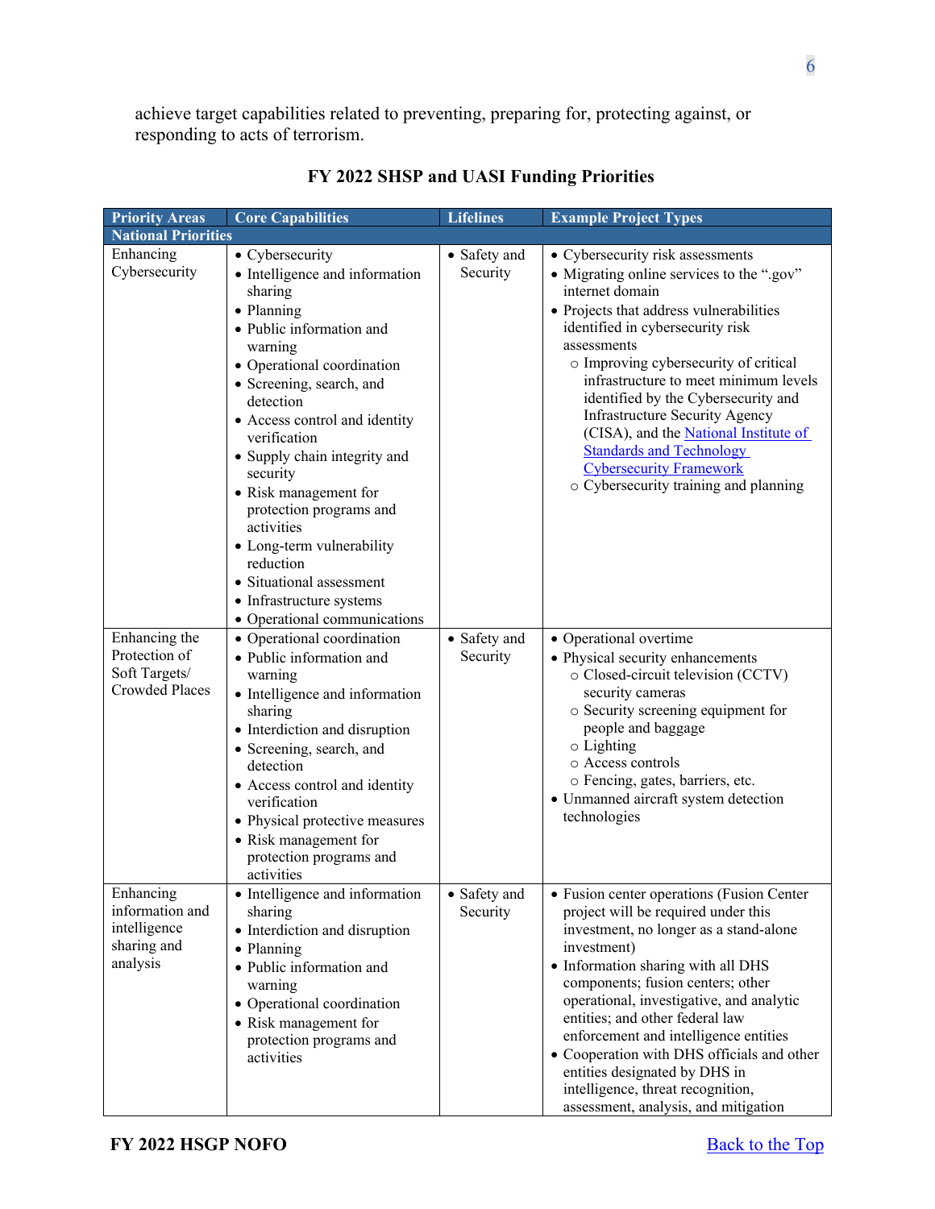achieve target capabilities related to preventing, preparing for, protecting against, or responding to acts of terrorism.

**FY 2022 SHSP and UASI Funding Priorities**

| Priority Areas | Core Capabilities | Lifelines | Example Project Types |
|---|---|---|---|
| **National Priorities** | | | |
| Enhancing Cybersecurity | • Cybersecurity<br>• Intelligence and information sharing<br>• Planning<br>• Public information and warning<br>• Operational coordination<br>• Screening, search, and detection<br>• Access control and identity verification<br>• Supply chain integrity and security<br>• Risk management for protection programs and activities<br>• Long-term vulnerability reduction<br>• Situational assessment<br>• Infrastructure systems<br>• Operational communications | • Safety and Security | • Cybersecurity risk assessments<br>• Migrating online services to the ".gov" internet domain<br>• Projects that address vulnerabilities identified in cybersecurity risk assessments<br>&nbsp;&nbsp;○ Improving cybersecurity of critical infrastructure to meet minimum levels identified by the Cybersecurity and Infrastructure Security Agency (CISA), and the National Institute of Standards and Technology Cybersecurity Framework<br>&nbsp;&nbsp;○ Cybersecurity training and planning |
| Enhancing the Protection of Soft Targets/ Crowded Places | • Operational coordination<br>• Public information and warning<br>• Intelligence and information sharing<br>• Interdiction and disruption<br>• Screening, search, and detection<br>• Access control and identity verification<br>• Physical protective measures<br>• Risk management for protection programs and activities | • Safety and Security | • Operational overtime<br>• Physical security enhancements<br>&nbsp;&nbsp;○ Closed-circuit television (CCTV) security cameras<br>&nbsp;&nbsp;○ Security screening equipment for people and baggage<br>&nbsp;&nbsp;○ Lighting<br>&nbsp;&nbsp;○ Access controls<br>&nbsp;&nbsp;○ Fencing, gates, barriers, etc.<br>• Unmanned aircraft system detection technologies |
| Enhancing information and intelligence sharing and analysis | • Intelligence and information sharing<br>• Interdiction and disruption<br>• Planning<br>• Public information and warning<br>• Operational coordination<br>• Risk management for protection programs and activities | • Safety and Security | • Fusion center operations (Fusion Center project will be required under this investment, no longer as a stand-alone investment)<br>• Information sharing with all DHS components; fusion centers; other operational, investigative, and analytic entities; and other federal law enforcement and intelligence entities<br>• Cooperation with DHS officials and other entities designated by DHS in intelligence, threat recognition, assessment, analysis, and mitigation |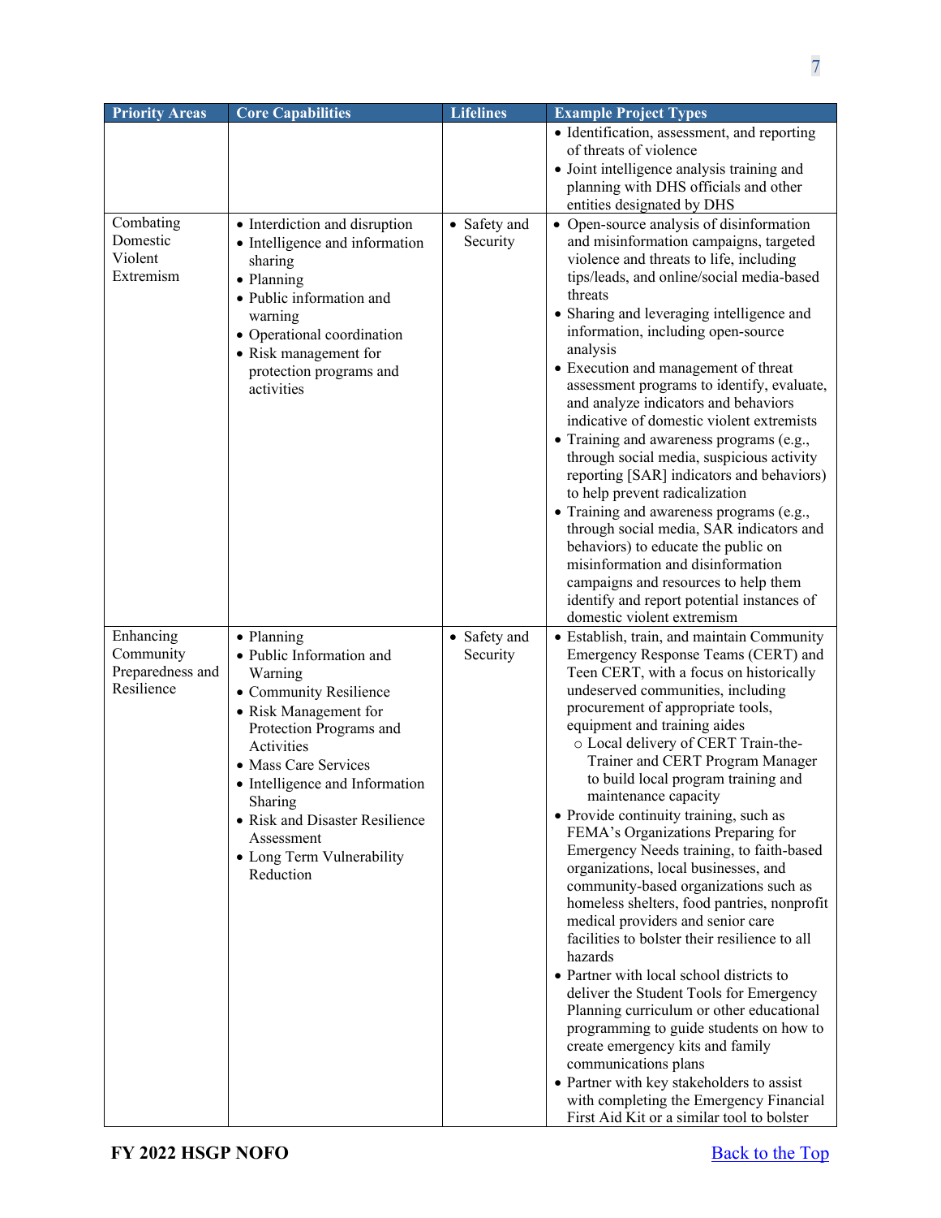| Priority Areas | Core Capabilities | Lifelines | Example Project Types |
|---|---|---|---|
| | | | • Identification, assessment, and reporting of threats of violence<br>• Joint intelligence analysis training and planning with DHS officials and other entities designated by DHS |
| Combating Domestic Violent Extremism | • Interdiction and disruption<br>• Intelligence and information sharing<br>• Planning<br>• Public information and warning<br>• Operational coordination<br>• Risk management for protection programs and activities | • Safety and Security | • Open-source analysis of disinformation and misinformation campaigns, targeted violence and threats to life, including tips/leads, and online/social media-based threats<br>• Sharing and leveraging intelligence and information, including open-source analysis<br>• Execution and management of threat assessment programs to identify, evaluate, and analyze indicators and behaviors indicative of domestic violent extremists<br>• Training and awareness programs (e.g., through social media, suspicious activity reporting [SAR] indicators and behaviors) to help prevent radicalization<br>• Training and awareness programs (e.g., through social media, SAR indicators and behaviors) to educate the public on misinformation and disinformation campaigns and resources to help them identify and report potential instances of domestic violent extremism |
| Enhancing Community Preparedness and Resilience | • Planning<br>• Public Information and Warning<br>• Community Resilience<br>• Risk Management for Protection Programs and Activities<br>• Mass Care Services<br>• Intelligence and Information Sharing<br>• Risk and Disaster Resilience Assessment<br>• Long Term Vulnerability Reduction | • Safety and Security | • Establish, train, and maintain Community Emergency Response Teams (CERT) and Teen CERT, with a focus on historically undeserved communities, including procurement of appropriate tools, equipment and training aides<br>&nbsp;&nbsp;○ Local delivery of CERT Train-the-Trainer and CERT Program Manager to build local program training and maintenance capacity<br>• Provide continuity training, such as FEMA's Organizations Preparing for Emergency Needs training, to faith-based organizations, local businesses, and community-based organizations such as homeless shelters, food pantries, nonprofit medical providers and senior care facilities to bolster their resilience to all hazards<br>• Partner with local school districts to deliver the Student Tools for Emergency Planning curriculum or other educational programming to guide students on how to create emergency kits and family communications plans<br>• Partner with key stakeholders to assist with completing the Emergency Financial First Aid Kit or a similar tool to bolster |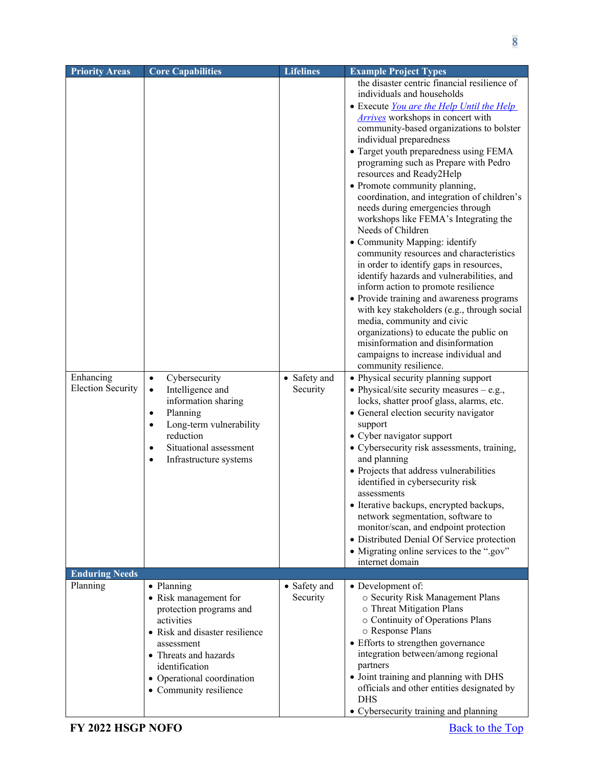| Priority Areas | Core Capabilities | Lifelines | Example Project Types |
|---|---|---|---|
| | | | the disaster centric financial resilience of individuals and households<br>• Execute *You are the Help Until the Help Arrives* workshops in concert with community-based organizations to bolster individual preparedness<br>• Target youth preparedness using FEMA programing such as Prepare with Pedro resources and Ready2Help<br>• Promote community planning, coordination, and integration of children's needs during emergencies through workshops like FEMA's Integrating the Needs of Children<br>• Community Mapping: identify community resources and characteristics in order to identify gaps in resources, identify hazards and vulnerabilities, and inform action to promote resilience<br>• Provide training and awareness programs with key stakeholders (e.g., through social media, community and civic organizations) to educate the public on misinformation and disinformation campaigns to increase individual and community resilience. |
| Enhancing Election Security | • Cybersecurity<br>• Intelligence and information sharing<br>• Planning<br>• Long-term vulnerability reduction<br>• Situational assessment<br>• Infrastructure systems | • Safety and Security | • Physical security planning support<br>• Physical/site security measures – e.g., locks, shatter proof glass, alarms, etc.<br>• General election security navigator support<br>• Cyber navigator support<br>• Cybersecurity risk assessments, training, and planning<br>• Projects that address vulnerabilities identified in cybersecurity risk assessments<br>• Iterative backups, encrypted backups, network segmentation, software to monitor/scan, and endpoint protection<br>• Distributed Denial Of Service protection<br>• Migrating online services to the ".gov" internet domain |
| **Enduring Needs** | | | |
| Planning | • Planning<br>• Risk management for protection programs and activities<br>• Risk and disaster resilience assessment<br>• Threats and hazards identification<br>• Operational coordination<br>• Community resilience | • Safety and Security | • Development of:<br>&nbsp;&nbsp;○ Security Risk Management Plans<br>&nbsp;&nbsp;○ Threat Mitigation Plans<br>&nbsp;&nbsp;○ Continuity of Operations Plans<br>&nbsp;&nbsp;○ Response Plans<br>• Efforts to strengthen governance integration between/among regional partners<br>• Joint training and planning with DHS officials and other entities designated by DHS<br>• Cybersecurity training and planning |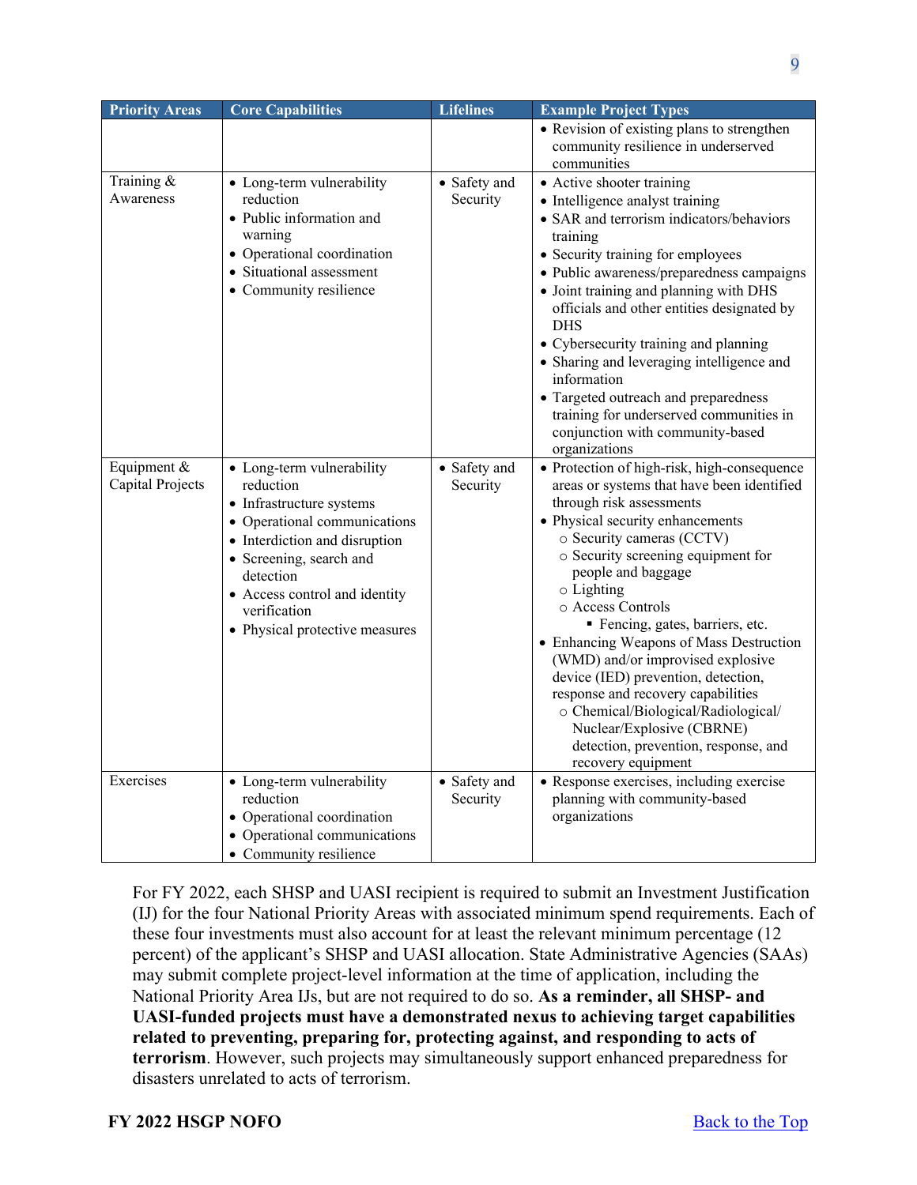| Priority Areas | Core Capabilities | Lifelines | Example Project Types |
|---|---|---|---|
| | | | • Revision of existing plans to strengthen community resilience in underserved communities |
| Training & Awareness | • Long-term vulnerability reduction<br>• Public information and warning<br>• Operational coordination<br>• Situational assessment<br>• Community resilience | • Safety and Security | • Active shooter training<br>• Intelligence analyst training<br>• SAR and terrorism indicators/behaviors training<br>• Security training for employees<br>• Public awareness/preparedness campaigns<br>• Joint training and planning with DHS officials and other entities designated by DHS<br>• Cybersecurity training and planning<br>• Sharing and leveraging intelligence and information<br>• Targeted outreach and preparedness training for underserved communities in conjunction with community-based organizations |
| Equipment & Capital Projects | • Long-term vulnerability reduction<br>• Infrastructure systems<br>• Operational communications<br>• Interdiction and disruption<br>• Screening, search and detection<br>• Access control and identity verification<br>• Physical protective measures | • Safety and Security | • Protection of high-risk, high-consequence areas or systems that have been identified through risk assessments<br>• Physical security enhancements<br>&nbsp;&nbsp;○ Security cameras (CCTV)<br>&nbsp;&nbsp;○ Security screening equipment for people and baggage<br>&nbsp;&nbsp;○ Lighting<br>&nbsp;&nbsp;○ Access Controls<br>&nbsp;&nbsp;&nbsp;&nbsp;▪ Fencing, gates, barriers, etc.<br>• Enhancing Weapons of Mass Destruction (WMD) and/or improvised explosive device (IED) prevention, detection, response and recovery capabilities<br>&nbsp;&nbsp;○ Chemical/Biological/Radiological/Nuclear/Explosive (CBRNE) detection, prevention, response, and recovery equipment |
| Exercises | • Long-term vulnerability reduction<br>• Operational coordination<br>• Operational communications<br>• Community resilience | • Safety and Security | • Response exercises, including exercise planning with community-based organizations |

For FY 2022, each SHSP and UASI recipient is required to submit an Investment Justification (IJ) for the four National Priority Areas with associated minimum spend requirements. Each of these four investments must also account for at least the relevant minimum percentage (12 percent) of the applicant's SHSP and UASI allocation. State Administrative Agencies (SAAs) may submit complete project-level information at the time of application, including the National Priority Area IJs, but are not required to do so. **As a reminder, all SHSP- and UASI-funded projects must have a demonstrated nexus to achieving target capabilities related to preventing, preparing for, protecting against, and responding to acts of terrorism**. However, such projects may simultaneously support enhanced preparedness for disasters unrelated to acts of terrorism.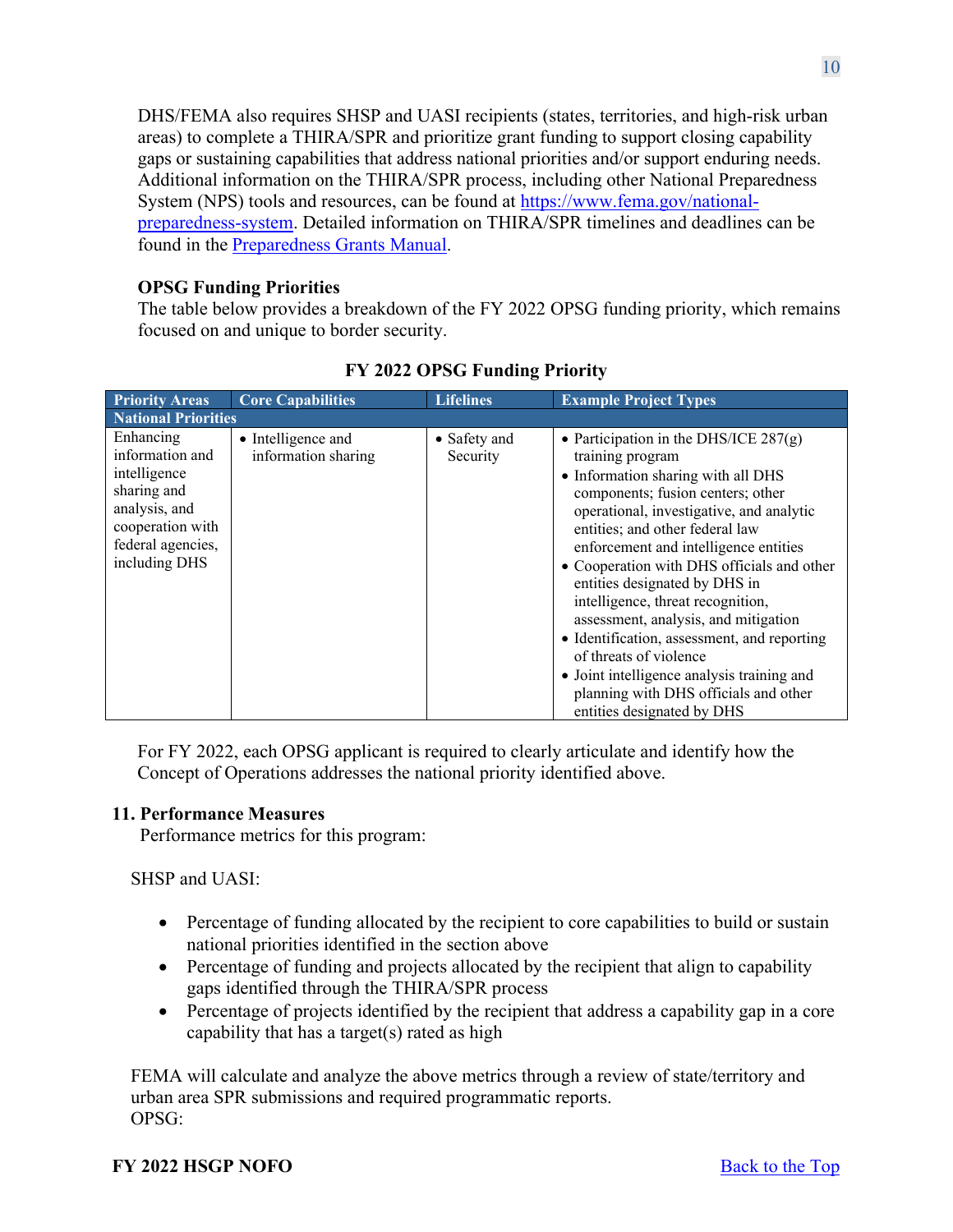DHS/FEMA also requires SHSP and UASI recipients (states, territories, and high-risk urban areas) to complete a THIRA/SPR and prioritize grant funding to support closing capability gaps or sustaining capabilities that address national priorities and/or support enduring needs. Additional information on the THIRA/SPR process, including other National Preparedness System (NPS) tools and resources, can be found at [https://www.fema.gov/national-preparedness-system](https://www.fema.gov/national-preparedness-system). Detailed information on THIRA/SPR timelines and deadlines can be found in the [Preparedness Grants Manual](#).

**OPSG Funding Priorities**

The table below provides a breakdown of the FY 2022 OPSG funding priority, which remains focused on and unique to border security.

**FY 2022 OPSG Funding Priority**

| Priority Areas | Core Capabilities | Lifelines | Example Project Types |
|---|---|---|---|
| **National Priorities** | | | |
| Enhancing information and intelligence sharing and analysis, and cooperation with federal agencies, including DHS | • Intelligence and information sharing | • Safety and Security | • Participation in the DHS/ICE 287(g) training program<br>• Information sharing with all DHS components; fusion centers; other operational, investigative, and analytic entities; and other federal law enforcement and intelligence entities<br>• Cooperation with DHS officials and other entities designated by DHS in intelligence, threat recognition, assessment, analysis, and mitigation<br>• Identification, assessment, and reporting of threats of violence<br>• Joint intelligence analysis training and planning with DHS officials and other entities designated by DHS |

For FY 2022, each OPSG applicant is required to clearly articulate and identify how the Concept of Operations addresses the national priority identified above.

**11. Performance Measures**

Performance metrics for this program:

SHSP and UASI:

- Percentage of funding allocated by the recipient to core capabilities to build or sustain national priorities identified in the section above
- Percentage of funding and projects allocated by the recipient that align to capability gaps identified through the THIRA/SPR process
- Percentage of projects identified by the recipient that address a capability gap in a core capability that has a target(s) rated as high

FEMA will calculate and analyze the above metrics through a review of state/territory and urban area SPR submissions and required programmatic reports.

OPSG: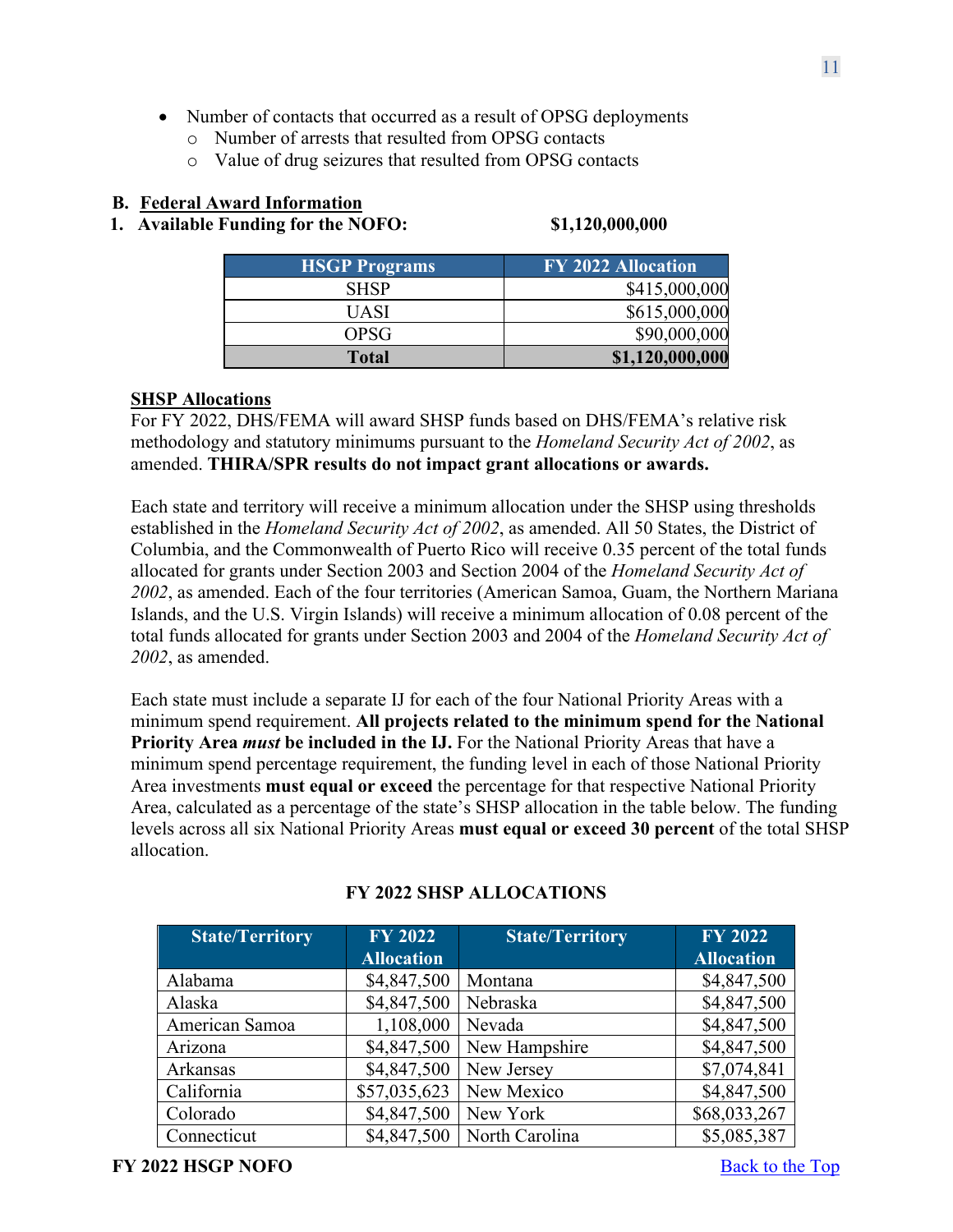- Number of contacts that occurred as a result of OPSG deployments
  - Number of arrests that resulted from OPSG contacts
  - Value of drug seizures that resulted from OPSG contacts

## B. Federal Award Information

### 1. Available Funding for the NOFO: $1,120,000,000

| HSGP Programs | FY 2022 Allocation |
|---|---|
| SHSP | $415,000,000 |
| UASI | $615,000,000 |
| OPSG | $90,000,000 |
| **Total** | **$1,120,000,000** |

**SHSP Allocations**

For FY 2022, DHS/FEMA will award SHSP funds based on DHS/FEMA's relative risk methodology and statutory minimums pursuant to the *Homeland Security Act of 2002*, as amended. **THIRA/SPR results do not impact grant allocations or awards.**

Each state and territory will receive a minimum allocation under the SHSP using thresholds established in the *Homeland Security Act of 2002*, as amended. All 50 States, the District of Columbia, and the Commonwealth of Puerto Rico will receive 0.35 percent of the total funds allocated for grants under Section 2003 and Section 2004 of the *Homeland Security Act of 2002*, as amended. Each of the four territories (American Samoa, Guam, the Northern Mariana Islands, and the U.S. Virgin Islands) will receive a minimum allocation of 0.08 percent of the total funds allocated for grants under Section 2003 and 2004 of the *Homeland Security Act of 2002*, as amended.

Each state must include a separate IJ for each of the four National Priority Areas with a minimum spend requirement. **All projects related to the minimum spend for the National Priority Area *must* be included in the IJ.** For the National Priority Areas that have a minimum spend percentage requirement, the funding level in each of those National Priority Area investments **must equal or exceed** the percentage for that respective National Priority Area, calculated as a percentage of the state's SHSP allocation in the table below. The funding levels across all six National Priority Areas **must equal or exceed 30 percent** of the total SHSP allocation.

**FY 2022 SHSP ALLOCATIONS**

| State/Territory | FY 2022 Allocation | State/Territory | FY 2022 Allocation |
|---|---|---|---|
| Alabama | $4,847,500 | Montana | $4,847,500 |
| Alaska | $4,847,500 | Nebraska | $4,847,500 |
| American Samoa | 1,108,000 | Nevada | $4,847,500 |
| Arizona | $4,847,500 | New Hampshire | $4,847,500 |
| Arkansas | $4,847,500 | New Jersey | $7,074,841 |
| California | $57,035,623 | New Mexico | $4,847,500 |
| Colorado | $4,847,500 | New York | $68,033,267 |
| Connecticut | $4,847,500 | North Carolina | $5,085,387 |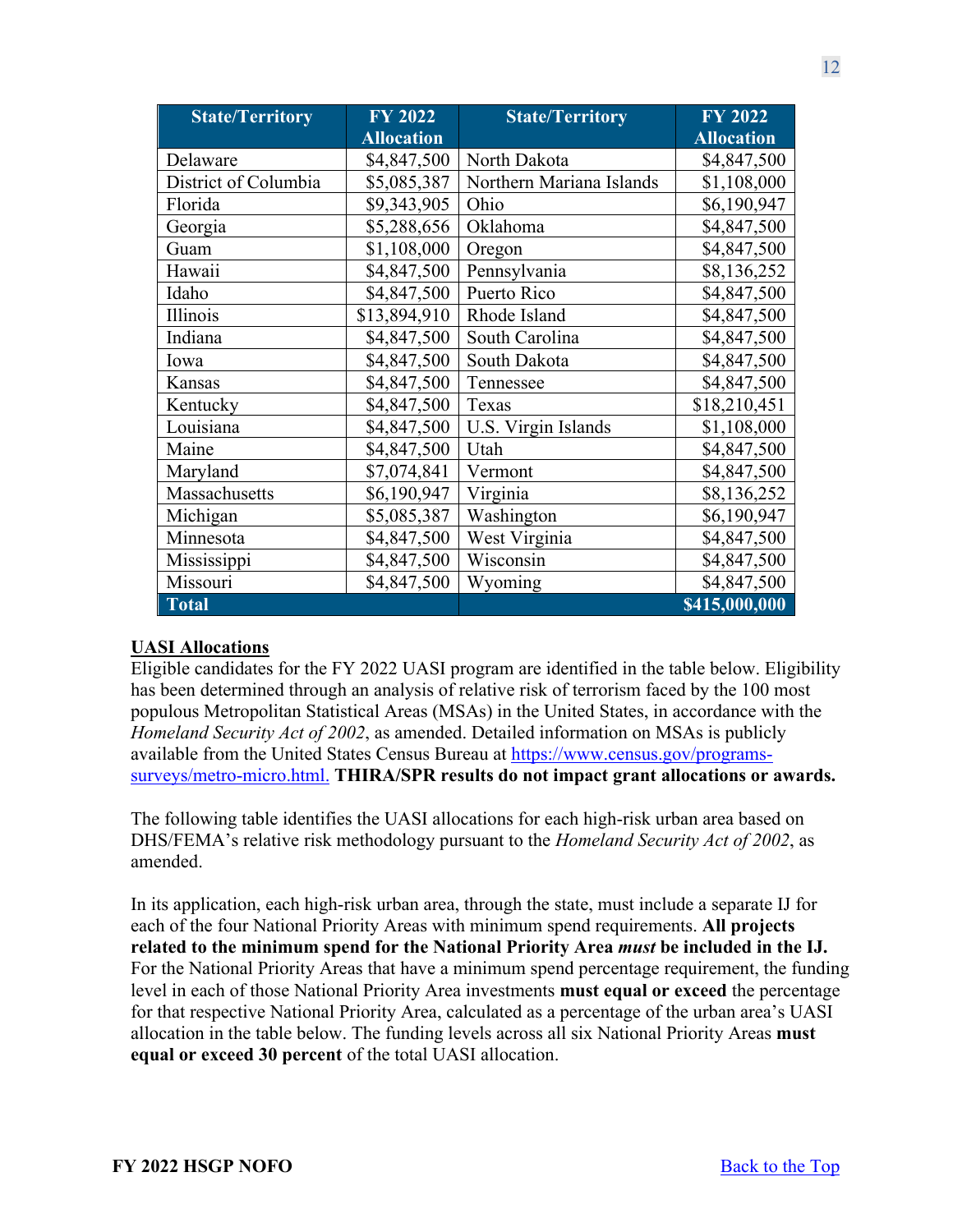| State/Territory | FY 2022 Allocation | State/Territory | FY 2022 Allocation |
|---|---|---|---|
| Delaware | $4,847,500 | North Dakota | $4,847,500 |
| District of Columbia | $5,085,387 | Northern Mariana Islands | $1,108,000 |
| Florida | $9,343,905 | Ohio | $6,190,947 |
| Georgia | $5,288,656 | Oklahoma | $4,847,500 |
| Guam | $1,108,000 | Oregon | $4,847,500 |
| Hawaii | $4,847,500 | Pennsylvania | $8,136,252 |
| Idaho | $4,847,500 | Puerto Rico | $4,847,500 |
| Illinois | $13,894,910 | Rhode Island | $4,847,500 |
| Indiana | $4,847,500 | South Carolina | $4,847,500 |
| Iowa | $4,847,500 | South Dakota | $4,847,500 |
| Kansas | $4,847,500 | Tennessee | $4,847,500 |
| Kentucky | $4,847,500 | Texas | $18,210,451 |
| Louisiana | $4,847,500 | U.S. Virgin Islands | $1,108,000 |
| Maine | $4,847,500 | Utah | $4,847,500 |
| Maryland | $7,074,841 | Vermont | $4,847,500 |
| Massachusetts | $6,190,947 | Virginia | $8,136,252 |
| Michigan | $5,085,387 | Washington | $6,190,947 |
| Minnesota | $4,847,500 | West Virginia | $4,847,500 |
| Mississippi | $4,847,500 | Wisconsin | $4,847,500 |
| Missouri | $4,847,500 | Wyoming | $4,847,500 |
| **Total** | | | **$415,000,000** |

**UASI Allocations**

Eligible candidates for the FY 2022 UASI program are identified in the table below. Eligibility has been determined through an analysis of relative risk of terrorism faced by the 100 most populous Metropolitan Statistical Areas (MSAs) in the United States, in accordance with the *Homeland Security Act of 2002*, as amended. Detailed information on MSAs is publicly available from the United States Census Bureau at https://www.census.gov/programs-surveys/metro-micro.html. **THIRA/SPR results do not impact grant allocations or awards.**

The following table identifies the UASI allocations for each high-risk urban area based on DHS/FEMA's relative risk methodology pursuant to the *Homeland Security Act of 2002*, as amended.

In its application, each high-risk urban area, through the state, must include a separate IJ for each of the four National Priority Areas with minimum spend requirements. **All projects related to the minimum spend for the National Priority Area *must* be included in the IJ.** For the National Priority Areas that have a minimum spend percentage requirement, the funding level in each of those National Priority Area investments **must equal or exceed** the percentage for that respective National Priority Area, calculated as a percentage of the urban area's UASI allocation in the table below. The funding levels across all six National Priority Areas **must equal or exceed 30 percent** of the total UASI allocation.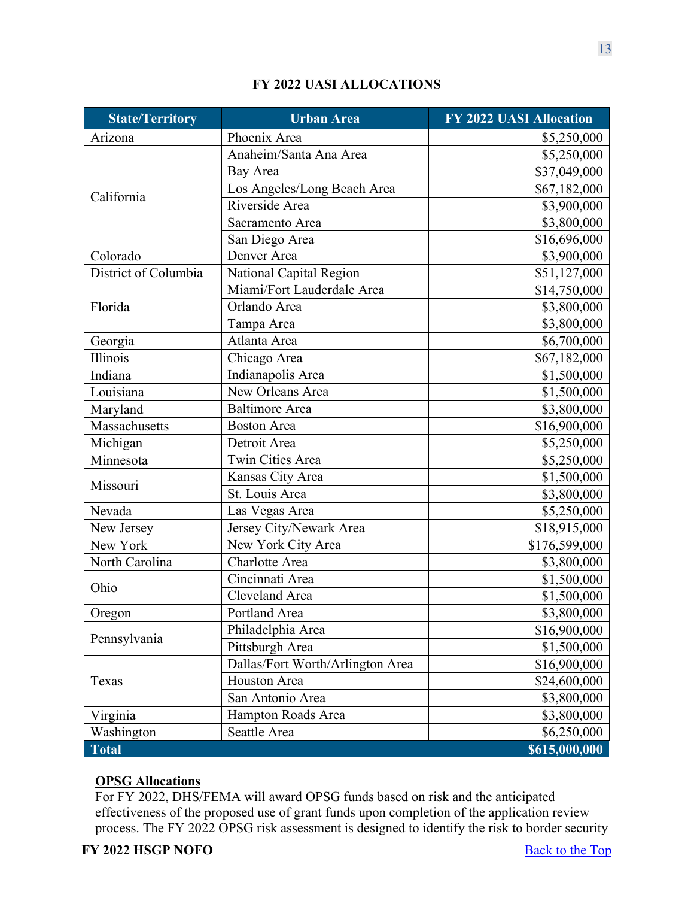**FY 2022 UASI ALLOCATIONS**

| State/Territory | Urban Area | FY 2022 UASI Allocation |
|---|---|---|
| Arizona | Phoenix Area | $5,250,000 |
| California | Anaheim/Santa Ana Area | $5,250,000 |
| | Bay Area | $37,049,000 |
| | Los Angeles/Long Beach Area | $67,182,000 |
| | Riverside Area | $3,900,000 |
| | Sacramento Area | $3,800,000 |
| | San Diego Area | $16,696,000 |
| Colorado | Denver Area | $3,900,000 |
| District of Columbia | National Capital Region | $51,127,000 |
| Florida | Miami/Fort Lauderdale Area | $14,750,000 |
| | Orlando Area | $3,800,000 |
| | Tampa Area | $3,800,000 |
| Georgia | Atlanta Area | $6,700,000 |
| Illinois | Chicago Area | $67,182,000 |
| Indiana | Indianapolis Area | $1,500,000 |
| Louisiana | New Orleans Area | $1,500,000 |
| Maryland | Baltimore Area | $3,800,000 |
| Massachusetts | Boston Area | $16,900,000 |
| Michigan | Detroit Area | $5,250,000 |
| Minnesota | Twin Cities Area | $5,250,000 |
| Missouri | Kansas City Area | $1,500,000 |
| | St. Louis Area | $3,800,000 |
| Nevada | Las Vegas Area | $5,250,000 |
| New Jersey | Jersey City/Newark Area | $18,915,000 |
| New York | New York City Area | $176,599,000 |
| North Carolina | Charlotte Area | $3,800,000 |
| Ohio | Cincinnati Area | $1,500,000 |
| | Cleveland Area | $1,500,000 |
| Oregon | Portland Area | $3,800,000 |
| Pennsylvania | Philadelphia Area | $16,900,000 |
| | Pittsburgh Area | $1,500,000 |
| Texas | Dallas/Fort Worth/Arlington Area | $16,900,000 |
| | Houston Area | $24,600,000 |
| | San Antonio Area | $3,800,000 |
| Virginia | Hampton Roads Area | $3,800,000 |
| Washington | Seattle Area | $6,250,000 |
| **Total** | | **$615,000,000** |

**OPSG Allocations**

For FY 2022, DHS/FEMA will award OPSG funds based on risk and the anticipated effectiveness of the proposed use of grant funds upon completion of the application review process. The FY 2022 OPSG risk assessment is designed to identify the risk to border security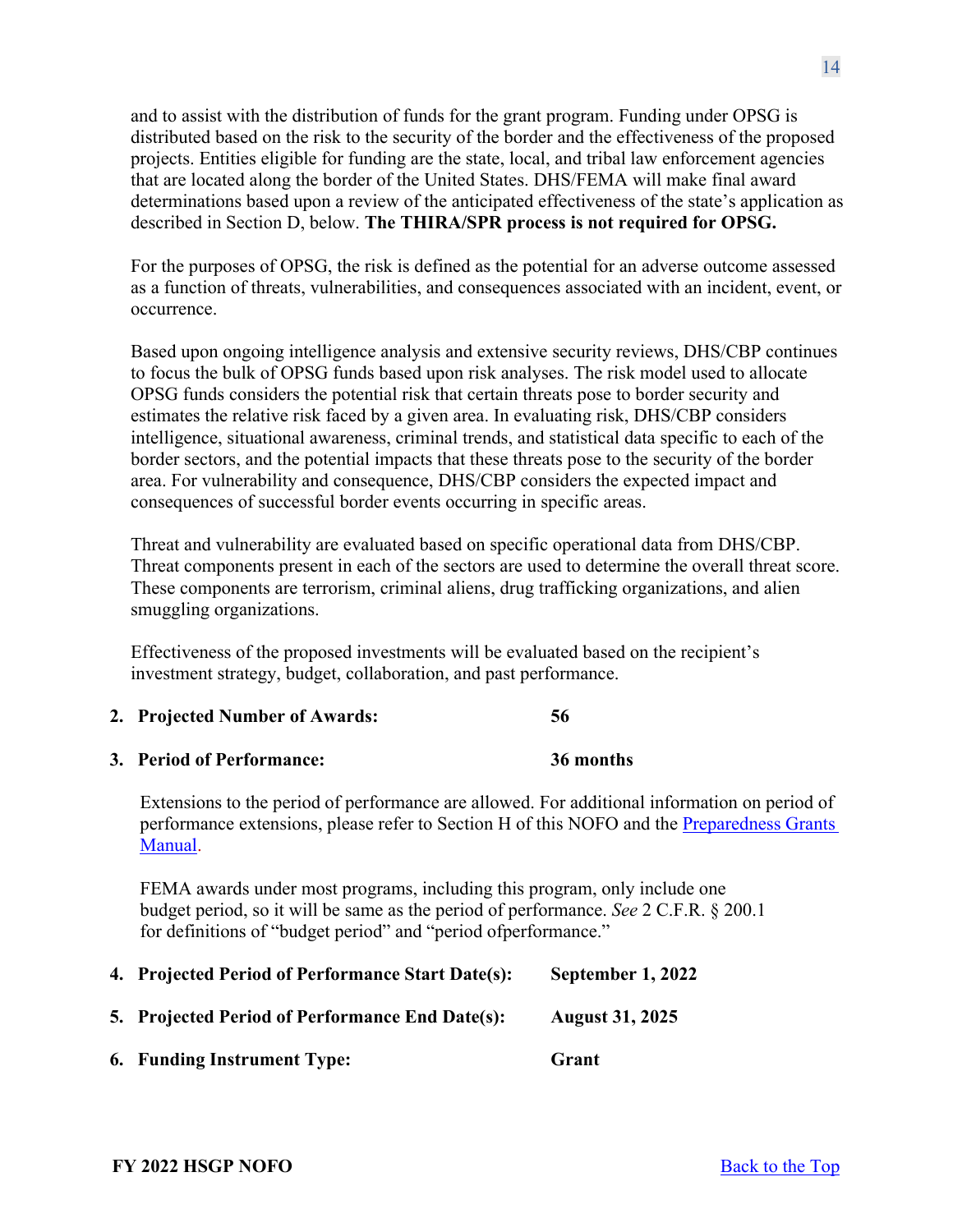and to assist with the distribution of funds for the grant program. Funding under OPSG is distributed based on the risk to the security of the border and the effectiveness of the proposed projects. Entities eligible for funding are the state, local, and tribal law enforcement agencies that are located along the border of the United States. DHS/FEMA will make final award determinations based upon a review of the anticipated effectiveness of the state's application as described in Section D, below. **The THIRA/SPR process is not required for OPSG.**

For the purposes of OPSG, the risk is defined as the potential for an adverse outcome assessed as a function of threats, vulnerabilities, and consequences associated with an incident, event, or occurrence.

Based upon ongoing intelligence analysis and extensive security reviews, DHS/CBP continues to focus the bulk of OPSG funds based upon risk analyses. The risk model used to allocate OPSG funds considers the potential risk that certain threats pose to border security and estimates the relative risk faced by a given area. In evaluating risk, DHS/CBP considers intelligence, situational awareness, criminal trends, and statistical data specific to each of the border sectors, and the potential impacts that these threats pose to the security of the border area. For vulnerability and consequence, DHS/CBP considers the expected impact and consequences of successful border events occurring in specific areas.

Threat and vulnerability are evaluated based on specific operational data from DHS/CBP. Threat components present in each of the sectors are used to determine the overall threat score. These components are terrorism, criminal aliens, drug trafficking organizations, and alien smuggling organizations.

Effectiveness of the proposed investments will be evaluated based on the recipient's investment strategy, budget, collaboration, and past performance.

2. **Projected Number of Awards:** **56**

3. **Period of Performance:** **36 months**

   Extensions to the period of performance are allowed. For additional information on period of performance extensions, please refer to Section H of this NOFO and the Preparedness Grants Manual.

   FEMA awards under most programs, including this program, only include one budget period, so it will be same as the period of performance. *See* 2 C.F.R. § 200.1 for definitions of "budget period" and "period ofperformance."

4. **Projected Period of Performance Start Date(s):** **September 1, 2022**

5. **Projected Period of Performance End Date(s):** **August 31, 2025**

6. **Funding Instrument Type:** **Grant**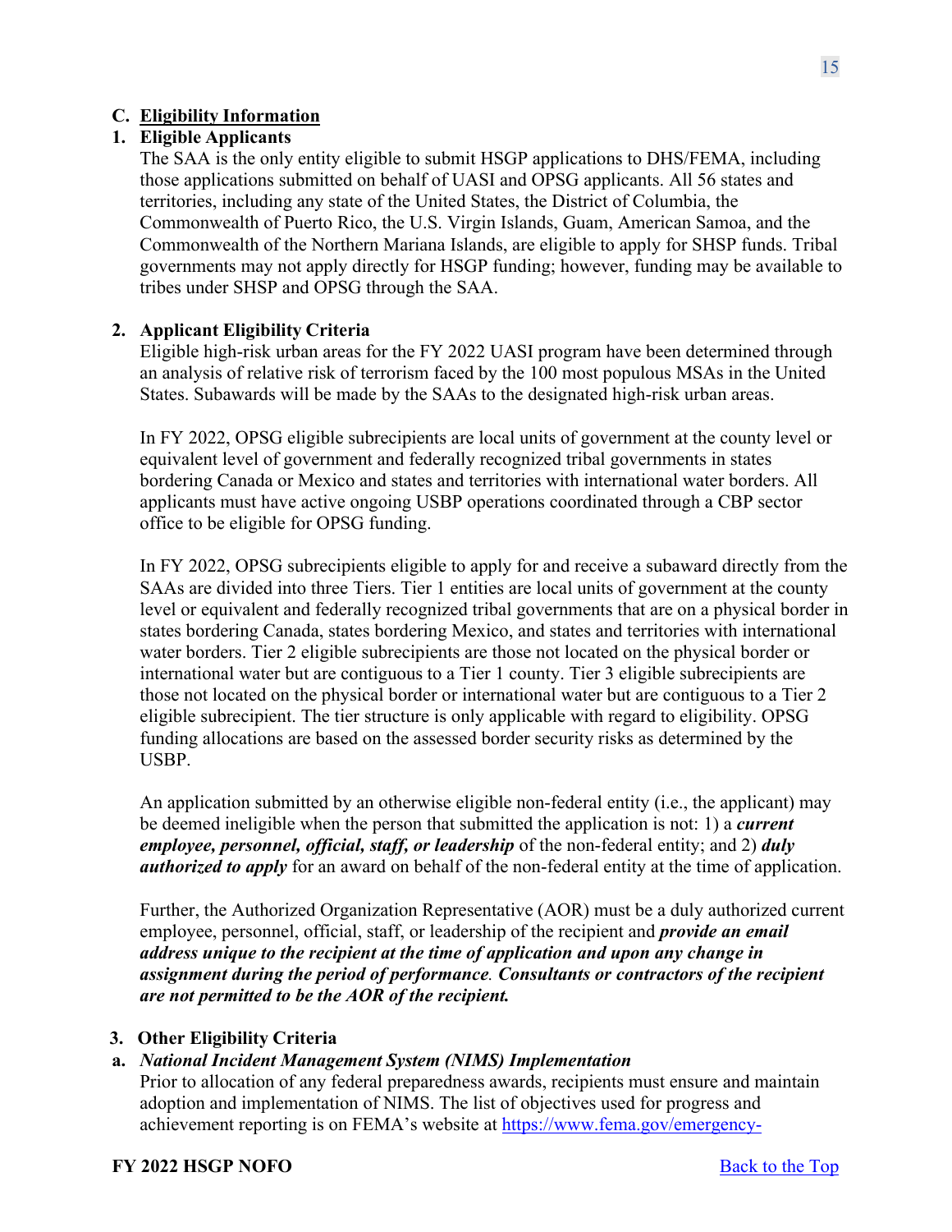## C. Eligibility Information

### 1. Eligible Applicants

The SAA is the only entity eligible to submit HSGP applications to DHS/FEMA, including those applications submitted on behalf of UASI and OPSG applicants. All 56 states and territories, including any state of the United States, the District of Columbia, the Commonwealth of Puerto Rico, the U.S. Virgin Islands, Guam, American Samoa, and the Commonwealth of the Northern Mariana Islands, are eligible to apply for SHSP funds. Tribal governments may not apply directly for HSGP funding; however, funding may be available to tribes under SHSP and OPSG through the SAA.

### 2. Applicant Eligibility Criteria

Eligible high-risk urban areas for the FY 2022 UASI program have been determined through an analysis of relative risk of terrorism faced by the 100 most populous MSAs in the United States. Subawards will be made by the SAAs to the designated high-risk urban areas.

In FY 2022, OPSG eligible subrecipients are local units of government at the county level or equivalent level of government and federally recognized tribal governments in states bordering Canada or Mexico and states and territories with international water borders. All applicants must have active ongoing USBP operations coordinated through a CBP sector office to be eligible for OPSG funding.

In FY 2022, OPSG subrecipients eligible to apply for and receive a subaward directly from the SAAs are divided into three Tiers. Tier 1 entities are local units of government at the county level or equivalent and federally recognized tribal governments that are on a physical border in states bordering Canada, states bordering Mexico, and states and territories with international water borders. Tier 2 eligible subrecipients are those not located on the physical border or international water but are contiguous to a Tier 1 county. Tier 3 eligible subrecipients are those not located on the physical border or international water but are contiguous to a Tier 2 eligible subrecipient. The tier structure is only applicable with regard to eligibility. OPSG funding allocations are based on the assessed border security risks as determined by the USBP.

An application submitted by an otherwise eligible non-federal entity (i.e., the applicant) may be deemed ineligible when the person that submitted the application is not: 1) a ***current employee, personnel, official, staff, or leadership*** of the non-federal entity; and 2) ***duly authorized to apply*** for an award on behalf of the non-federal entity at the time of application.

Further, the Authorized Organization Representative (AOR) must be a duly authorized current employee, personnel, official, staff, or leadership of the recipient and ***provide an email address unique to the recipient at the time of application and upon any change in assignment during the period of performance***. ***Consultants or contractors of the recipient are not permitted to be the AOR of the recipient.***

### 3. Other Eligibility Criteria

#### a. *National Incident Management System (NIMS) Implementation*

Prior to allocation of any federal preparedness awards, recipients must ensure and maintain adoption and implementation of NIMS. The list of objectives used for progress and achievement reporting is on FEMA's website at https://www.fema.gov/emergency-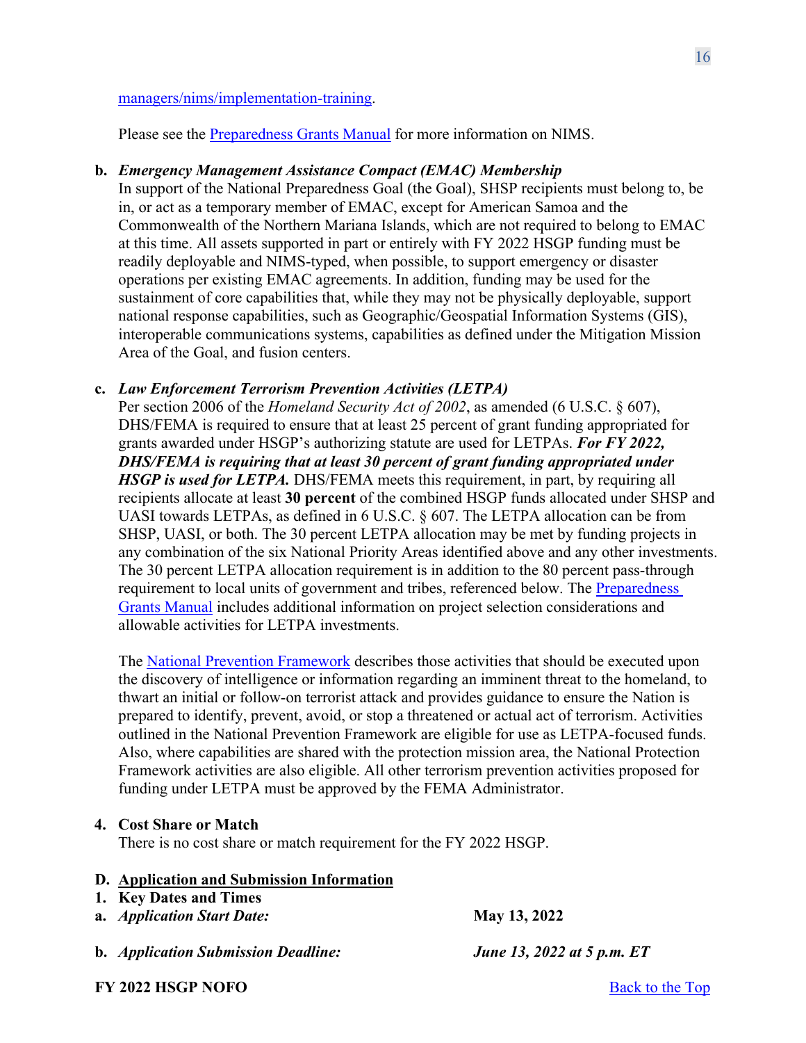managers/nims/implementation-training.

Please see the Preparedness Grants Manual for more information on NIMS.

**b. *Emergency Management Assistance Compact (EMAC) Membership***

In support of the National Preparedness Goal (the Goal), SHSP recipients must belong to, be in, or act as a temporary member of EMAC, except for American Samoa and the Commonwealth of the Northern Mariana Islands, which are not required to belong to EMAC at this time. All assets supported in part or entirely with FY 2022 HSGP funding must be readily deployable and NIMS-typed, when possible, to support emergency or disaster operations per existing EMAC agreements. In addition, funding may be used for the sustainment of core capabilities that, while they may not be physically deployable, support national response capabilities, such as Geographic/Geospatial Information Systems (GIS), interoperable communications systems, capabilities as defined under the Mitigation Mission Area of the Goal, and fusion centers.

**c. *Law Enforcement Terrorism Prevention Activities (LETPA)***

Per section 2006 of the *Homeland Security Act of 2002*, as amended (6 U.S.C. § 607), DHS/FEMA is required to ensure that at least 25 percent of grant funding appropriated for grants awarded under HSGP's authorizing statute are used for LETPAs. ***For FY 2022, DHS/FEMA is requiring that at least 30 percent of grant funding appropriated under HSGP is used for LETPA.*** DHS/FEMA meets this requirement, in part, by requiring all recipients allocate at least **30 percent** of the combined HSGP funds allocated under SHSP and UASI towards LETPAs, as defined in 6 U.S.C. § 607. The LETPA allocation can be from SHSP, UASI, or both. The 30 percent LETPA allocation may be met by funding projects in any combination of the six National Priority Areas identified above and any other investments. The 30 percent LETPA allocation requirement is in addition to the 80 percent pass-through requirement to local units of government and tribes, referenced below. The Preparedness Grants Manual includes additional information on project selection considerations and allowable activities for LETPA investments.

The National Prevention Framework describes those activities that should be executed upon the discovery of intelligence or information regarding an imminent threat to the homeland, to thwart an initial or follow-on terrorist attack and provides guidance to ensure the Nation is prepared to identify, prevent, avoid, or stop a threatened or actual act of terrorism. Activities outlined in the National Prevention Framework are eligible for use as LETPA-focused funds. Also, where capabilities are shared with the protection mission area, the National Protection Framework activities are also eligible. All other terrorism prevention activities proposed for funding under LETPA must be approved by the FEMA Administrator.

**4. Cost Share or Match**

There is no cost share or match requirement for the FY 2022 HSGP.

## D. Application and Submission Information

**1. Key Dates and Times**

**a. *Application Start Date:*** **May 13, 2022**

**b. *Application Submission Deadline:*** ***June 13, 2022 at 5 p.m. ET***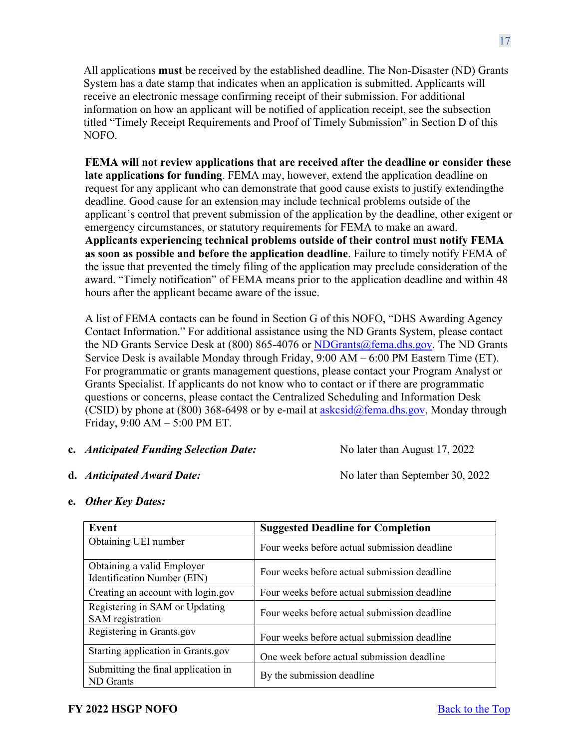All applications **must** be received by the established deadline. The Non-Disaster (ND) Grants System has a date stamp that indicates when an application is submitted. Applicants will receive an electronic message confirming receipt of their submission. For additional information on how an applicant will be notified of application receipt, see the subsection titled "Timely Receipt Requirements and Proof of Timely Submission" in Section D of this NOFO.

**FEMA will not review applications that are received after the deadline or consider these late applications for funding**. FEMA may, however, extend the application deadline on request for any applicant who can demonstrate that good cause exists to justify extendingthe deadline. Good cause for an extension may include technical problems outside of the applicant's control that prevent submission of the application by the deadline, other exigent or emergency circumstances, or statutory requirements for FEMA to make an award. **Applicants experiencing technical problems outside of their control must notify FEMA as soon as possible and before the application deadline**. Failure to timely notify FEMA of the issue that prevented the timely filing of the application may preclude consideration of the award. "Timely notification" of FEMA means prior to the application deadline and within 48 hours after the applicant became aware of the issue.

A list of FEMA contacts can be found in Section G of this NOFO, "DHS Awarding Agency Contact Information." For additional assistance using the ND Grants System, please contact the ND Grants Service Desk at (800) 865-4076 or NDGrants@fema.dhs.gov. The ND Grants Service Desk is available Monday through Friday, 9:00 AM – 6:00 PM Eastern Time (ET). For programmatic or grants management questions, please contact your Program Analyst or Grants Specialist. If applicants do not know who to contact or if there are programmatic questions or concerns, please contact the Centralized Scheduling and Information Desk (CSID) by phone at (800) 368-6498 or by e-mail at askcsid@fema.dhs.gov, Monday through Friday, 9:00 AM – 5:00 PM ET.

**c.** ***Anticipated Funding Selection Date:*** No later than August 17, 2022

**d.** ***Anticipated Award Date:*** No later than September 30, 2022

**e.** ***Other Key Dates:***

| Event | Suggested Deadline for Completion |
|---|---|
| Obtaining UEI number | Four weeks before actual submission deadline |
| Obtaining a valid Employer Identification Number (EIN) | Four weeks before actual submission deadline |
| Creating an account with login.gov | Four weeks before actual submission deadline |
| Registering in SAM or Updating SAM registration | Four weeks before actual submission deadline |
| Registering in Grants.gov | Four weeks before actual submission deadline |
| Starting application in Grants.gov | One week before actual submission deadline |
| Submitting the final application in ND Grants | By the submission deadline |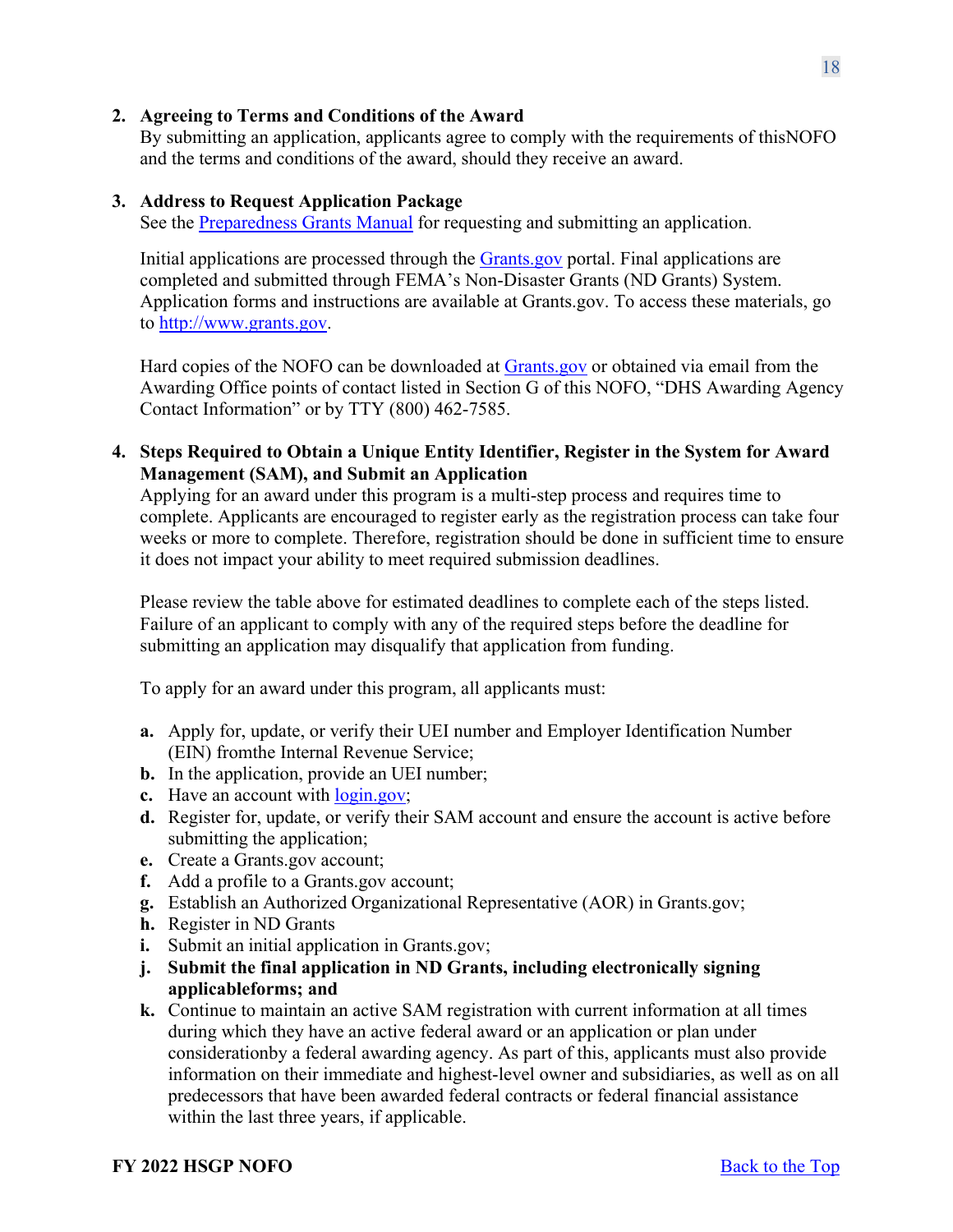2. **Agreeing to Terms and Conditions of the Award**
   By submitting an application, applicants agree to comply with the requirements of thisNOFO and the terms and conditions of the award, should they receive an award.

3. **Address to Request Application Package**
   See the [Preparedness Grants Manual] for requesting and submitting an application.

   Initial applications are processed through the [Grants.gov] portal. Final applications are completed and submitted through FEMA's Non-Disaster Grants (ND Grants) System. Application forms and instructions are available at Grants.gov. To access these materials, go to [http://www.grants.gov].

   Hard copies of the NOFO can be downloaded at [Grants.gov] or obtained via email from the Awarding Office points of contact listed in Section G of this NOFO, "DHS Awarding Agency Contact Information" or by TTY (800) 462-7585.

4. **Steps Required to Obtain a Unique Entity Identifier, Register in the System for Award Management (SAM), and Submit an Application**
   Applying for an award under this program is a multi-step process and requires time to complete. Applicants are encouraged to register early as the registration process can take four weeks or more to complete. Therefore, registration should be done in sufficient time to ensure it does not impact your ability to meet required submission deadlines.

   Please review the table above for estimated deadlines to complete each of the steps listed. Failure of an applicant to comply with any of the required steps before the deadline for submitting an application may disqualify that application from funding.

   To apply for an award under this program, all applicants must:

   a. Apply for, update, or verify their UEI number and Employer Identification Number (EIN) fromthe Internal Revenue Service;
   b. In the application, provide an UEI number;
   c. Have an account with [login.gov];
   d. Register for, update, or verify their SAM account and ensure the account is active before submitting the application;
   e. Create a Grants.gov account;
   f. Add a profile to a Grants.gov account;
   g. Establish an Authorized Organizational Representative (AOR) in Grants.gov;
   h. Register in ND Grants
   i. Submit an initial application in Grants.gov;
   j. **Submit the final application in ND Grants, including electronically signing applicableforms; and**
   k. Continue to maintain an active SAM registration with current information at all times during which they have an active federal award or an application or plan under considerationby a federal awarding agency. As part of this, applicants must also provide information on their immediate and highest-level owner and subsidiaries, as well as on all predecessors that have been awarded federal contracts or federal financial assistance within the last three years, if applicable.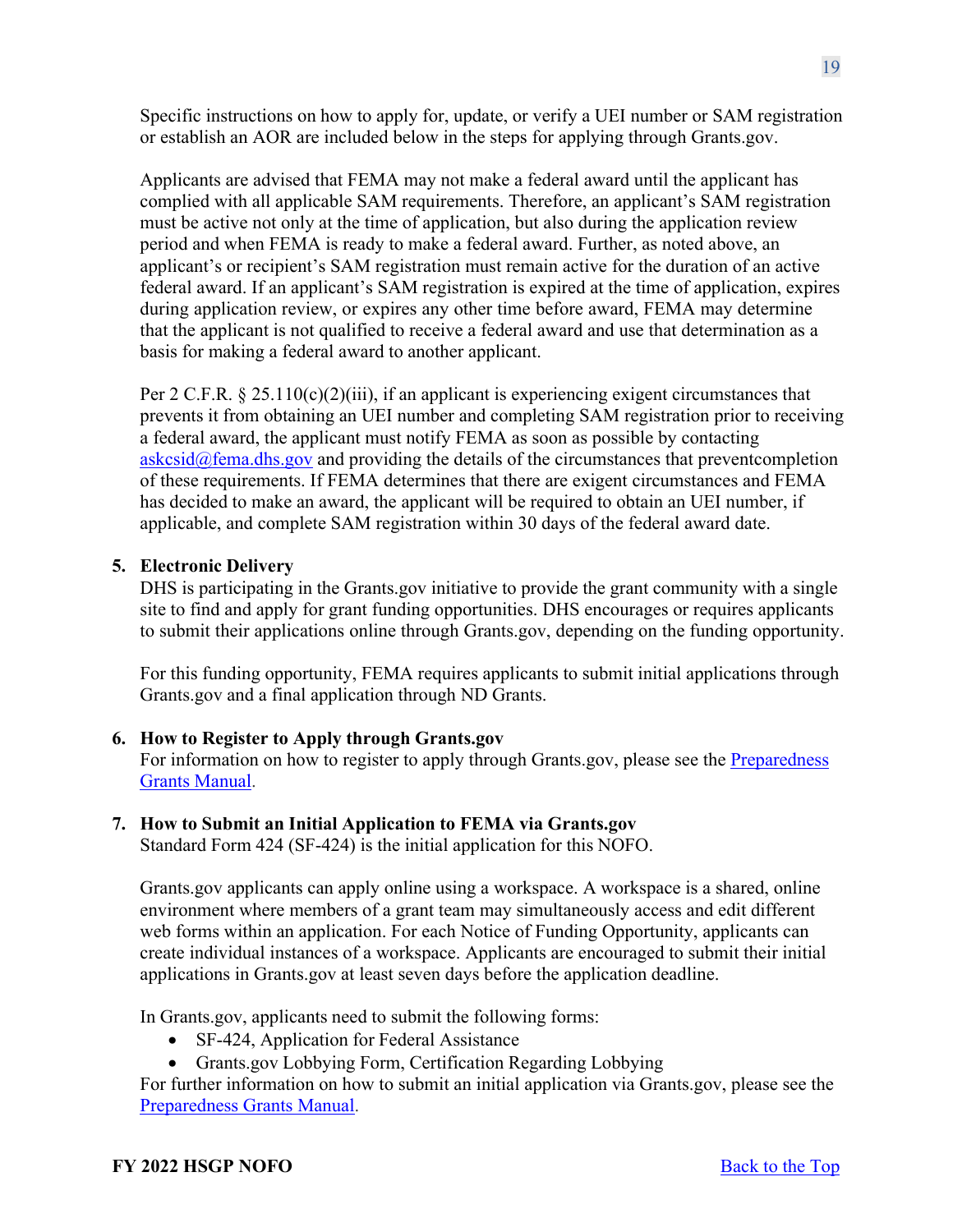Specific instructions on how to apply for, update, or verify a UEI number or SAM registration or establish an AOR are included below in the steps for applying through Grants.gov.

Applicants are advised that FEMA may not make a federal award until the applicant has complied with all applicable SAM requirements. Therefore, an applicant's SAM registration must be active not only at the time of application, but also during the application review period and when FEMA is ready to make a federal award. Further, as noted above, an applicant's or recipient's SAM registration must remain active for the duration of an active federal award. If an applicant's SAM registration is expired at the time of application, expires during application review, or expires any other time before award, FEMA may determine that the applicant is not qualified to receive a federal award and use that determination as a basis for making a federal award to another applicant.

Per 2 C.F.R. § 25.110(c)(2)(iii), if an applicant is experiencing exigent circumstances that prevents it from obtaining an UEI number and completing SAM registration prior to receiving a federal award, the applicant must notify FEMA as soon as possible by contacting askcsid@fema.dhs.gov and providing the details of the circumstances that preventcompletion of these requirements. If FEMA determines that there are exigent circumstances and FEMA has decided to make an award, the applicant will be required to obtain an UEI number, if applicable, and complete SAM registration within 30 days of the federal award date.

5. **Electronic Delivery**

DHS is participating in the Grants.gov initiative to provide the grant community with a single site to find and apply for grant funding opportunities. DHS encourages or requires applicants to submit their applications online through Grants.gov, depending on the funding opportunity.

For this funding opportunity, FEMA requires applicants to submit initial applications through Grants.gov and a final application through ND Grants.

6. **How to Register to Apply through Grants.gov**

For information on how to register to apply through Grants.gov, please see the Preparedness Grants Manual.

7. **How to Submit an Initial Application to FEMA via Grants.gov**

Standard Form 424 (SF-424) is the initial application for this NOFO.

Grants.gov applicants can apply online using a workspace. A workspace is a shared, online environment where members of a grant team may simultaneously access and edit different web forms within an application. For each Notice of Funding Opportunity, applicants can create individual instances of a workspace. Applicants are encouraged to submit their initial applications in Grants.gov at least seven days before the application deadline.

In Grants.gov, applicants need to submit the following forms:

- SF-424, Application for Federal Assistance
- Grants.gov Lobbying Form, Certification Regarding Lobbying

For further information on how to submit an initial application via Grants.gov, please see the Preparedness Grants Manual.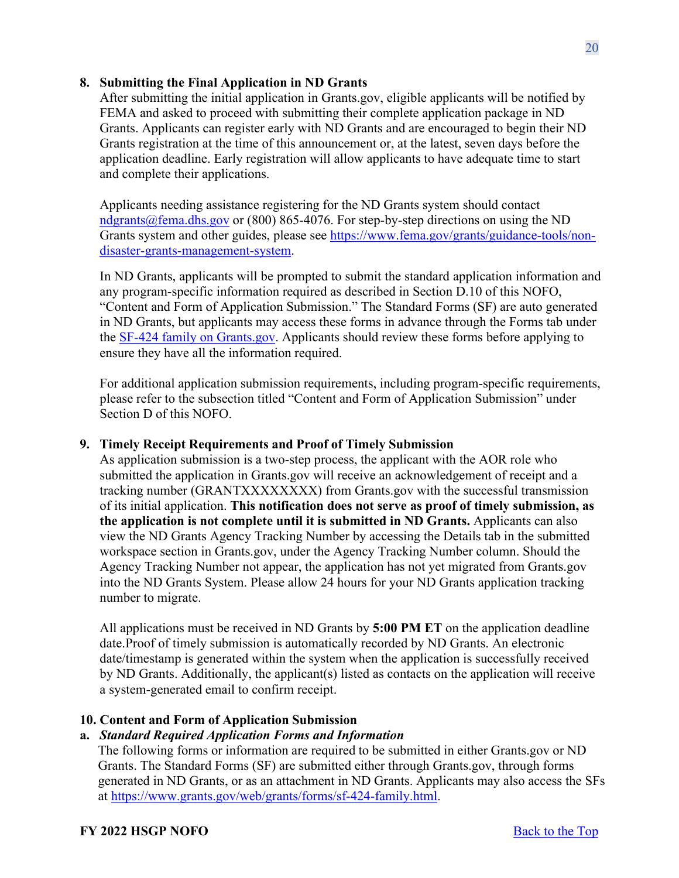**8. Submitting the Final Application in ND Grants**

After submitting the initial application in Grants.gov, eligible applicants will be notified by FEMA and asked to proceed with submitting their complete application package in ND Grants. Applicants can register early with ND Grants and are encouraged to begin their ND Grants registration at the time of this announcement or, at the latest, seven days before the application deadline. Early registration will allow applicants to have adequate time to start and complete their applications.

Applicants needing assistance registering for the ND Grants system should contact [ndgrants@fema.dhs.gov](mailto:ndgrants@fema.dhs.gov) or (800) 865-4076. For step-by-step directions on using the ND Grants system and other guides, please see [https://www.fema.gov/grants/guidance-tools/non-disaster-grants-management-system](https://www.fema.gov/grants/guidance-tools/non-disaster-grants-management-system).

In ND Grants, applicants will be prompted to submit the standard application information and any program-specific information required as described in Section D.10 of this NOFO, "Content and Form of Application Submission." The Standard Forms (SF) are auto generated in ND Grants, but applicants may access these forms in advance through the Forms tab under the SF-424 family on Grants.gov. Applicants should review these forms before applying to ensure they have all the information required.

For additional application submission requirements, including program-specific requirements, please refer to the subsection titled "Content and Form of Application Submission" under Section D of this NOFO.

**9. Timely Receipt Requirements and Proof of Timely Submission**

As application submission is a two-step process, the applicant with the AOR role who submitted the application in Grants.gov will receive an acknowledgement of receipt and a tracking number (GRANTXXXXXXXX) from Grants.gov with the successful transmission of its initial application. **This notification does not serve as proof of timely submission, as the application is not complete until it is submitted in ND Grants.** Applicants can also view the ND Grants Agency Tracking Number by accessing the Details tab in the submitted workspace section in Grants.gov, under the Agency Tracking Number column. Should the Agency Tracking Number not appear, the application has not yet migrated from Grants.gov into the ND Grants System. Please allow 24 hours for your ND Grants application tracking number to migrate.

All applications must be received in ND Grants by **5:00 PM ET** on the application deadline date.Proof of timely submission is automatically recorded by ND Grants. An electronic date/timestamp is generated within the system when the application is successfully received by ND Grants. Additionally, the applicant(s) listed as contacts on the application will receive a system-generated email to confirm receipt.

**10. Content and Form of Application Submission**

**a. *Standard Required Application Forms and Information***

The following forms or information are required to be submitted in either Grants.gov or ND Grants. The Standard Forms (SF) are submitted either through Grants.gov, through forms generated in ND Grants, or as an attachment in ND Grants. Applicants may also access the SFs at [https://www.grants.gov/web/grants/forms/sf-424-family.html](https://www.grants.gov/web/grants/forms/sf-424-family.html).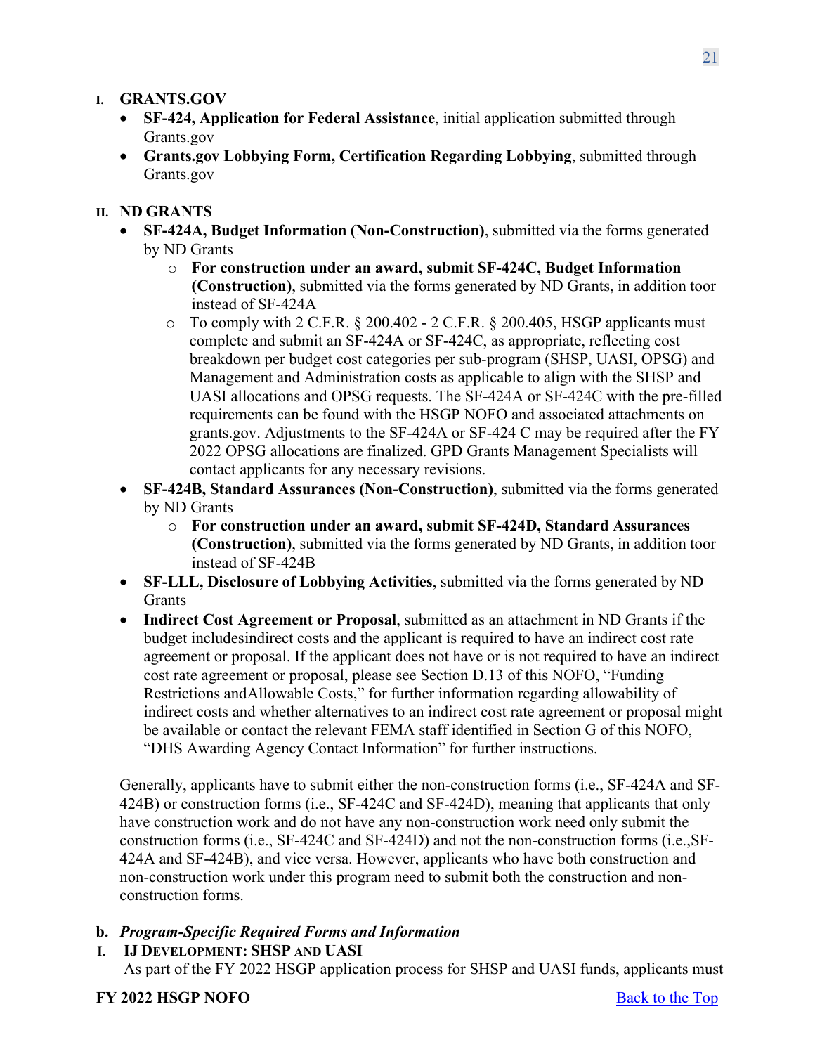I. **GRANTS.GOV**

- **SF-424, Application for Federal Assistance**, initial application submitted through Grants.gov
- **Grants.gov Lobbying Form, Certification Regarding Lobbying**, submitted through Grants.gov

II. **ND GRANTS**

- **SF-424A, Budget Information (Non-Construction)**, submitted via the forms generated by ND Grants
  - **For construction under an award, submit SF-424C, Budget Information (Construction)**, submitted via the forms generated by ND Grants, in addition toor instead of SF-424A
  - To comply with 2 C.F.R. § 200.402 - 2 C.F.R. § 200.405, HSGP applicants must complete and submit an SF-424A or SF-424C, as appropriate, reflecting cost breakdown per budget cost categories per sub-program (SHSP, UASI, OPSG) and Management and Administration costs as applicable to align with the SHSP and UASI allocations and OPSG requests. The SF-424A or SF-424C with the pre-filled requirements can be found with the HSGP NOFO and associated attachments on grants.gov. Adjustments to the SF-424A or SF-424 C may be required after the FY 2022 OPSG allocations are finalized. GPD Grants Management Specialists will contact applicants for any necessary revisions.
- **SF-424B, Standard Assurances (Non-Construction)**, submitted via the forms generated by ND Grants
  - **For construction under an award, submit SF-424D, Standard Assurances (Construction)**, submitted via the forms generated by ND Grants, in addition toor instead of SF-424B
- **SF-LLL, Disclosure of Lobbying Activities**, submitted via the forms generated by ND Grants
- **Indirect Cost Agreement or Proposal**, submitted as an attachment in ND Grants if the budget includesindirect costs and the applicant is required to have an indirect cost rate agreement or proposal. If the applicant does not have or is not required to have an indirect cost rate agreement or proposal, please see Section D.13 of this NOFO, "Funding Restrictions andAllowable Costs," for further information regarding allowability of indirect costs and whether alternatives to an indirect cost rate agreement or proposal might be available or contact the relevant FEMA staff identified in Section G of this NOFO, "DHS Awarding Agency Contact Information" for further instructions.

Generally, applicants have to submit either the non-construction forms (i.e., SF-424A and SF-424B) or construction forms (i.e., SF-424C and SF-424D), meaning that applicants that only have construction work and do not have any non-construction work need only submit the construction forms (i.e., SF-424C and SF-424D) and not the non-construction forms (i.e.,SF-424A and SF-424B), and vice versa. However, applicants who have both construction and non-construction work under this program need to submit both the construction and non-construction forms.

**b.** ***Program-Specific Required Forms and Information***

I. **IJ DEVELOPMENT: SHSP AND UASI**

As part of the FY 2022 HSGP application process for SHSP and UASI funds, applicants must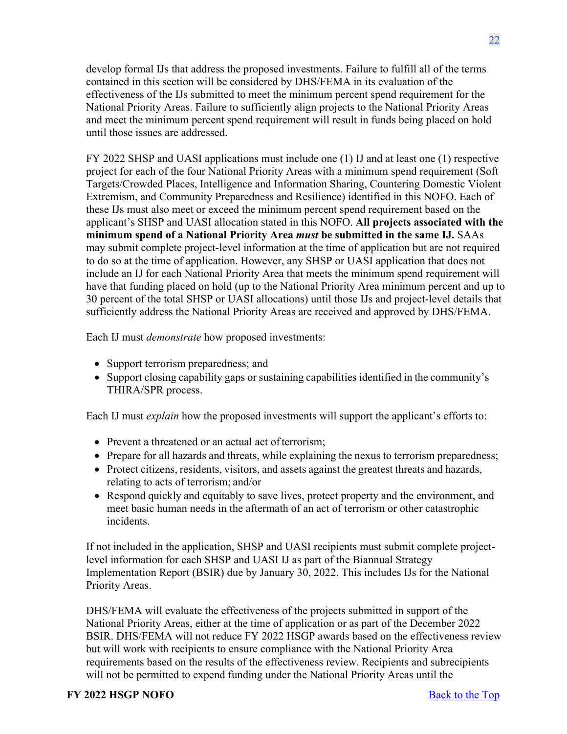develop formal IJs that address the proposed investments. Failure to fulfill all of the terms contained in this section will be considered by DHS/FEMA in its evaluation of the effectiveness of the IJs submitted to meet the minimum percent spend requirement for the National Priority Areas. Failure to sufficiently align projects to the National Priority Areas and meet the minimum percent spend requirement will result in funds being placed on hold until those issues are addressed.

FY 2022 SHSP and UASI applications must include one (1) IJ and at least one (1) respective project for each of the four National Priority Areas with a minimum spend requirement (Soft Targets/Crowded Places, Intelligence and Information Sharing, Countering Domestic Violent Extremism, and Community Preparedness and Resilience) identified in this NOFO. Each of these IJs must also meet or exceed the minimum percent spend requirement based on the applicant's SHSP and UASI allocation stated in this NOFO. **All projects associated with the minimum spend of a National Priority Area *must* be submitted in the same IJ.** SAAs may submit complete project-level information at the time of application but are not required to do so at the time of application. However, any SHSP or UASI application that does not include an IJ for each National Priority Area that meets the minimum spend requirement will have that funding placed on hold (up to the National Priority Area minimum percent and up to 30 percent of the total SHSP or UASI allocations) until those IJs and project-level details that sufficiently address the National Priority Areas are received and approved by DHS/FEMA.

Each IJ must *demonstrate* how proposed investments:

- Support terrorism preparedness; and
- Support closing capability gaps or sustaining capabilities identified in the community's THIRA/SPR process.

Each IJ must *explain* how the proposed investments will support the applicant's efforts to:

- Prevent a threatened or an actual act of terrorism;
- Prepare for all hazards and threats, while explaining the nexus to terrorism preparedness;
- Protect citizens, residents, visitors, and assets against the greatest threats and hazards, relating to acts of terrorism; and/or
- Respond quickly and equitably to save lives, protect property and the environment, and meet basic human needs in the aftermath of an act of terrorism or other catastrophic incidents.

If not included in the application, SHSP and UASI recipients must submit complete project-level information for each SHSP and UASI IJ as part of the Biannual Strategy Implementation Report (BSIR) due by January 30, 2022. This includes IJs for the National Priority Areas.

DHS/FEMA will evaluate the effectiveness of the projects submitted in support of the National Priority Areas, either at the time of application or as part of the December 2022 BSIR. DHS/FEMA will not reduce FY 2022 HSGP awards based on the effectiveness review but will work with recipients to ensure compliance with the National Priority Area requirements based on the results of the effectiveness review. Recipients and subrecipients will not be permitted to expend funding under the National Priority Areas until the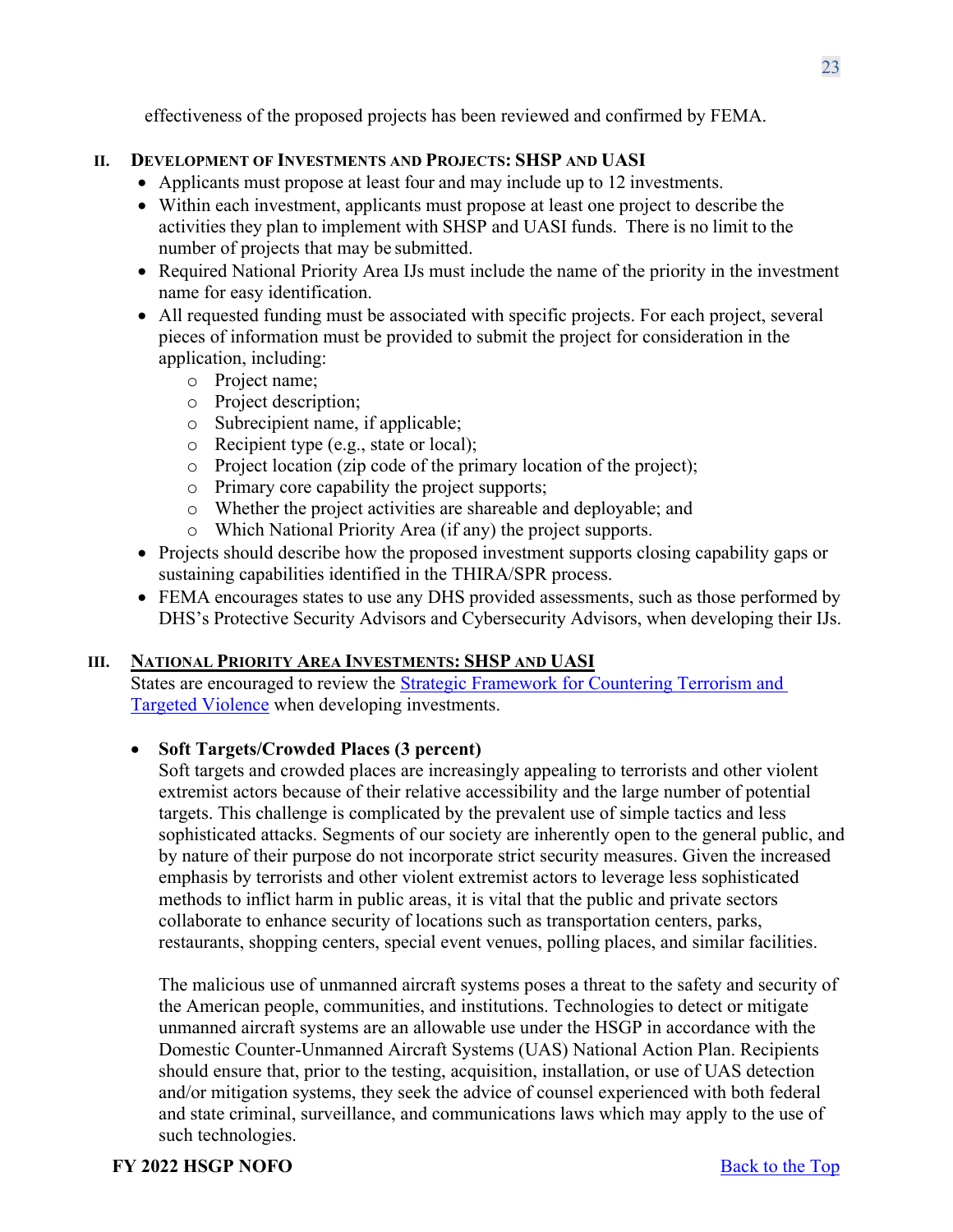effectiveness of the proposed projects has been reviewed and confirmed by FEMA.

## II. Development of Investments and Projects: SHSP and UASI

- Applicants must propose at least four and may include up to 12 investments.
- Within each investment, applicants must propose at least one project to describe the activities they plan to implement with SHSP and UASI funds. There is no limit to the number of projects that may be submitted.
- Required National Priority Area IJs must include the name of the priority in the investment name for easy identification.
- All requested funding must be associated with specific projects. For each project, several pieces of information must be provided to submit the project for consideration in the application, including:
  - Project name;
  - Project description;
  - Subrecipient name, if applicable;
  - Recipient type (e.g., state or local);
  - Project location (zip code of the primary location of the project);
  - Primary core capability the project supports;
  - Whether the project activities are shareable and deployable; and
  - Which National Priority Area (if any) the project supports.
- Projects should describe how the proposed investment supports closing capability gaps or sustaining capabilities identified in the THIRA/SPR process.
- FEMA encourages states to use any DHS provided assessments, such as those performed by DHS's Protective Security Advisors and Cybersecurity Advisors, when developing their IJs.

## III. National Priority Area Investments: SHSP and UASI

States are encouraged to review the [Strategic Framework for Countering Terrorism and Targeted Violence]() when developing investments.

- **Soft Targets/Crowded Places (3 percent)**

  Soft targets and crowded places are increasingly appealing to terrorists and other violent extremist actors because of their relative accessibility and the large number of potential targets. This challenge is complicated by the prevalent use of simple tactics and less sophisticated attacks. Segments of our society are inherently open to the general public, and by nature of their purpose do not incorporate strict security measures. Given the increased emphasis by terrorists and other violent extremist actors to leverage less sophisticated methods to inflict harm in public areas, it is vital that the public and private sectors collaborate to enhance security of locations such as transportation centers, parks, restaurants, shopping centers, special event venues, polling places, and similar facilities.

  The malicious use of unmanned aircraft systems poses a threat to the safety and security of the American people, communities, and institutions. Technologies to detect or mitigate unmanned aircraft systems are an allowable use under the HSGP in accordance with the Domestic Counter-Unmanned Aircraft Systems (UAS) National Action Plan. Recipients should ensure that, prior to the testing, acquisition, installation, or use of UAS detection and/or mitigation systems, they seek the advice of counsel experienced with both federal and state criminal, surveillance, and communications laws which may apply to the use of such technologies.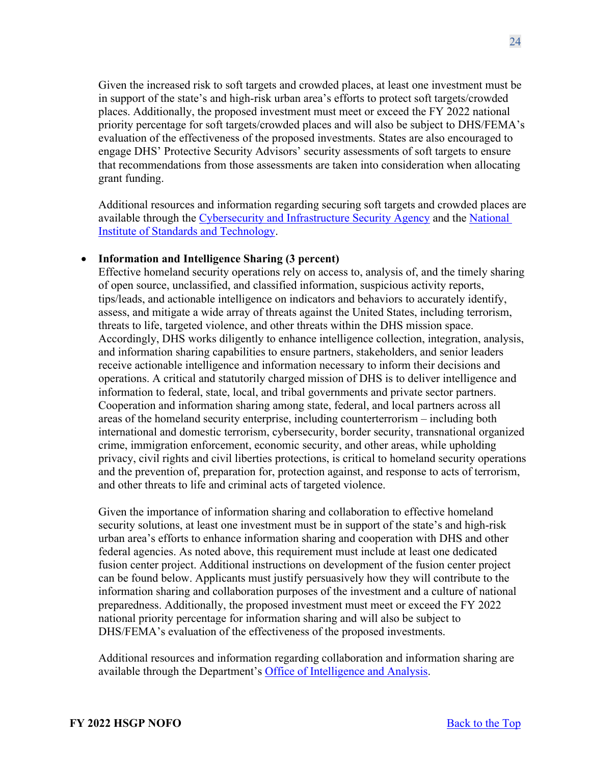Given the increased risk to soft targets and crowded places, at least one investment must be in support of the state's and high-risk urban area's efforts to protect soft targets/crowded places. Additionally, the proposed investment must meet or exceed the FY 2022 national priority percentage for soft targets/crowded places and will also be subject to DHS/FEMA's evaluation of the effectiveness of the proposed investments. States are also encouraged to engage DHS' Protective Security Advisors' security assessments of soft targets to ensure that recommendations from those assessments are taken into consideration when allocating grant funding.

Additional resources and information regarding securing soft targets and crowded places are available through the Cybersecurity and Infrastructure Security Agency and the National Institute of Standards and Technology.

- **Information and Intelligence Sharing (3 percent)**
  Effective homeland security operations rely on access to, analysis of, and the timely sharing of open source, unclassified, and classified information, suspicious activity reports, tips/leads, and actionable intelligence on indicators and behaviors to accurately identify, assess, and mitigate a wide array of threats against the United States, including terrorism, threats to life, targeted violence, and other threats within the DHS mission space. Accordingly, DHS works diligently to enhance intelligence collection, integration, analysis, and information sharing capabilities to ensure partners, stakeholders, and senior leaders receive actionable intelligence and information necessary to inform their decisions and operations. A critical and statutorily charged mission of DHS is to deliver intelligence and information to federal, state, local, and tribal governments and private sector partners. Cooperation and information sharing among state, federal, and local partners across all areas of the homeland security enterprise, including counterterrorism – including both international and domestic terrorism, cybersecurity, border security, transnational organized crime, immigration enforcement, economic security, and other areas, while upholding privacy, civil rights and civil liberties protections, is critical to homeland security operations and the prevention of, preparation for, protection against, and response to acts of terrorism, and other threats to life and criminal acts of targeted violence.

  Given the importance of information sharing and collaboration to effective homeland security solutions, at least one investment must be in support of the state's and high-risk urban area's efforts to enhance information sharing and cooperation with DHS and other federal agencies. As noted above, this requirement must include at least one dedicated fusion center project. Additional instructions on development of the fusion center project can be found below. Applicants must justify persuasively how they will contribute to the information sharing and collaboration purposes of the investment and a culture of national preparedness. Additionally, the proposed investment must meet or exceed the FY 2022 national priority percentage for information sharing and will also be subject to DHS/FEMA's evaluation of the effectiveness of the proposed investments.

  Additional resources and information regarding collaboration and information sharing are available through the Department's Office of Intelligence and Analysis.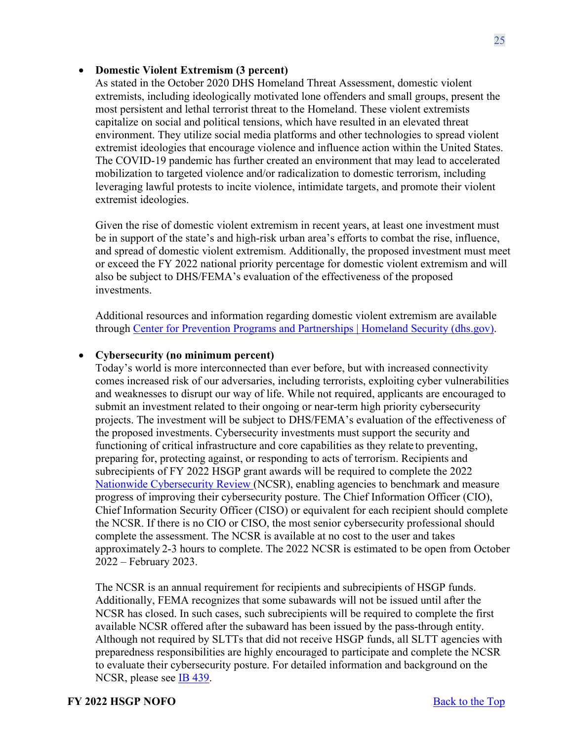- **Domestic Violent Extremism (3 percent)**
  As stated in the October 2020 DHS Homeland Threat Assessment, domestic violent extremists, including ideologically motivated lone offenders and small groups, present the most persistent and lethal terrorist threat to the Homeland. These violent extremists capitalize on social and political tensions, which have resulted in an elevated threat environment. They utilize social media platforms and other technologies to spread violent extremist ideologies that encourage violence and influence action within the United States. The COVID-19 pandemic has further created an environment that may lead to accelerated mobilization to targeted violence and/or radicalization to domestic terrorism, including leveraging lawful protests to incite violence, intimidate targets, and promote their violent extremist ideologies.

  Given the rise of domestic violent extremism in recent years, at least one investment must be in support of the state's and high-risk urban area's efforts to combat the rise, influence, and spread of domestic violent extremism. Additionally, the proposed investment must meet or exceed the FY 2022 national priority percentage for domestic violent extremism and will also be subject to DHS/FEMA's evaluation of the effectiveness of the proposed investments.

  Additional resources and information regarding domestic violent extremism are available through [Center for Prevention Programs and Partnerships | Homeland Security (dhs.gov)](#).

- **Cybersecurity (no minimum percent)**
  Today's world is more interconnected than ever before, but with increased connectivity comes increased risk of our adversaries, including terrorists, exploiting cyber vulnerabilities and weaknesses to disrupt our way of life. While not required, applicants are encouraged to submit an investment related to their ongoing or near-term high priority cybersecurity projects. The investment will be subject to DHS/FEMA's evaluation of the effectiveness of the proposed investments. Cybersecurity investments must support the security and functioning of critical infrastructure and core capabilities as they relate to preventing, preparing for, protecting against, or responding to acts of terrorism. Recipients and subrecipients of FY 2022 HSGP grant awards will be required to complete the 2022 [Nationwide Cybersecurity Review](#) (NCSR), enabling agencies to benchmark and measure progress of improving their cybersecurity posture. The Chief Information Officer (CIO), Chief Information Security Officer (CISO) or equivalent for each recipient should complete the NCSR. If there is no CIO or CISO, the most senior cybersecurity professional should complete the assessment. The NCSR is available at no cost to the user and takes approximately 2-3 hours to complete. The 2022 NCSR is estimated to be open from October 2022 – February 2023.

  The NCSR is an annual requirement for recipients and subrecipients of HSGP funds. Additionally, FEMA recognizes that some subawards will not be issued until after the NCSR has closed. In such cases, such subrecipients will be required to complete the first available NCSR offered after the subaward has been issued by the pass-through entity. Although not required by SLTTs that did not receive HSGP funds, all SLTT agencies with preparedness responsibilities are highly encouraged to participate and complete the NCSR to evaluate their cybersecurity posture. For detailed information and background on the NCSR, please see [IB 439](#).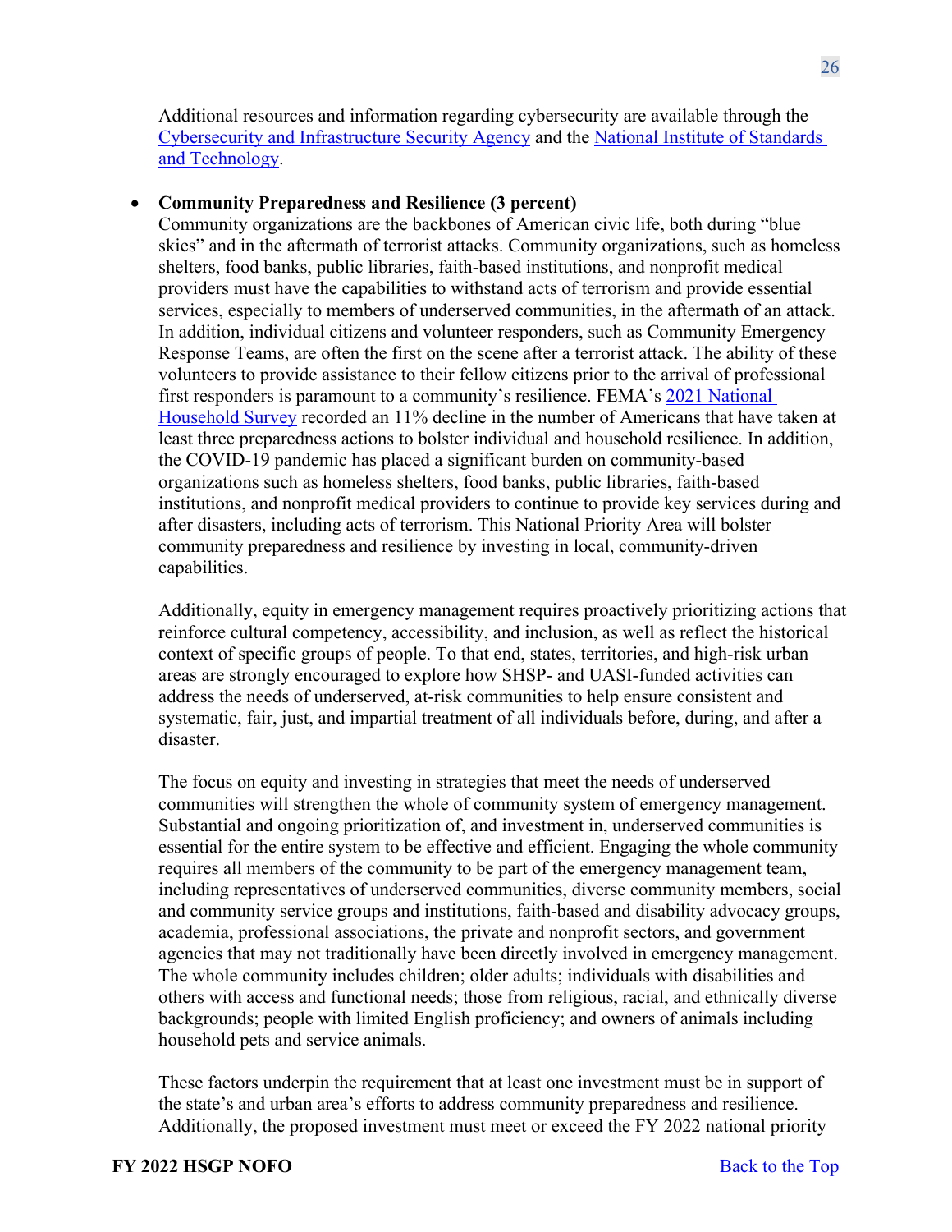Additional resources and information regarding cybersecurity are available through the [Cybersecurity and Infrastructure Security Agency](#) and the [National Institute of Standards and Technology](#).

- **Community Preparedness and Resilience (3 percent)**
  Community organizations are the backbones of American civic life, both during "blue skies" and in the aftermath of terrorist attacks. Community organizations, such as homeless shelters, food banks, public libraries, faith-based institutions, and nonprofit medical providers must have the capabilities to withstand acts of terrorism and provide essential services, especially to members of underserved communities, in the aftermath of an attack. In addition, individual citizens and volunteer responders, such as Community Emergency Response Teams, are often the first on the scene after a terrorist attack. The ability of these volunteers to provide assistance to their fellow citizens prior to the arrival of professional first responders is paramount to a community's resilience. FEMA's [2021 National Household Survey](#) recorded an 11% decline in the number of Americans that have taken at least three preparedness actions to bolster individual and household resilience. In addition, the COVID-19 pandemic has placed a significant burden on community-based organizations such as homeless shelters, food banks, public libraries, faith-based institutions, and nonprofit medical providers to continue to provide key services during and after disasters, including acts of terrorism. This National Priority Area will bolster community preparedness and resilience by investing in local, community-driven capabilities.

  Additionally, equity in emergency management requires proactively prioritizing actions that reinforce cultural competency, accessibility, and inclusion, as well as reflect the historical context of specific groups of people. To that end, states, territories, and high-risk urban areas are strongly encouraged to explore how SHSP- and UASI-funded activities can address the needs of underserved, at-risk communities to help ensure consistent and systematic, fair, just, and impartial treatment of all individuals before, during, and after a disaster.

  The focus on equity and investing in strategies that meet the needs of underserved communities will strengthen the whole of community system of emergency management. Substantial and ongoing prioritization of, and investment in, underserved communities is essential for the entire system to be effective and efficient. Engaging the whole community requires all members of the community to be part of the emergency management team, including representatives of underserved communities, diverse community members, social and community service groups and institutions, faith-based and disability advocacy groups, academia, professional associations, the private and nonprofit sectors, and government agencies that may not traditionally have been directly involved in emergency management. The whole community includes children; older adults; individuals with disabilities and others with access and functional needs; those from religious, racial, and ethnically diverse backgrounds; people with limited English proficiency; and owners of animals including household pets and service animals.

  These factors underpin the requirement that at least one investment must be in support of the state's and urban area's efforts to address community preparedness and resilience. Additionally, the proposed investment must meet or exceed the FY 2022 national priority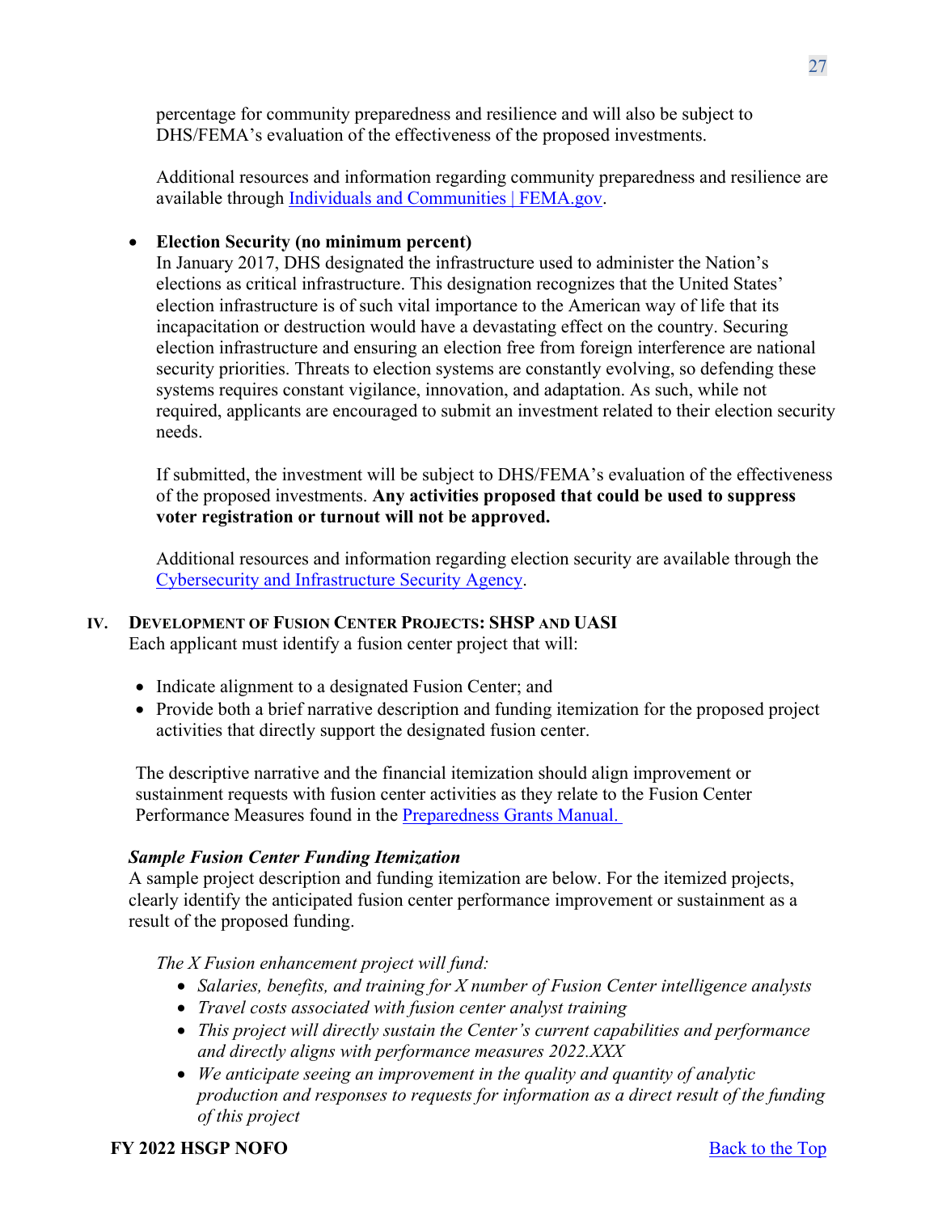percentage for community preparedness and resilience and will also be subject to DHS/FEMA's evaluation of the effectiveness of the proposed investments.

Additional resources and information regarding community preparedness and resilience are available through [Individuals and Communities | FEMA.gov](#).

- **Election Security (no minimum percent)**
  In January 2017, DHS designated the infrastructure used to administer the Nation's elections as critical infrastructure. This designation recognizes that the United States' election infrastructure is of such vital importance to the American way of life that its incapacitation or destruction would have a devastating effect on the country. Securing election infrastructure and ensuring an election free from foreign interference are national security priorities. Threats to election systems are constantly evolving, so defending these systems requires constant vigilance, innovation, and adaptation. As such, while not required, applicants are encouraged to submit an investment related to their election security needs.

  If submitted, the investment will be subject to DHS/FEMA's evaluation of the effectiveness of the proposed investments. **Any activities proposed that could be used to suppress voter registration or turnout will not be approved.**

  Additional resources and information regarding election security are available through the [Cybersecurity and Infrastructure Security Agency](#).

## IV. Development of Fusion Center Projects: SHSP and UASI

Each applicant must identify a fusion center project that will:

- Indicate alignment to a designated Fusion Center; and
- Provide both a brief narrative description and funding itemization for the proposed project activities that directly support the designated fusion center.

The descriptive narrative and the financial itemization should align improvement or sustainment requests with fusion center activities as they relate to the Fusion Center Performance Measures found in the [Preparedness Grants Manual.](#)

### *Sample Fusion Center Funding Itemization*

A sample project description and funding itemization are below. For the itemized projects, clearly identify the anticipated fusion center performance improvement or sustainment as a result of the proposed funding.

*The X Fusion enhancement project will fund:*

- *Salaries, benefits, and training for X number of Fusion Center intelligence analysts*
- *Travel costs associated with fusion center analyst training*
- *This project will directly sustain the Center's current capabilities and performance and directly aligns with performance measures 2022.XXX*
- *We anticipate seeing an improvement in the quality and quantity of analytic production and responses to requests for information as a direct result of the funding of this project*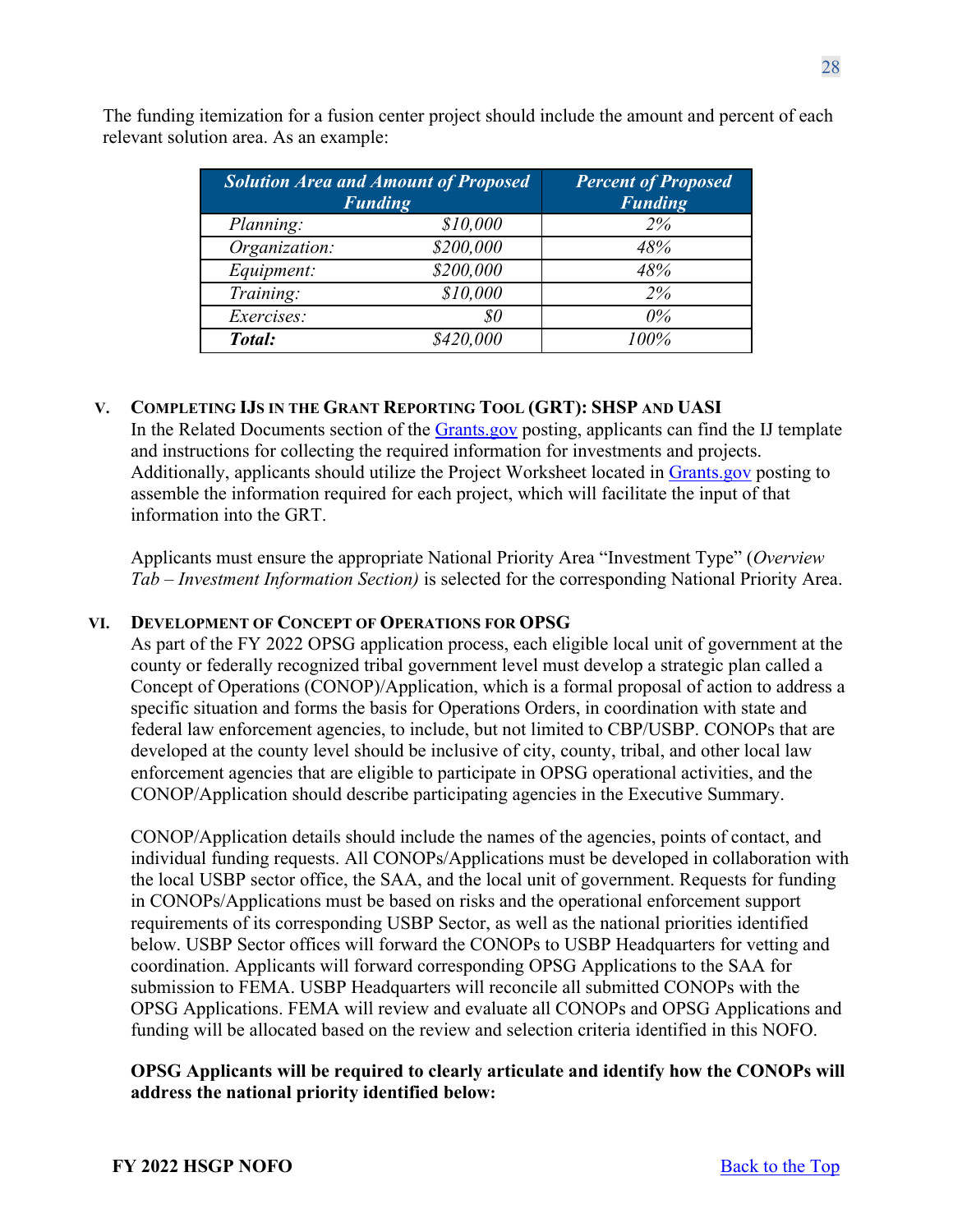The funding itemization for a fusion center project should include the amount and percent of each relevant solution area. As an example:

| *Solution Area and Amount of Proposed Funding* | | *Percent of Proposed Funding* |
|---|---|---|
| *Planning:* | *$10,000* | *2%* |
| *Organization:* | *$200,000* | *48%* |
| *Equipment:* | *$200,000* | *48%* |
| *Training:* | *$10,000* | *2%* |
| *Exercises:* | *$0* | *0%* |
| ***Total:*** | *$420,000* | *100%* |

## V. COMPLETING IJS IN THE GRANT REPORTING TOOL (GRT): SHSP AND UASI

In the Related Documents section of the Grants.gov posting, applicants can find the IJ template and instructions for collecting the required information for investments and projects. Additionally, applicants should utilize the Project Worksheet located in Grants.gov posting to assemble the information required for each project, which will facilitate the input of that information into the GRT.

Applicants must ensure the appropriate National Priority Area "Investment Type" (*Overview Tab – Investment Information Section)* is selected for the corresponding National Priority Area.

## VI. DEVELOPMENT OF CONCEPT OF OPERATIONS FOR OPSG

As part of the FY 2022 OPSG application process, each eligible local unit of government at the county or federally recognized tribal government level must develop a strategic plan called a Concept of Operations (CONOP)/Application, which is a formal proposal of action to address a specific situation and forms the basis for Operations Orders, in coordination with state and federal law enforcement agencies, to include, but not limited to CBP/USBP. CONOPs that are developed at the county level should be inclusive of city, county, tribal, and other local law enforcement agencies that are eligible to participate in OPSG operational activities, and the CONOP/Application should describe participating agencies in the Executive Summary.

CONOP/Application details should include the names of the agencies, points of contact, and individual funding requests. All CONOPs/Applications must be developed in collaboration with the local USBP sector office, the SAA, and the local unit of government. Requests for funding in CONOPs/Applications must be based on risks and the operational enforcement support requirements of its corresponding USBP Sector, as well as the national priorities identified below. USBP Sector offices will forward the CONOPs to USBP Headquarters for vetting and coordination. Applicants will forward corresponding OPSG Applications to the SAA for submission to FEMA. USBP Headquarters will reconcile all submitted CONOPs with the OPSG Applications. FEMA will review and evaluate all CONOPs and OPSG Applications and funding will be allocated based on the review and selection criteria identified in this NOFO.

**OPSG Applicants will be required to clearly articulate and identify how the CONOPs will address the national priority identified below:**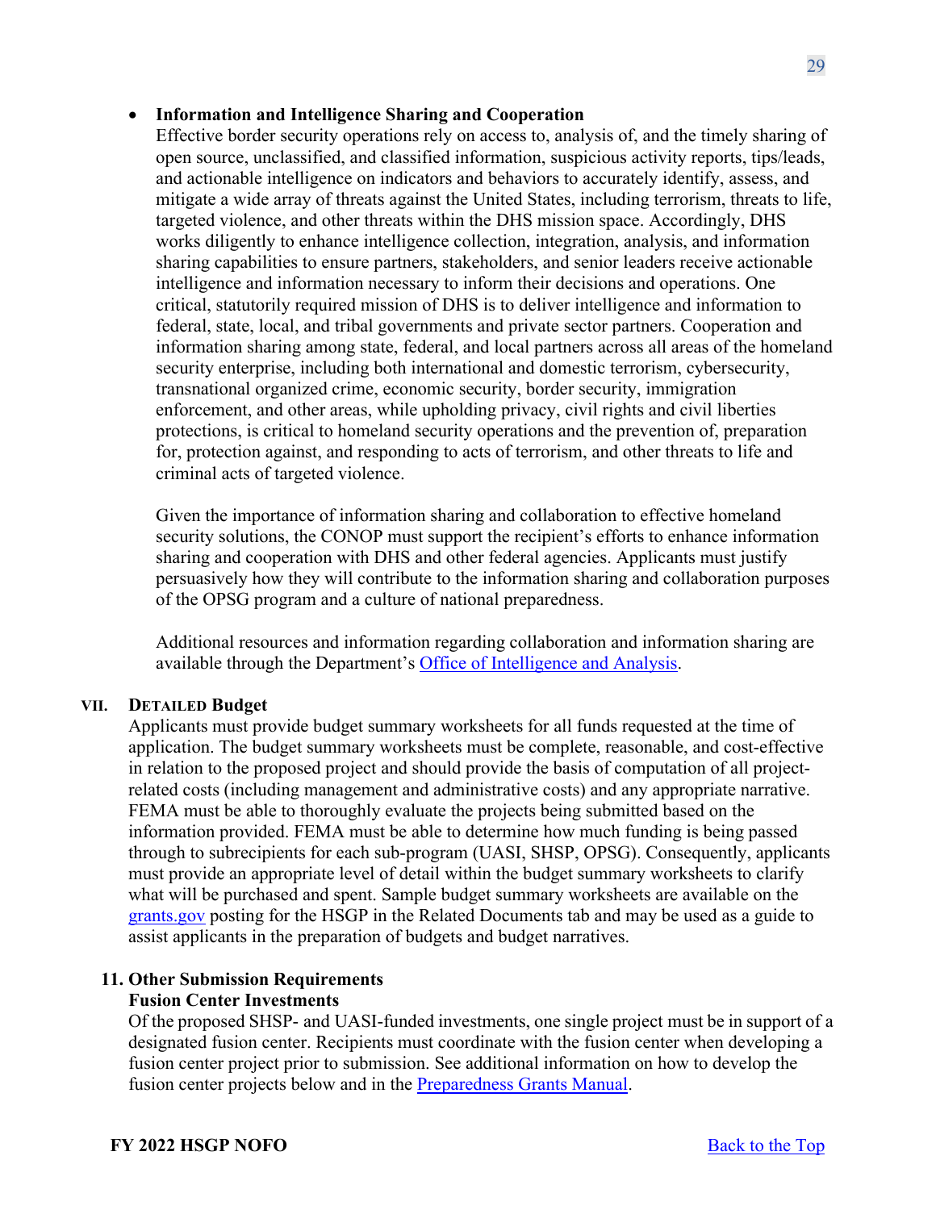- **Information and Intelligence Sharing and Cooperation**

  Effective border security operations rely on access to, analysis of, and the timely sharing of open source, unclassified, and classified information, suspicious activity reports, tips/leads, and actionable intelligence on indicators and behaviors to accurately identify, assess, and mitigate a wide array of threats against the United States, including terrorism, threats to life, targeted violence, and other threats within the DHS mission space. Accordingly, DHS works diligently to enhance intelligence collection, integration, analysis, and information sharing capabilities to ensure partners, stakeholders, and senior leaders receive actionable intelligence and information necessary to inform their decisions and operations. One critical, statutorily required mission of DHS is to deliver intelligence and information to federal, state, local, and tribal governments and private sector partners. Cooperation and information sharing among state, federal, and local partners across all areas of the homeland security enterprise, including both international and domestic terrorism, cybersecurity, transnational organized crime, economic security, border security, immigration enforcement, and other areas, while upholding privacy, civil rights and civil liberties protections, is critical to homeland security operations and the prevention of, preparation for, protection against, and responding to acts of terrorism, and other threats to life and criminal acts of targeted violence.

  Given the importance of information sharing and collaboration to effective homeland security solutions, the CONOP must support the recipient's efforts to enhance information sharing and cooperation with DHS and other federal agencies. Applicants must justify persuasively how they will contribute to the information sharing and collaboration purposes of the OPSG program and a culture of national preparedness.

  Additional resources and information regarding collaboration and information sharing are available through the Department's Office of Intelligence and Analysis.

### VII. DETAILED Budget

Applicants must provide budget summary worksheets for all funds requested at the time of application. The budget summary worksheets must be complete, reasonable, and cost-effective in relation to the proposed project and should provide the basis of computation of all project-related costs (including management and administrative costs) and any appropriate narrative. FEMA must be able to thoroughly evaluate the projects being submitted based on the information provided. FEMA must be able to determine how much funding is being passed through to subrecipients for each sub-program (UASI, SHSP, OPSG). Consequently, applicants must provide an appropriate level of detail within the budget summary worksheets to clarify what will be purchased and spent. Sample budget summary worksheets are available on the grants.gov posting for the HSGP in the Related Documents tab and may be used as a guide to assist applicants in the preparation of budgets and budget narratives.

### 11. Other Submission Requirements

**Fusion Center Investments**

Of the proposed SHSP- and UASI-funded investments, one single project must be in support of a designated fusion center. Recipients must coordinate with the fusion center when developing a fusion center project prior to submission. See additional information on how to develop the fusion center projects below and in the Preparedness Grants Manual.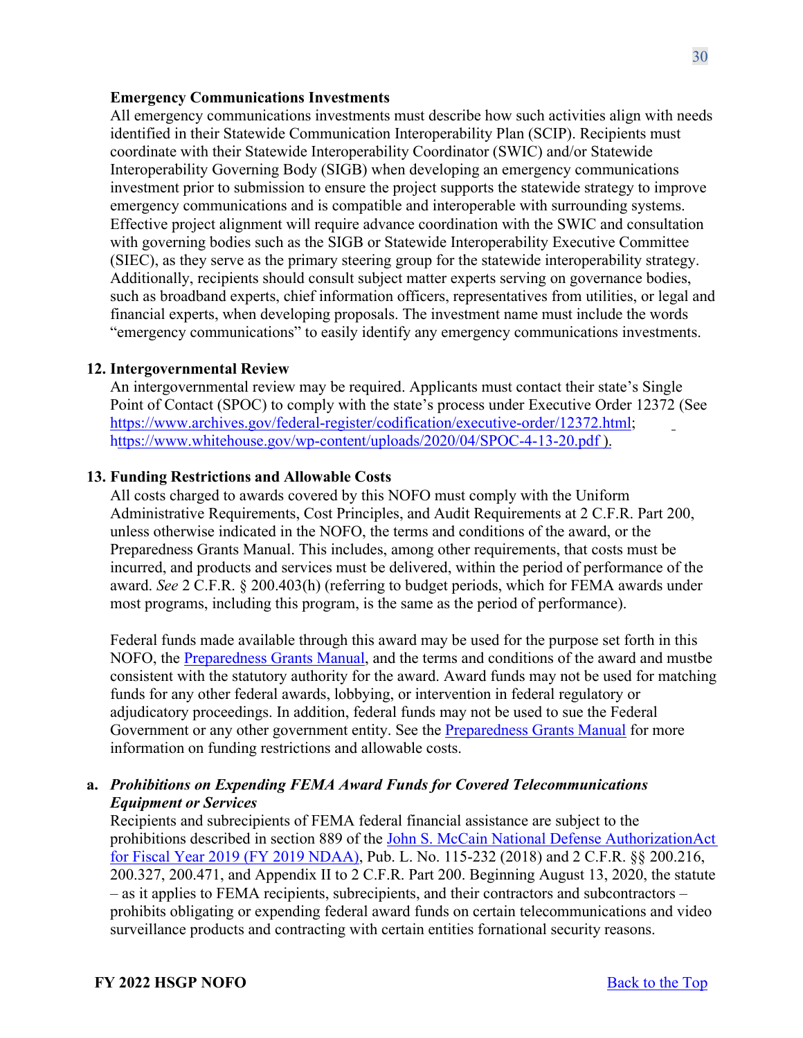**Emergency Communications Investments**

All emergency communications investments must describe how such activities align with needs identified in their Statewide Communication Interoperability Plan (SCIP). Recipients must coordinate with their Statewide Interoperability Coordinator (SWIC) and/or Statewide Interoperability Governing Body (SIGB) when developing an emergency communications investment prior to submission to ensure the project supports the statewide strategy to improve emergency communications and is compatible and interoperable with surrounding systems. Effective project alignment will require advance coordination with the SWIC and consultation with governing bodies such as the SIGB or Statewide Interoperability Executive Committee (SIEC), as they serve as the primary steering group for the statewide interoperability strategy. Additionally, recipients should consult subject matter experts serving on governance bodies, such as broadband experts, chief information officers, representatives from utilities, or legal and financial experts, when developing proposals. The investment name must include the words "emergency communications" to easily identify any emergency communications investments.

**12. Intergovernmental Review**

An intergovernmental review may be required. Applicants must contact their state's Single Point of Contact (SPOC) to comply with the state's process under Executive Order 12372 (See https://www.archives.gov/federal-register/codification/executive-order/12372.html; https://www.whitehouse.gov/wp-content/uploads/2020/04/SPOC-4-13-20.pdf ).

**13. Funding Restrictions and Allowable Costs**

All costs charged to awards covered by this NOFO must comply with the Uniform Administrative Requirements, Cost Principles, and Audit Requirements at 2 C.F.R. Part 200, unless otherwise indicated in the NOFO, the terms and conditions of the award, or the Preparedness Grants Manual. This includes, among other requirements, that costs must be incurred, and products and services must be delivered, within the period of performance of the award. *See* 2 C.F.R. § 200.403(h) (referring to budget periods, which for FEMA awards under most programs, including this program, is the same as the period of performance).

Federal funds made available through this award may be used for the purpose set forth in this NOFO, the Preparedness Grants Manual, and the terms and conditions of the award and mustbe consistent with the statutory authority for the award. Award funds may not be used for matching funds for any other federal awards, lobbying, or intervention in federal regulatory or adjudicatory proceedings. In addition, federal funds may not be used to sue the Federal Government or any other government entity. See the Preparedness Grants Manual for more information on funding restrictions and allowable costs.

**a. *Prohibitions on Expending FEMA Award Funds for Covered Telecommunications Equipment or Services***

Recipients and subrecipients of FEMA federal financial assistance are subject to the prohibitions described in section 889 of the John S. McCain National Defense AuthorizationAct for Fiscal Year 2019 (FY 2019 NDAA), Pub. L. No. 115-232 (2018) and 2 C.F.R. §§ 200.216, 200.327, 200.471, and Appendix II to 2 C.F.R. Part 200. Beginning August 13, 2020, the statute – as it applies to FEMA recipients, subrecipients, and their contractors and subcontractors – prohibits obligating or expending federal award funds on certain telecommunications and video surveillance products and contracting with certain entities fornational security reasons.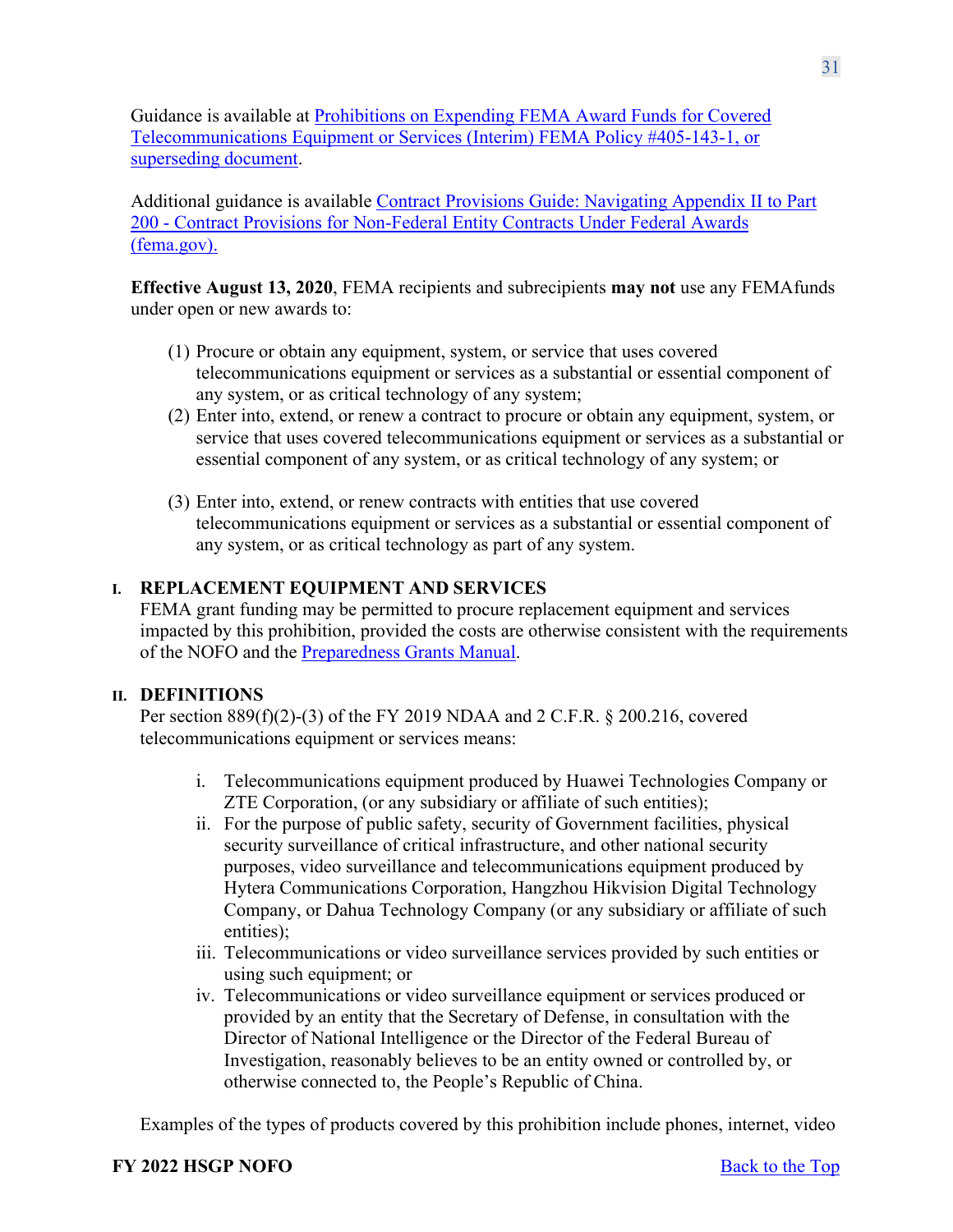Guidance is available at [Prohibitions on Expending FEMA Award Funds for Covered Telecommunications Equipment or Services (Interim) FEMA Policy #405-143-1, or superseding document](#).

Additional guidance is available [Contract Provisions Guide: Navigating Appendix II to Part 200 - Contract Provisions for Non-Federal Entity Contracts Under Federal Awards (fema.gov).](#)

**Effective August 13, 2020**, FEMA recipients and subrecipients **may not** use any FEMAfunds under open or new awards to:

(1) Procure or obtain any equipment, system, or service that uses covered telecommunications equipment or services as a substantial or essential component of any system, or as critical technology of any system;
(2) Enter into, extend, or renew a contract to procure or obtain any equipment, system, or service that uses covered telecommunications equipment or services as a substantial or essential component of any system, or as critical technology of any system; or
(3) Enter into, extend, or renew contracts with entities that use covered telecommunications equipment or services as a substantial or essential component of any system, or as critical technology as part of any system.

## I. REPLACEMENT EQUIPMENT AND SERVICES

FEMA grant funding may be permitted to procure replacement equipment and services impacted by this prohibition, provided the costs are otherwise consistent with the requirements of the NOFO and the [Preparedness Grants Manual](#).

## II. DEFINITIONS

Per section 889(f)(2)-(3) of the FY 2019 NDAA and 2 C.F.R. § 200.216, covered telecommunications equipment or services means:

i. Telecommunications equipment produced by Huawei Technologies Company or ZTE Corporation, (or any subsidiary or affiliate of such entities);
ii. For the purpose of public safety, security of Government facilities, physical security surveillance of critical infrastructure, and other national security purposes, video surveillance and telecommunications equipment produced by Hytera Communications Corporation, Hangzhou Hikvision Digital Technology Company, or Dahua Technology Company (or any subsidiary or affiliate of such entities);
iii. Telecommunications or video surveillance services provided by such entities or using such equipment; or
iv. Telecommunications or video surveillance equipment or services produced or provided by an entity that the Secretary of Defense, in consultation with the Director of National Intelligence or the Director of the Federal Bureau of Investigation, reasonably believes to be an entity owned or controlled by, or otherwise connected to, the People's Republic of China.

Examples of the types of products covered by this prohibition include phones, internet, video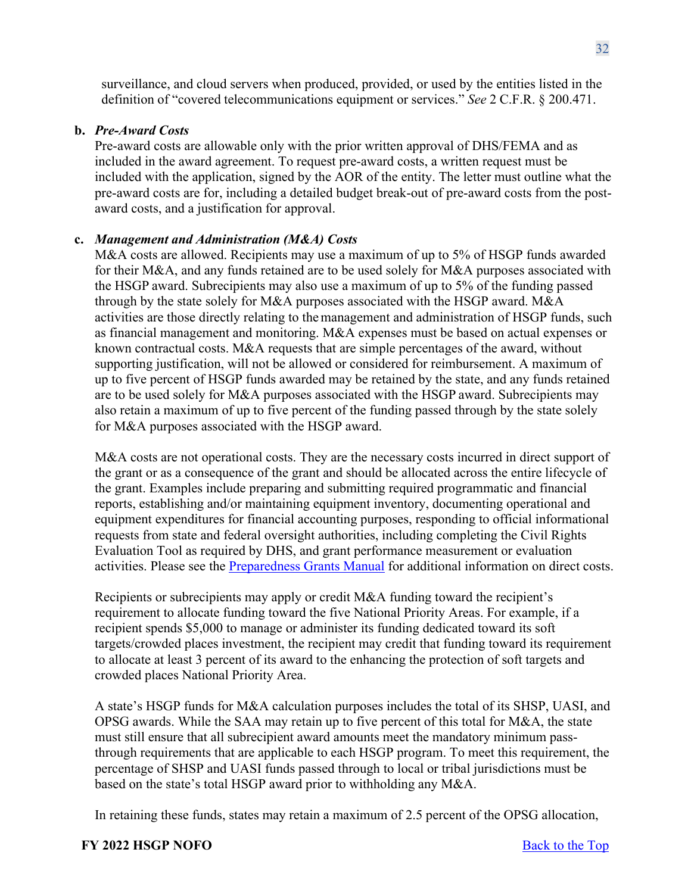surveillance, and cloud servers when produced, provided, or used by the entities listed in the definition of "covered telecommunications equipment or services." *See* 2 C.F.R. § 200.471.

**b. *Pre-Award Costs***

Pre-award costs are allowable only with the prior written approval of DHS/FEMA and as included in the award agreement. To request pre-award costs, a written request must be included with the application, signed by the AOR of the entity. The letter must outline what the pre-award costs are for, including a detailed budget break-out of pre-award costs from the post-award costs, and a justification for approval.

**c. *Management and Administration (M&A) Costs***

M&A costs are allowed. Recipients may use a maximum of up to 5% of HSGP funds awarded for their M&A, and any funds retained are to be used solely for M&A purposes associated with the HSGP award. Subrecipients may also use a maximum of up to 5% of the funding passed through by the state solely for M&A purposes associated with the HSGP award. M&A activities are those directly relating to the management and administration of HSGP funds, such as financial management and monitoring. M&A expenses must be based on actual expenses or known contractual costs. M&A requests that are simple percentages of the award, without supporting justification, will not be allowed or considered for reimbursement. A maximum of up to five percent of HSGP funds awarded may be retained by the state, and any funds retained are to be used solely for M&A purposes associated with the HSGP award. Subrecipients may also retain a maximum of up to five percent of the funding passed through by the state solely for M&A purposes associated with the HSGP award.

M&A costs are not operational costs. They are the necessary costs incurred in direct support of the grant or as a consequence of the grant and should be allocated across the entire lifecycle of the grant. Examples include preparing and submitting required programmatic and financial reports, establishing and/or maintaining equipment inventory, documenting operational and equipment expenditures for financial accounting purposes, responding to official informational requests from state and federal oversight authorities, including completing the Civil Rights Evaluation Tool as required by DHS, and grant performance measurement or evaluation activities. Please see the Preparedness Grants Manual for additional information on direct costs.

Recipients or subrecipients may apply or credit M&A funding toward the recipient's requirement to allocate funding toward the five National Priority Areas. For example, if a recipient spends $5,000 to manage or administer its funding dedicated toward its soft targets/crowded places investment, the recipient may credit that funding toward its requirement to allocate at least 3 percent of its award to the enhancing the protection of soft targets and crowded places National Priority Area.

A state's HSGP funds for M&A calculation purposes includes the total of its SHSP, UASI, and OPSG awards. While the SAA may retain up to five percent of this total for M&A, the state must still ensure that all subrecipient award amounts meet the mandatory minimum pass-through requirements that are applicable to each HSGP program. To meet this requirement, the percentage of SHSP and UASI funds passed through to local or tribal jurisdictions must be based on the state's total HSGP award prior to withholding any M&A.

In retaining these funds, states may retain a maximum of 2.5 percent of the OPSG allocation,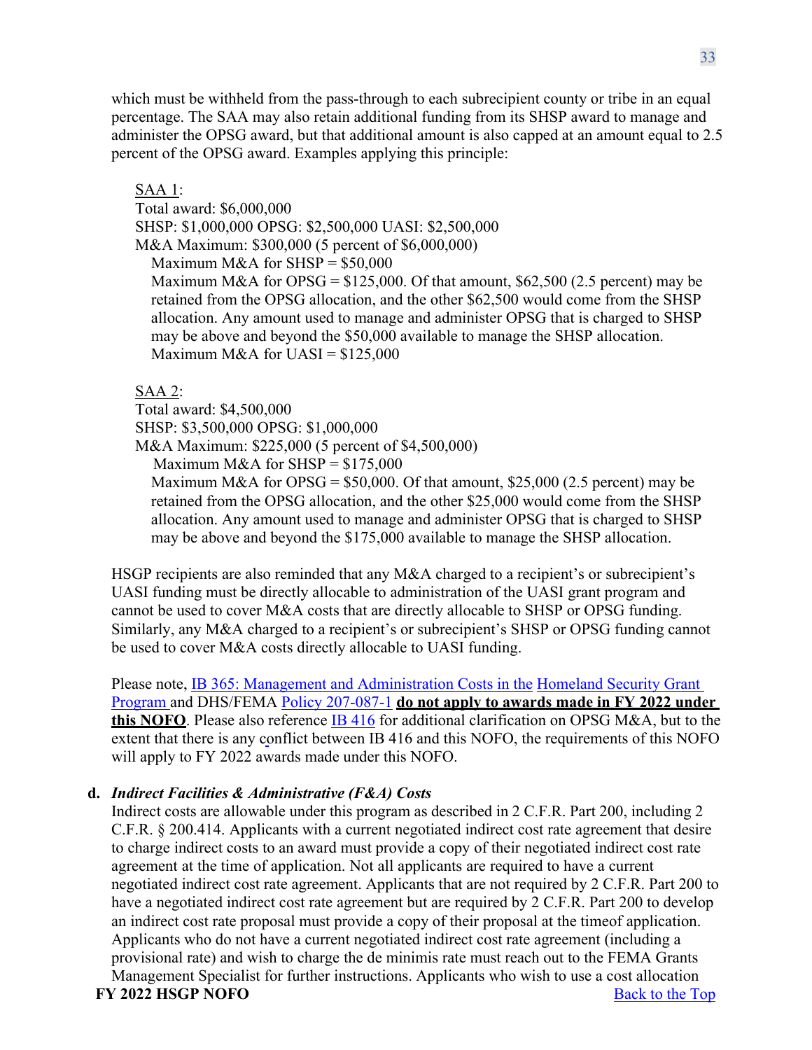which must be withheld from the pass-through to each subrecipient county or tribe in an equal percentage. The SAA may also retain additional funding from its SHSP award to manage and administer the OPSG award, but that additional amount is also capped at an amount equal to 2.5 percent of the OPSG award. Examples applying this principle:

SAA 1:
Total award: $6,000,000
SHSP: $1,000,000 OPSG: $2,500,000 UASI: $2,500,000
M&A Maximum: $300,000 (5 percent of $6,000,000)

- Maximum M&A for SHSP = $50,000
- Maximum M&A for OPSG = $125,000. Of that amount, $62,500 (2.5 percent) may be retained from the OPSG allocation, and the other $62,500 would come from the SHSP allocation. Any amount used to manage and administer OPSG that is charged to SHSP may be above and beyond the $50,000 available to manage the SHSP allocation.
- Maximum M&A for UASI = $125,000

SAA 2:
Total award: $4,500,000
SHSP: $3,500,000 OPSG: $1,000,000
M&A Maximum: $225,000 (5 percent of $4,500,000)

- Maximum M&A for SHSP = $175,000
- Maximum M&A for OPSG = $50,000. Of that amount, $25,000 (2.5 percent) may be retained from the OPSG allocation, and the other $25,000 would come from the SHSP allocation. Any amount used to manage and administer OPSG that is charged to SHSP may be above and beyond the $175,000 available to manage the SHSP allocation.

HSGP recipients are also reminded that any M&A charged to a recipient's or subrecipient's UASI funding must be directly allocable to administration of the UASI grant program and cannot be used to cover M&A costs that are directly allocable to SHSP or OPSG funding. Similarly, any M&A charged to a recipient's or subrecipient's SHSP or OPSG funding cannot be used to cover M&A costs directly allocable to UASI funding.

Please note, IB 365: Management and Administration Costs in the Homeland Security Grant Program and DHS/FEMA Policy 207-087-1 **do not apply to awards made in FY 2022 under this NOFO**. Please also reference IB 416 for additional clarification on OPSG M&A, but to the extent that there is any conflict between IB 416 and this NOFO, the requirements of this NOFO will apply to FY 2022 awards made under this NOFO.

**d. *Indirect Facilities & Administrative (F&A) Costs***

Indirect costs are allowable under this program as described in 2 C.F.R. Part 200, including 2 C.F.R. § 200.414. Applicants with a current negotiated indirect cost rate agreement that desire to charge indirect costs to an award must provide a copy of their negotiated indirect cost rate agreement at the time of application. Not all applicants are required to have a current negotiated indirect cost rate agreement. Applicants that are not required by 2 C.F.R. Part 200 to have a negotiated indirect cost rate agreement but are required by 2 C.F.R. Part 200 to develop an indirect cost rate proposal must provide a copy of their proposal at the timeof application. Applicants who do not have a current negotiated indirect cost rate agreement (including a provisional rate) and wish to charge the de minimis rate must reach out to the FEMA Grants Management Specialist for further instructions. Applicants who wish to use a cost allocation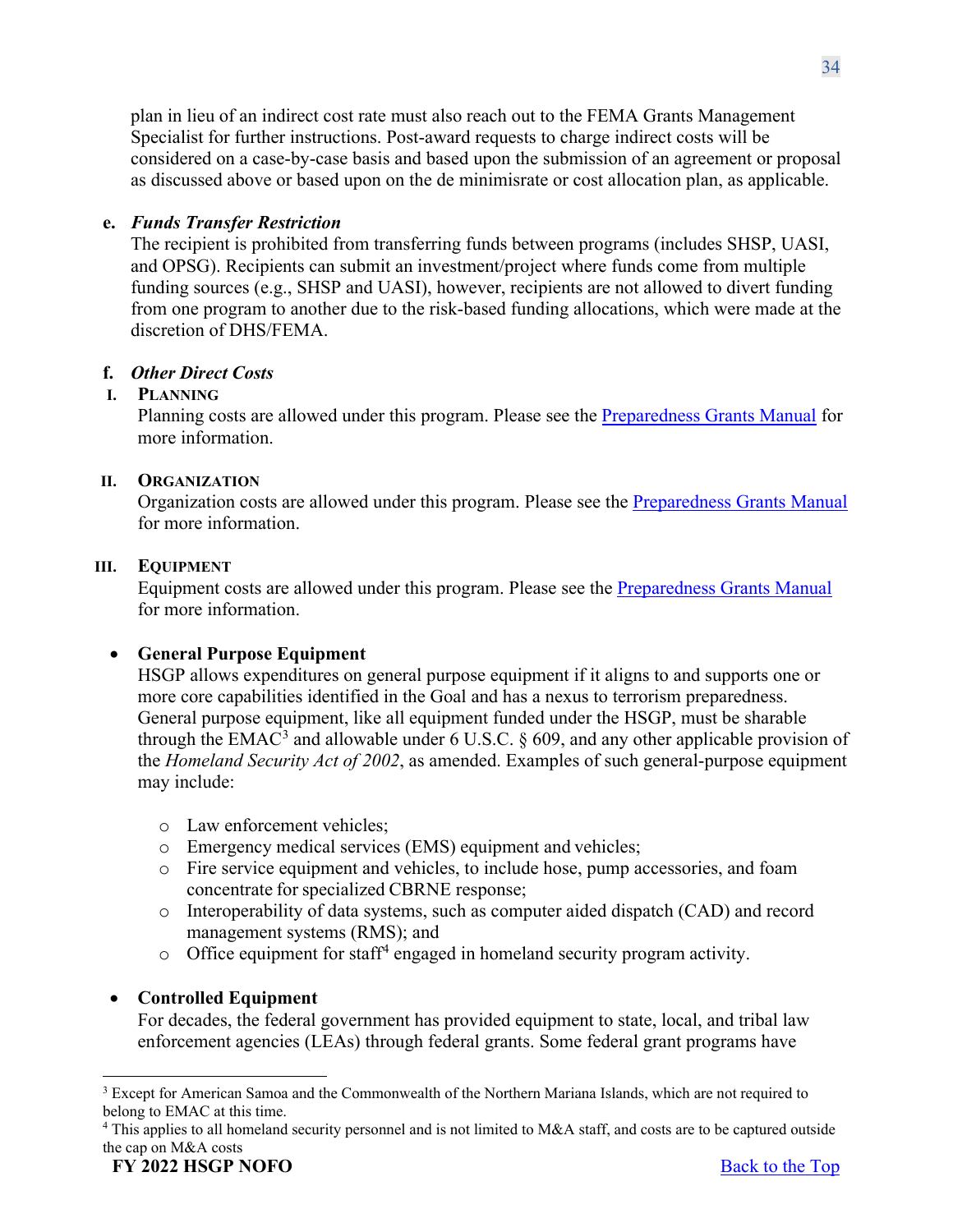plan in lieu of an indirect cost rate must also reach out to the FEMA Grants Management Specialist for further instructions. Post-award requests to charge indirect costs will be considered on a case-by-case basis and based upon the submission of an agreement or proposal as discussed above or based upon on the de minimisrate or cost allocation plan, as applicable.

**e.** ***Funds Transfer Restriction***

The recipient is prohibited from transferring funds between programs (includes SHSP, UASI, and OPSG). Recipients can submit an investment/project where funds come from multiple funding sources (e.g., SHSP and UASI), however, recipients are not allowed to divert funding from one program to another due to the risk-based funding allocations, which were made at the discretion of DHS/FEMA.

**f.** ***Other Direct Costs***

**I. PLANNING**

Planning costs are allowed under this program. Please see the [Preparedness Grants Manual](Preparedness Grants Manual) for more information.

**II. ORGANIZATION**

Organization costs are allowed under this program. Please see the [Preparedness Grants Manual](Preparedness Grants Manual) for more information.

**III. EQUIPMENT**

Equipment costs are allowed under this program. Please see the [Preparedness Grants Manual](Preparedness Grants Manual) for more information.

- **General Purpose Equipment**

  HSGP allows expenditures on general purpose equipment if it aligns to and supports one or more core capabilities identified in the Goal and has a nexus to terrorism preparedness. General purpose equipment, like all equipment funded under the HSGP, must be sharable through the EMAC[3] and allowable under 6 U.S.C. § 609, and any other applicable provision of the *Homeland Security Act of 2002*, as amended. Examples of such general-purpose equipment may include:

  - Law enforcement vehicles;
  - Emergency medical services (EMS) equipment and vehicles;
  - Fire service equipment and vehicles, to include hose, pump accessories, and foam concentrate for specialized CBRNE response;
  - Interoperability of data systems, such as computer aided dispatch (CAD) and record management systems (RMS); and
  - Office equipment for staff[4] engaged in homeland security program activity.

- **Controlled Equipment**

  For decades, the federal government has provided equipment to state, local, and tribal law enforcement agencies (LEAs) through federal grants. Some federal grant programs have

---

[3] Except for American Samoa and the Commonwealth of the Northern Mariana Islands, which are not required to belong to EMAC at this time.

[4] This applies to all homeland security personnel and is not limited to M&A staff, and costs are to be captured outside the cap on M&A costs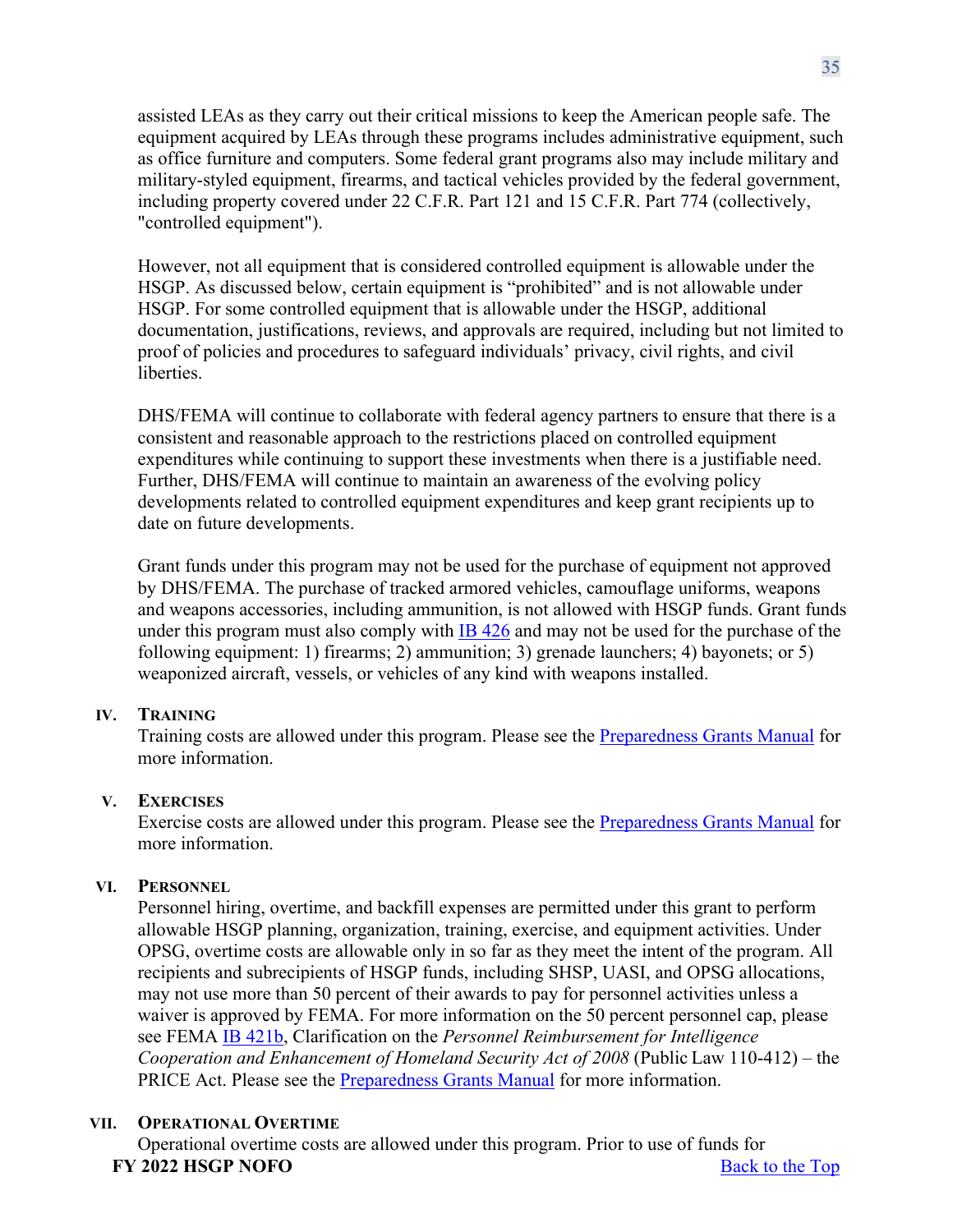assisted LEAs as they carry out their critical missions to keep the American people safe. The equipment acquired by LEAs through these programs includes administrative equipment, such as office furniture and computers. Some federal grant programs also may include military and military-styled equipment, firearms, and tactical vehicles provided by the federal government, including property covered under 22 C.F.R. Part 121 and 15 C.F.R. Part 774 (collectively, "controlled equipment").

However, not all equipment that is considered controlled equipment is allowable under the HSGP. As discussed below, certain equipment is "prohibited" and is not allowable under HSGP. For some controlled equipment that is allowable under the HSGP, additional documentation, justifications, reviews, and approvals are required, including but not limited to proof of policies and procedures to safeguard individuals' privacy, civil rights, and civil liberties.

DHS/FEMA will continue to collaborate with federal agency partners to ensure that there is a consistent and reasonable approach to the restrictions placed on controlled equipment expenditures while continuing to support these investments when there is a justifiable need. Further, DHS/FEMA will continue to maintain an awareness of the evolving policy developments related to controlled equipment expenditures and keep grant recipients up to date on future developments.

Grant funds under this program may not be used for the purchase of equipment not approved by DHS/FEMA. The purchase of tracked armored vehicles, camouflage uniforms, weapons and weapons accessories, including ammunition, is not allowed with HSGP funds. Grant funds under this program must also comply with IB 426 and may not be used for the purchase of the following equipment: 1) firearms; 2) ammunition; 3) grenade launchers; 4) bayonets; or 5) weaponized aircraft, vessels, or vehicles of any kind with weapons installed.

## IV. Training

Training costs are allowed under this program. Please see the Preparedness Grants Manual for more information.

## V. Exercises

Exercise costs are allowed under this program. Please see the Preparedness Grants Manual for more information.

## VI. Personnel

Personnel hiring, overtime, and backfill expenses are permitted under this grant to perform allowable HSGP planning, organization, training, exercise, and equipment activities. Under OPSG, overtime costs are allowable only in so far as they meet the intent of the program. All recipients and subrecipients of HSGP funds, including SHSP, UASI, and OPSG allocations, may not use more than 50 percent of their awards to pay for personnel activities unless a waiver is approved by FEMA. For more information on the 50 percent personnel cap, please see FEMA IB 421b, Clarification on the *Personnel Reimbursement for Intelligence Cooperation and Enhancement of Homeland Security Act of 2008* (Public Law 110-412) – the PRICE Act. Please see the Preparedness Grants Manual for more information.

## VII. Operational Overtime

Operational overtime costs are allowed under this program. Prior to use of funds for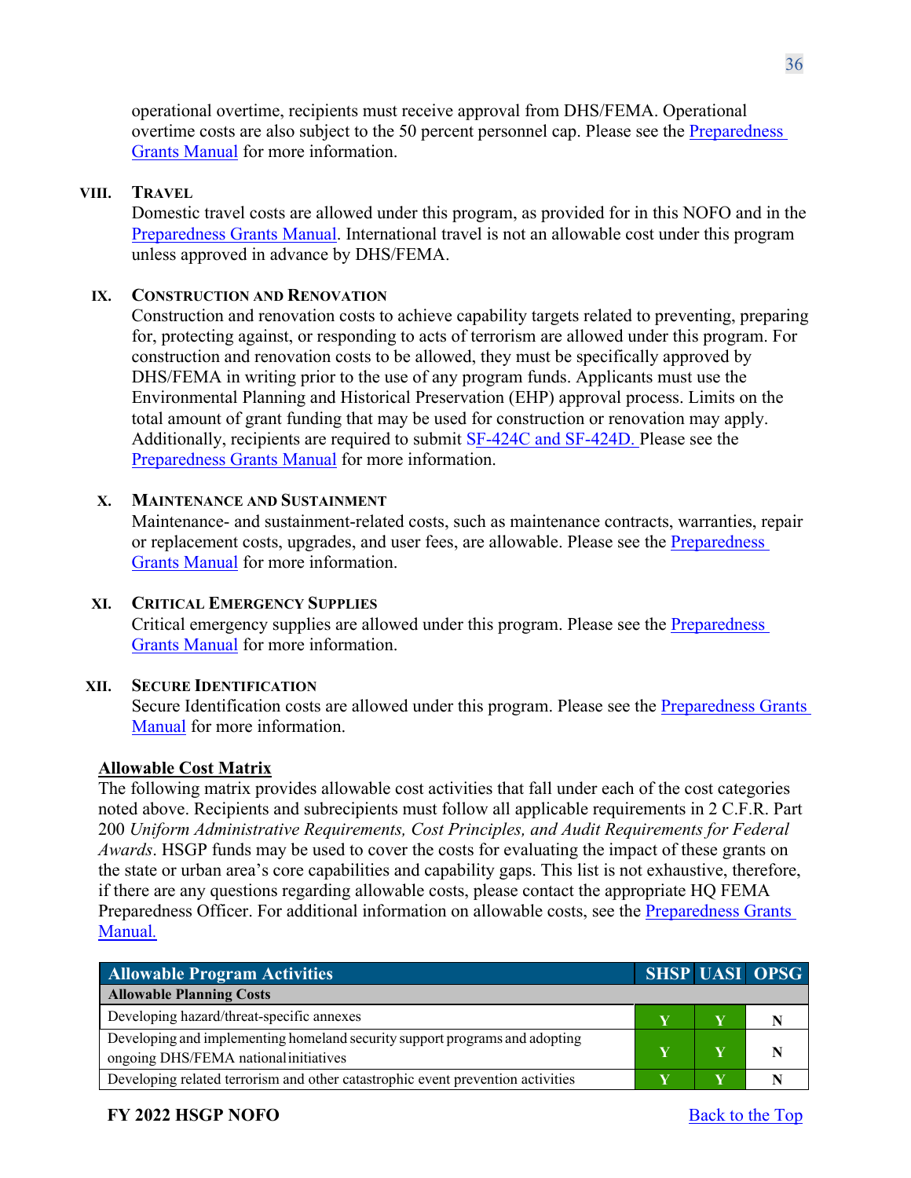operational overtime, recipients must receive approval from DHS/FEMA. Operational overtime costs are also subject to the 50 percent personnel cap. Please see the Preparedness Grants Manual for more information.

### VIII. Travel

Domestic travel costs are allowed under this program, as provided for in this NOFO and in the Preparedness Grants Manual. International travel is not an allowable cost under this program unless approved in advance by DHS/FEMA.

### IX. Construction and Renovation

Construction and renovation costs to achieve capability targets related to preventing, preparing for, protecting against, or responding to acts of terrorism are allowed under this program. For construction and renovation costs to be allowed, they must be specifically approved by DHS/FEMA in writing prior to the use of any program funds. Applicants must use the Environmental Planning and Historical Preservation (EHP) approval process. Limits on the total amount of grant funding that may be used for construction or renovation may apply. Additionally, recipients are required to submit SF-424C and SF-424D. Please see the Preparedness Grants Manual for more information.

### X. Maintenance and Sustainment

Maintenance- and sustainment-related costs, such as maintenance contracts, warranties, repair or replacement costs, upgrades, and user fees, are allowable. Please see the Preparedness Grants Manual for more information.

### XI. Critical Emergency Supplies

Critical emergency supplies are allowed under this program. Please see the Preparedness Grants Manual for more information.

### XII. Secure Identification

Secure Identification costs are allowed under this program. Please see the Preparedness Grants Manual for more information.

## Allowable Cost Matrix

The following matrix provides allowable cost activities that fall under each of the cost categories noted above. Recipients and subrecipients must follow all applicable requirements in 2 C.F.R. Part 200 *Uniform Administrative Requirements, Cost Principles, and Audit Requirements for Federal Awards*. HSGP funds may be used to cover the costs for evaluating the impact of these grants on the state or urban area's core capabilities and capability gaps. This list is not exhaustive, therefore, if there are any questions regarding allowable costs, please contact the appropriate HQ FEMA Preparedness Officer. For additional information on allowable costs, see the Preparedness Grants Manual.

| Allowable Program Activities | SHSP | UASI | OPSG |
|---|---|---|---|
| **Allowable Planning Costs** | | | |
| Developing hazard/threat-specific annexes | Y | Y | N |
| Developing and implementing homeland security support programs and adopting ongoing DHS/FEMA national initiatives | Y | Y | N |
| Developing related terrorism and other catastrophic event prevention activities | Y | Y | N |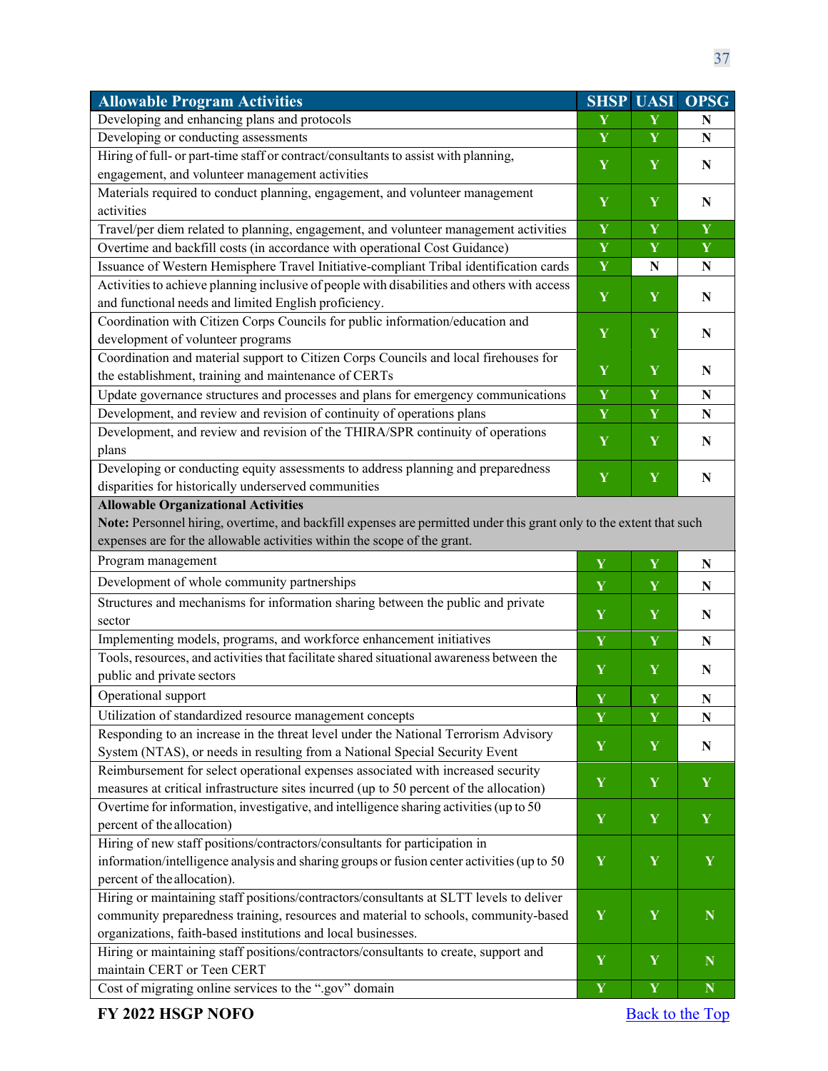| Allowable Program Activities | SHSP | UASI | OPSG |
|---|---|---|---|
| Developing and enhancing plans and protocols | Y | Y | N |
| Developing or conducting assessments | Y | Y | N |
| Hiring of full- or part-time staff or contract/consultants to assist with planning, engagement, and volunteer management activities | Y | Y | N |
| Materials required to conduct planning, engagement, and volunteer management activities | Y | Y | N |
| Travel/per diem related to planning, engagement, and volunteer management activities | Y | Y | Y |
| Overtime and backfill costs (in accordance with operational Cost Guidance) | Y | Y | Y |
| Issuance of Western Hemisphere Travel Initiative-compliant Tribal identification cards | Y | N | N |
| Activities to achieve planning inclusive of people with disabilities and others with access and functional needs and limited English proficiency. | Y | Y | N |
| Coordination with Citizen Corps Councils for public information/education and development of volunteer programs | Y | Y | N |
| Coordination and material support to Citizen Corps Councils and local firehouses for the establishment, training and maintenance of CERTs | Y | Y | N |
| Update governance structures and processes and plans for emergency communications | Y | Y | N |
| Development, and review and revision of continuity of operations plans | Y | Y | N |
| Development, and review and revision of the THIRA/SPR continuity of operations plans | Y | Y | N |
| Developing or conducting equity assessments to address planning and preparedness disparities for historically underserved communities | Y | Y | N |
| **Allowable Organizational Activities** **Note:** Personnel hiring, overtime, and backfill expenses are permitted under this grant only to the extent that such expenses are for the allowable activities within the scope of the grant. | | | |
| Program management | Y | Y | N |
| Development of whole community partnerships | Y | Y | N |
| Structures and mechanisms for information sharing between the public and private sector | Y | Y | N |
| Implementing models, programs, and workforce enhancement initiatives | Y | Y | N |
| Tools, resources, and activities that facilitate shared situational awareness between the public and private sectors | Y | Y | N |
| Operational support | Y | Y | N |
| Utilization of standardized resource management concepts | Y | Y | N |
| Responding to an increase in the threat level under the National Terrorism Advisory System (NTAS), or needs in resulting from a National Special Security Event | Y | Y | N |
| Reimbursement for select operational expenses associated with increased security measures at critical infrastructure sites incurred (up to 50 percent of the allocation) | Y | Y | Y |
| Overtime for information, investigative, and intelligence sharing activities (up to 50 percent of the allocation) | Y | Y | Y |
| Hiring of new staff positions/contractors/consultants for participation in information/intelligence analysis and sharing groups or fusion center activities (up to 50 percent of the allocation). | Y | Y | Y |
| Hiring or maintaining staff positions/contractors/consultants at SLTT levels to deliver community preparedness training, resources and material to schools, community-based organizations, faith-based institutions and local businesses. | Y | Y | N |
| Hiring or maintaining staff positions/contractors/consultants to create, support and maintain CERT or Teen CERT | Y | Y | N |
| Cost of migrating online services to the ".gov" domain | Y | Y | N |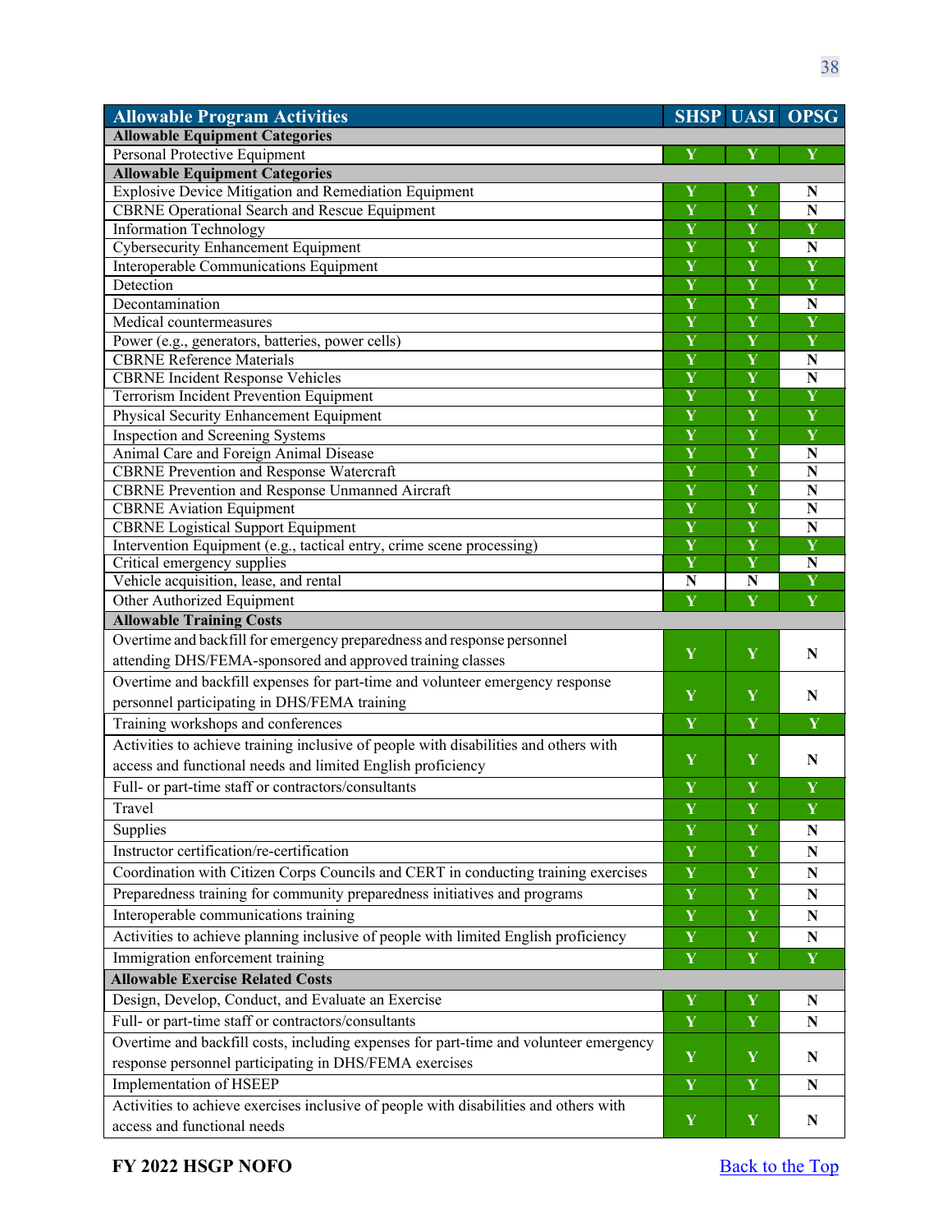| Allowable Program Activities | SHSP | UASI | OPSG |
|---|---|---|---|
| **Allowable Equipment Categories** | | | |
| Personal Protective Equipment | Y | Y | Y |
| **Allowable Equipment Categories** | | | |
| Explosive Device Mitigation and Remediation Equipment | Y | Y | N |
| CBRNE Operational Search and Rescue Equipment | Y | Y | N |
| Information Technology | Y | Y | Y |
| Cybersecurity Enhancement Equipment | Y | Y | N |
| Interoperable Communications Equipment | Y | Y | Y |
| Detection | Y | Y | Y |
| Decontamination | Y | Y | N |
| Medical countermeasures | Y | Y | Y |
| Power (e.g., generators, batteries, power cells) | Y | Y | Y |
| CBRNE Reference Materials | Y | Y | N |
| CBRNE Incident Response Vehicles | Y | Y | N |
| Terrorism Incident Prevention Equipment | Y | Y | Y |
| Physical Security Enhancement Equipment | Y | Y | Y |
| Inspection and Screening Systems | Y | Y | Y |
| Animal Care and Foreign Animal Disease | Y | Y | N |
| CBRNE Prevention and Response Watercraft | Y | Y | N |
| CBRNE Prevention and Response Unmanned Aircraft | Y | Y | N |
| CBRNE Aviation Equipment | Y | Y | N |
| CBRNE Logistical Support Equipment | Y | Y | N |
| Intervention Equipment (e.g., tactical entry, crime scene processing) | Y | Y | Y |
| Critical emergency supplies | Y | Y | N |
| Vehicle acquisition, lease, and rental | N | N | Y |
| Other Authorized Equipment | Y | Y | Y |
| **Allowable Training Costs** | | | |
| Overtime and backfill for emergency preparedness and response personnel attending DHS/FEMA-sponsored and approved training classes | Y | Y | N |
| Overtime and backfill expenses for part-time and volunteer emergency response personnel participating in DHS/FEMA training | Y | Y | N |
| Training workshops and conferences | Y | Y | Y |
| Activities to achieve training inclusive of people with disabilities and others with access and functional needs and limited English proficiency | Y | Y | N |
| Full- or part-time staff or contractors/consultants | Y | Y | Y |
| Travel | Y | Y | Y |
| Supplies | Y | Y | N |
| Instructor certification/re-certification | Y | Y | N |
| Coordination with Citizen Corps Councils and CERT in conducting training exercises | Y | Y | N |
| Preparedness training for community preparedness initiatives and programs | Y | Y | N |
| Interoperable communications training | Y | Y | N |
| Activities to achieve planning inclusive of people with limited English proficiency | Y | Y | N |
| Immigration enforcement training | Y | Y | Y |
| **Allowable Exercise Related Costs** | | | |
| Design, Develop, Conduct, and Evaluate an Exercise | Y | Y | N |
| Full- or part-time staff or contractors/consultants | Y | Y | N |
| Overtime and backfill costs, including expenses for part-time and volunteer emergency response personnel participating in DHS/FEMA exercises | Y | Y | N |
| Implementation of HSEEP | Y | Y | N |
| Activities to achieve exercises inclusive of people with disabilities and others with access and functional needs | Y | Y | N |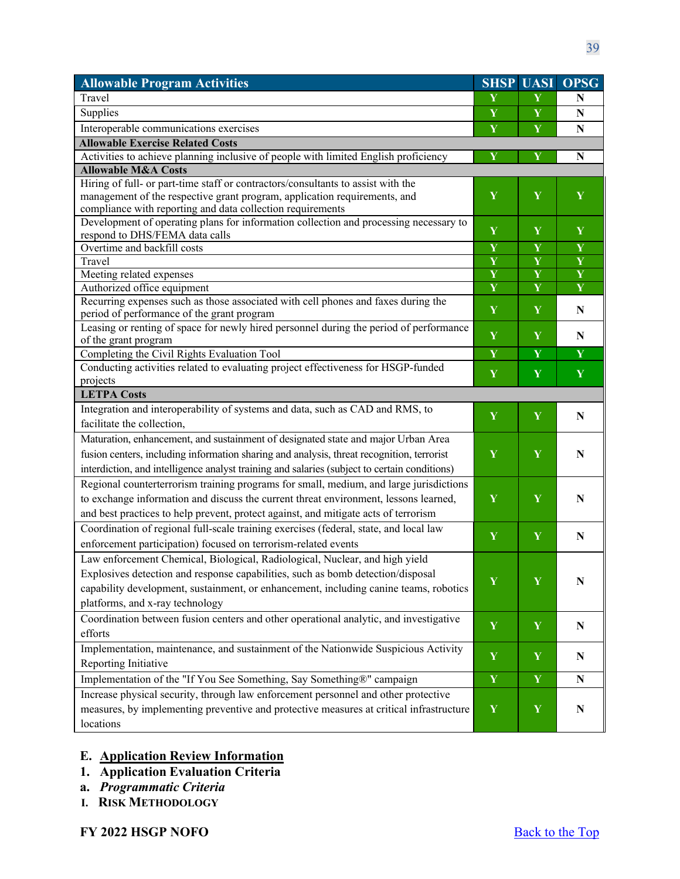| Allowable Program Activities | SHSP | UASI | OPSG |
|---|---|---|---|
| Travel | Y | Y | N |
| Supplies | Y | Y | N |
| Interoperable communications exercises | Y | Y | N |
| **Allowable Exercise Related Costs** | | | |
| Activities to achieve planning inclusive of people with limited English proficiency | Y | Y | N |
| **Allowable M&A Costs** | | | |
| Hiring of full- or part-time staff or contractors/consultants to assist with the management of the respective grant program, application requirements, and compliance with reporting and data collection requirements | Y | Y | Y |
| Development of operating plans for information collection and processing necessary to respond to DHS/FEMA data calls | Y | Y | Y |
| Overtime and backfill costs | Y | Y | Y |
| Travel | Y | Y | Y |
| Meeting related expenses | Y | Y | Y |
| Authorized office equipment | Y | Y | Y |
| Recurring expenses such as those associated with cell phones and faxes during the period of performance of the grant program | Y | Y | N |
| Leasing or renting of space for newly hired personnel during the period of performance of the grant program | Y | Y | N |
| Completing the Civil Rights Evaluation Tool | Y | Y | Y |
| Conducting activities related to evaluating project effectiveness for HSGP-funded projects | Y | Y | Y |
| **LETPA Costs** | | | |
| Integration and interoperability of systems and data, such as CAD and RMS, to facilitate the collection, | Y | Y | N |
| Maturation, enhancement, and sustainment of designated state and major Urban Area fusion centers, including information sharing and analysis, threat recognition, terrorist interdiction, and intelligence analyst training and salaries (subject to certain conditions) | Y | Y | N |
| Regional counterterrorism training programs for small, medium, and large jurisdictions to exchange information and discuss the current threat environment, lessons learned, and best practices to help prevent, protect against, and mitigate acts of terrorism | Y | Y | N |
| Coordination of regional full-scale training exercises (federal, state, and local law enforcement participation) focused on terrorism-related events | Y | Y | N |
| Law enforcement Chemical, Biological, Radiological, Nuclear, and high yield Explosives detection and response capabilities, such as bomb detection/disposal capability development, sustainment, or enhancement, including canine teams, robotics platforms, and x-ray technology | Y | Y | N |
| Coordination between fusion centers and other operational analytic, and investigative efforts | Y | Y | N |
| Implementation, maintenance, and sustainment of the Nationwide Suspicious Activity Reporting Initiative | Y | Y | N |
| Implementation of the "If You See Something, Say Something®" campaign | Y | Y | N |
| Increase physical security, through law enforcement personnel and other protective measures, by implementing preventive and protective measures at critical infrastructure locations | Y | Y | N |

## E. Application Review Information

### 1. Application Evaluation Criteria

#### a. *Programmatic Criteria*

##### I. Risk Methodology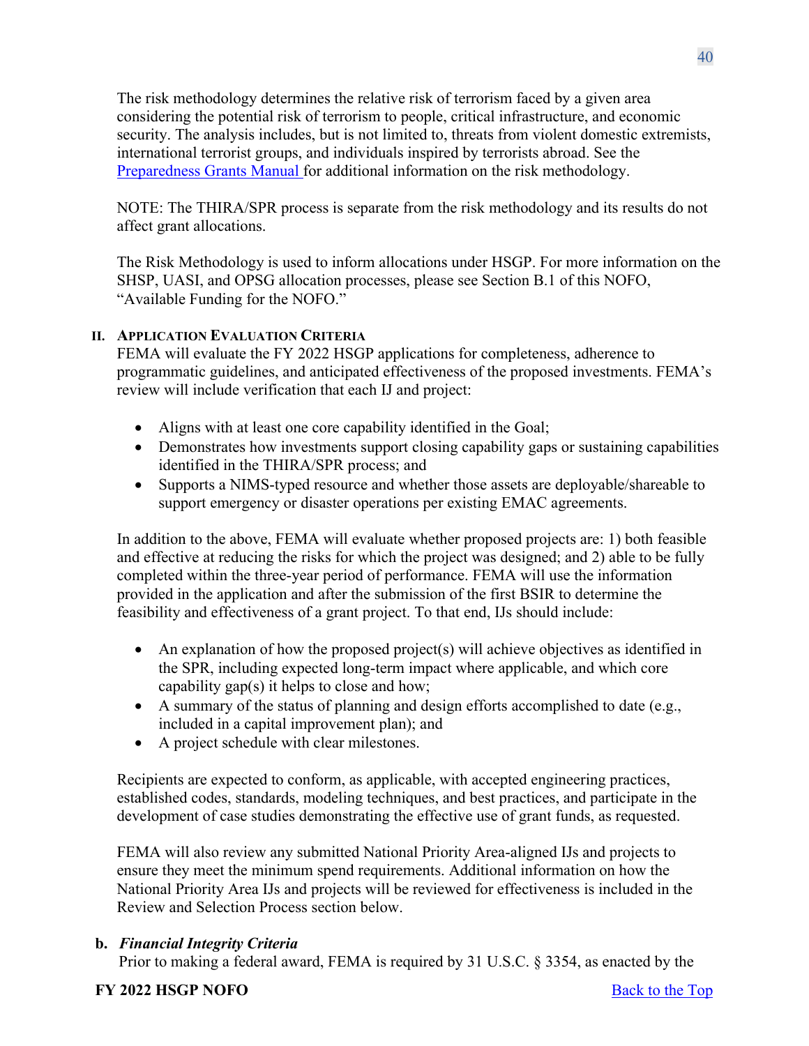The risk methodology determines the relative risk of terrorism faced by a given area considering the potential risk of terrorism to people, critical infrastructure, and economic security. The analysis includes, but is not limited to, threats from violent domestic extremists, international terrorist groups, and individuals inspired by terrorists abroad. See the Preparedness Grants Manual for additional information on the risk methodology.

NOTE: The THIRA/SPR process is separate from the risk methodology and its results do not affect grant allocations.

The Risk Methodology is used to inform allocations under HSGP. For more information on the SHSP, UASI, and OPSG allocation processes, please see Section B.1 of this NOFO, "Available Funding for the NOFO."

### II. Application Evaluation Criteria

FEMA will evaluate the FY 2022 HSGP applications for completeness, adherence to programmatic guidelines, and anticipated effectiveness of the proposed investments. FEMA's review will include verification that each IJ and project:

- Aligns with at least one core capability identified in the Goal;
- Demonstrates how investments support closing capability gaps or sustaining capabilities identified in the THIRA/SPR process; and
- Supports a NIMS-typed resource and whether those assets are deployable/shareable to support emergency or disaster operations per existing EMAC agreements.

In addition to the above, FEMA will evaluate whether proposed projects are: 1) both feasible and effective at reducing the risks for which the project was designed; and 2) able to be fully completed within the three-year period of performance. FEMA will use the information provided in the application and after the submission of the first BSIR to determine the feasibility and effectiveness of a grant project. To that end, IJs should include:

- An explanation of how the proposed project(s) will achieve objectives as identified in the SPR, including expected long-term impact where applicable, and which core capability gap(s) it helps to close and how;
- A summary of the status of planning and design efforts accomplished to date (e.g., included in a capital improvement plan); and
- A project schedule with clear milestones.

Recipients are expected to conform, as applicable, with accepted engineering practices, established codes, standards, modeling techniques, and best practices, and participate in the development of case studies demonstrating the effective use of grant funds, as requested.

FEMA will also review any submitted National Priority Area-aligned IJs and projects to ensure they meet the minimum spend requirements. Additional information on how the National Priority Area IJs and projects will be reviewed for effectiveness is included in the Review and Selection Process section below.

### b. *Financial Integrity Criteria*

Prior to making a federal award, FEMA is required by 31 U.S.C. § 3354, as enacted by the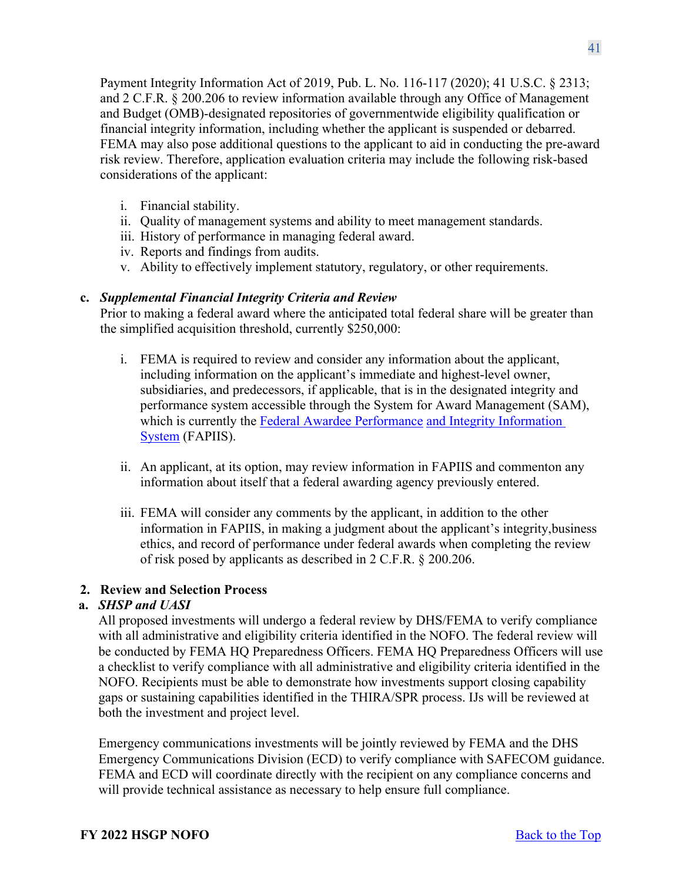Payment Integrity Information Act of 2019, Pub. L. No. 116-117 (2020); 41 U.S.C. § 2313; and 2 C.F.R. § 200.206 to review information available through any Office of Management and Budget (OMB)-designated repositories of governmentwide eligibility qualification or financial integrity information, including whether the applicant is suspended or debarred. FEMA may also pose additional questions to the applicant to aid in conducting the pre-award risk review. Therefore, application evaluation criteria may include the following risk-based considerations of the applicant:

i. Financial stability.
ii. Quality of management systems and ability to meet management standards.
iii. History of performance in managing federal award.
iv. Reports and findings from audits.
v. Ability to effectively implement statutory, regulatory, or other requirements.

**c. *Supplemental Financial Integrity Criteria and Review***

Prior to making a federal award where the anticipated total federal share will be greater than the simplified acquisition threshold, currently $250,000:

i. FEMA is required to review and consider any information about the applicant, including information on the applicant's immediate and highest-level owner, subsidiaries, and predecessors, if applicable, that is in the designated integrity and performance system accessible through the System for Award Management (SAM), which is currently the [Federal Awardee Performance and Integrity Information System](#) (FAPIIS).

ii. An applicant, at its option, may review information in FAPIIS and commenton any information about itself that a federal awarding agency previously entered.

iii. FEMA will consider any comments by the applicant, in addition to the other information in FAPIIS, in making a judgment about the applicant's integrity,business ethics, and record of performance under federal awards when completing the review of risk posed by applicants as described in 2 C.F.R. § 200.206.

**2. Review and Selection Process**

**a. *SHSP and UASI***

All proposed investments will undergo a federal review by DHS/FEMA to verify compliance with all administrative and eligibility criteria identified in the NOFO. The federal review will be conducted by FEMA HQ Preparedness Officers. FEMA HQ Preparedness Officers will use a checklist to verify compliance with all administrative and eligibility criteria identified in the NOFO. Recipients must be able to demonstrate how investments support closing capability gaps or sustaining capabilities identified in the THIRA/SPR process. IJs will be reviewed at both the investment and project level.

Emergency communications investments will be jointly reviewed by FEMA and the DHS Emergency Communications Division (ECD) to verify compliance with SAFECOM guidance. FEMA and ECD will coordinate directly with the recipient on any compliance concerns and will provide technical assistance as necessary to help ensure full compliance.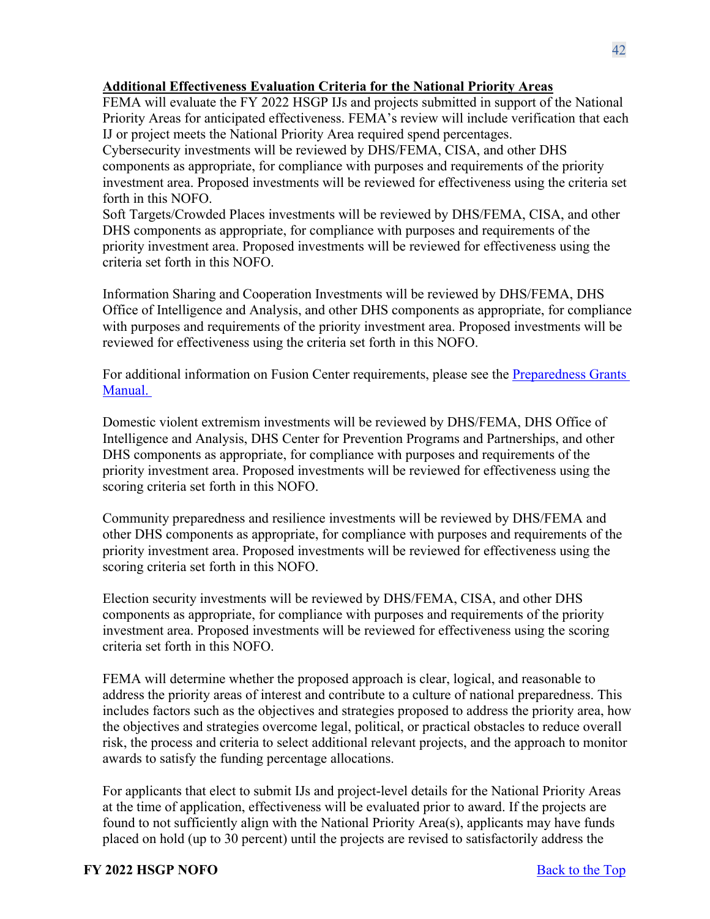**Additional Effectiveness Evaluation Criteria for the National Priority Areas**

FEMA will evaluate the FY 2022 HSGP IJs and projects submitted in support of the National Priority Areas for anticipated effectiveness. FEMA's review will include verification that each IJ or project meets the National Priority Area required spend percentages.

Cybersecurity investments will be reviewed by DHS/FEMA, CISA, and other DHS components as appropriate, for compliance with purposes and requirements of the priority investment area. Proposed investments will be reviewed for effectiveness using the criteria set forth in this NOFO.

Soft Targets/Crowded Places investments will be reviewed by DHS/FEMA, CISA, and other DHS components as appropriate, for compliance with purposes and requirements of the priority investment area. Proposed investments will be reviewed for effectiveness using the criteria set forth in this NOFO.

Information Sharing and Cooperation Investments will be reviewed by DHS/FEMA, DHS Office of Intelligence and Analysis, and other DHS components as appropriate, for compliance with purposes and requirements of the priority investment area. Proposed investments will be reviewed for effectiveness using the criteria set forth in this NOFO.

For additional information on Fusion Center requirements, please see the [Preparedness Grants Manual.]()

Domestic violent extremism investments will be reviewed by DHS/FEMA, DHS Office of Intelligence and Analysis, DHS Center for Prevention Programs and Partnerships, and other DHS components as appropriate, for compliance with purposes and requirements of the priority investment area. Proposed investments will be reviewed for effectiveness using the scoring criteria set forth in this NOFO.

Community preparedness and resilience investments will be reviewed by DHS/FEMA and other DHS components as appropriate, for compliance with purposes and requirements of the priority investment area. Proposed investments will be reviewed for effectiveness using the scoring criteria set forth in this NOFO.

Election security investments will be reviewed by DHS/FEMA, CISA, and other DHS components as appropriate, for compliance with purposes and requirements of the priority investment area. Proposed investments will be reviewed for effectiveness using the scoring criteria set forth in this NOFO.

FEMA will determine whether the proposed approach is clear, logical, and reasonable to address the priority areas of interest and contribute to a culture of national preparedness. This includes factors such as the objectives and strategies proposed to address the priority area, how the objectives and strategies overcome legal, political, or practical obstacles to reduce overall risk, the process and criteria to select additional relevant projects, and the approach to monitor awards to satisfy the funding percentage allocations.

For applicants that elect to submit IJs and project-level details for the National Priority Areas at the time of application, effectiveness will be evaluated prior to award. If the projects are found to not sufficiently align with the National Priority Area(s), applicants may have funds placed on hold (up to 30 percent) until the projects are revised to satisfactorily address the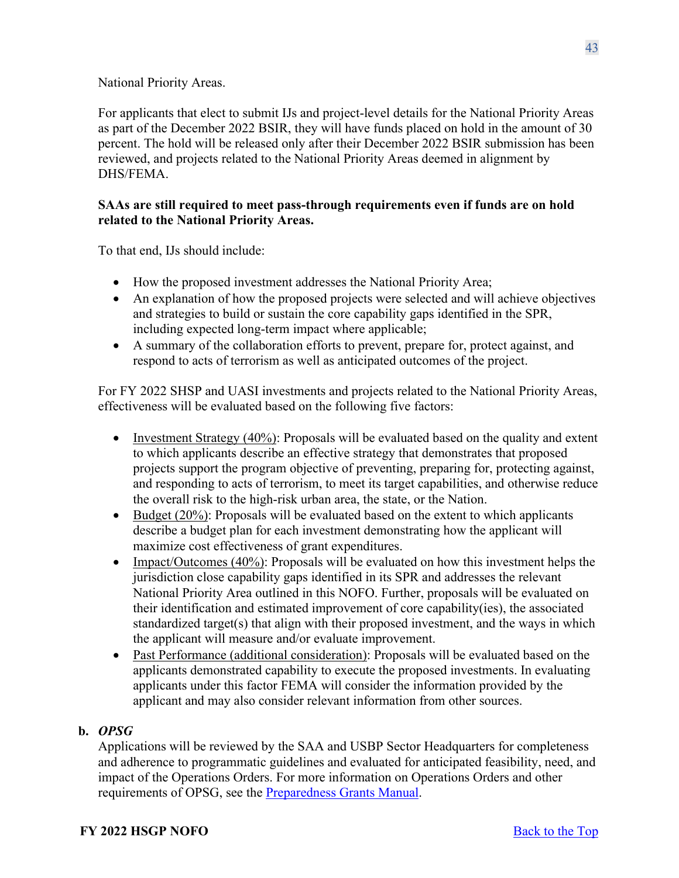National Priority Areas.

For applicants that elect to submit IJs and project-level details for the National Priority Areas as part of the December 2022 BSIR, they will have funds placed on hold in the amount of 30 percent. The hold will be released only after their December 2022 BSIR submission has been reviewed, and projects related to the National Priority Areas deemed in alignment by DHS/FEMA.

**SAAs are still required to meet pass-through requirements even if funds are on hold related to the National Priority Areas.**

To that end, IJs should include:

- How the proposed investment addresses the National Priority Area;
- An explanation of how the proposed projects were selected and will achieve objectives and strategies to build or sustain the core capability gaps identified in the SPR, including expected long-term impact where applicable;
- A summary of the collaboration efforts to prevent, prepare for, protect against, and respond to acts of terrorism as well as anticipated outcomes of the project.

For FY 2022 SHSP and UASI investments and projects related to the National Priority Areas, effectiveness will be evaluated based on the following five factors:

- Investment Strategy (40%): Proposals will be evaluated based on the quality and extent to which applicants describe an effective strategy that demonstrates that proposed projects support the program objective of preventing, preparing for, protecting against, and responding to acts of terrorism, to meet its target capabilities, and otherwise reduce the overall risk to the high-risk urban area, the state, or the Nation.
- Budget (20%): Proposals will be evaluated based on the extent to which applicants describe a budget plan for each investment demonstrating how the applicant will maximize cost effectiveness of grant expenditures.
- Impact/Outcomes (40%): Proposals will be evaluated on how this investment helps the jurisdiction close capability gaps identified in its SPR and addresses the relevant National Priority Area outlined in this NOFO. Further, proposals will be evaluated on their identification and estimated improvement of core capability(ies), the associated standardized target(s) that align with their proposed investment, and the ways in which the applicant will measure and/or evaluate improvement.
- Past Performance (additional consideration): Proposals will be evaluated based on the applicants demonstrated capability to execute the proposed investments. In evaluating applicants under this factor FEMA will consider the information provided by the applicant and may also consider relevant information from other sources.

**b. *OPSG***

Applications will be reviewed by the SAA and USBP Sector Headquarters for completeness and adherence to programmatic guidelines and evaluated for anticipated feasibility, need, and impact of the Operations Orders. For more information on Operations Orders and other requirements of OPSG, see the Preparedness Grants Manual.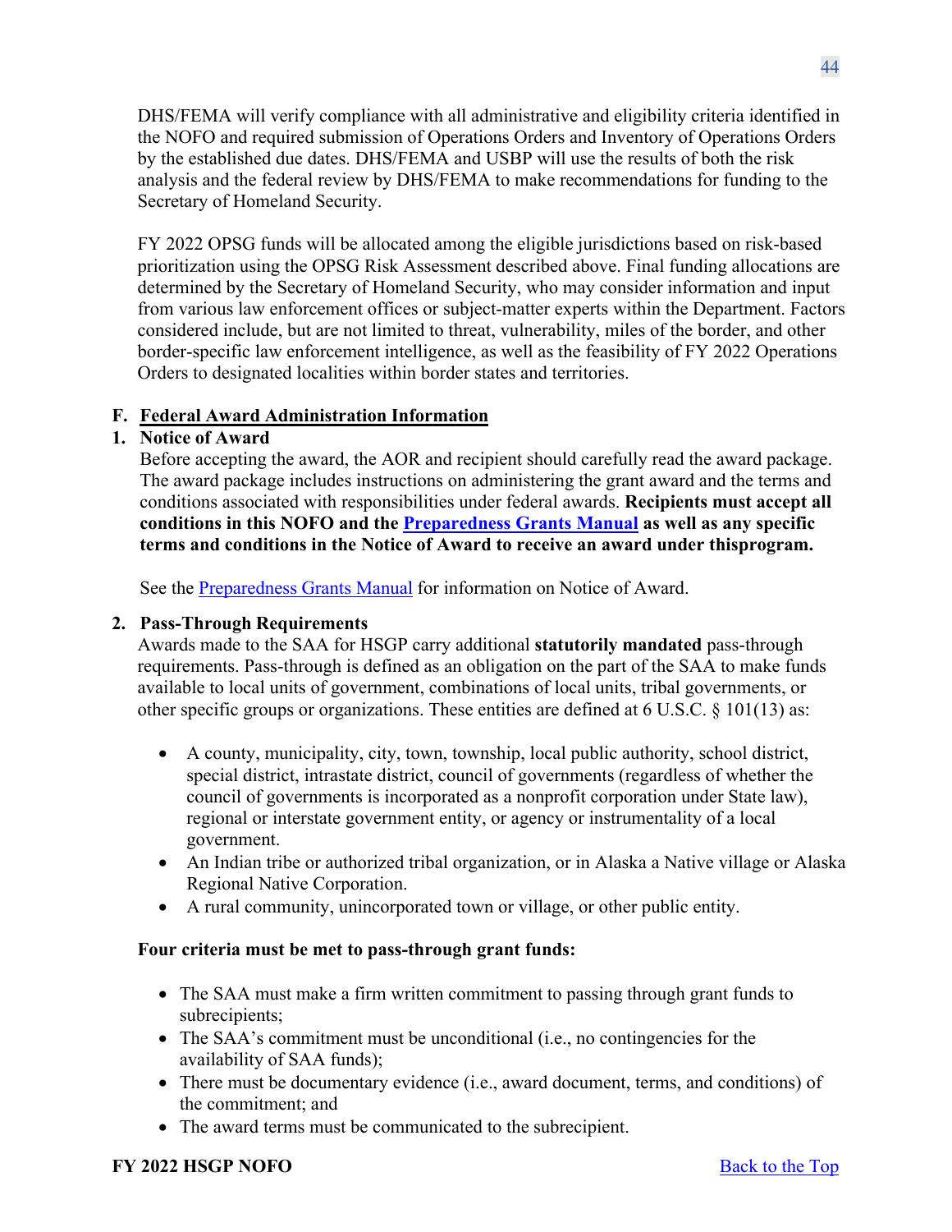DHS/FEMA will verify compliance with all administrative and eligibility criteria identified in the NOFO and required submission of Operations Orders and Inventory of Operations Orders by the established due dates. DHS/FEMA and USBP will use the results of both the risk analysis and the federal review by DHS/FEMA to make recommendations for funding to the Secretary of Homeland Security.

FY 2022 OPSG funds will be allocated among the eligible jurisdictions based on risk-based prioritization using the OPSG Risk Assessment described above. Final funding allocations are determined by the Secretary of Homeland Security, who may consider information and input from various law enforcement offices or subject-matter experts within the Department. Factors considered include, but are not limited to threat, vulnerability, miles of the border, and other border-specific law enforcement intelligence, as well as the feasibility of FY 2022 Operations Orders to designated localities within border states and territories.

## F. Federal Award Administration Information

### 1. Notice of Award

Before accepting the award, the AOR and recipient should carefully read the award package. The award package includes instructions on administering the grant award and the terms and conditions associated with responsibilities under federal awards. **Recipients must accept all conditions in this NOFO and the Preparedness Grants Manual as well as any specific terms and conditions in the Notice of Award to receive an award under thisprogram.**

See the Preparedness Grants Manual for information on Notice of Award.

### 2. Pass-Through Requirements

Awards made to the SAA for HSGP carry additional **statutorily mandated** pass-through requirements. Pass-through is defined as an obligation on the part of the SAA to make funds available to local units of government, combinations of local units, tribal governments, or other specific groups or organizations. These entities are defined at 6 U.S.C. § 101(13) as:

- A county, municipality, city, town, township, local public authority, school district, special district, intrastate district, council of governments (regardless of whether the council of governments is incorporated as a nonprofit corporation under State law), regional or interstate government entity, or agency or instrumentality of a local government.
- An Indian tribe or authorized tribal organization, or in Alaska a Native village or Alaska Regional Native Corporation.
- A rural community, unincorporated town or village, or other public entity.

**Four criteria must be met to pass-through grant funds:**

- The SAA must make a firm written commitment to passing through grant funds to subrecipients;
- The SAA's commitment must be unconditional (i.e., no contingencies for the availability of SAA funds);
- There must be documentary evidence (i.e., award document, terms, and conditions) of the commitment; and
- The award terms must be communicated to the subrecipient.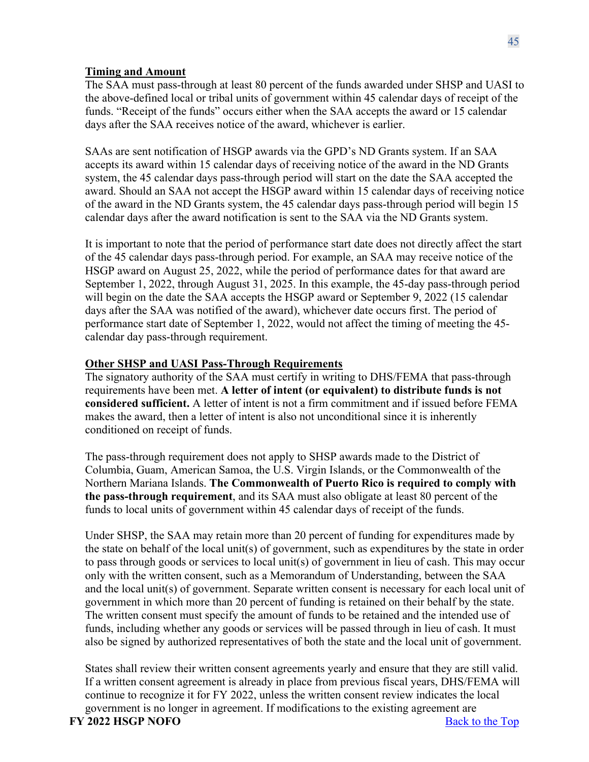**Timing and Amount**

The SAA must pass-through at least 80 percent of the funds awarded under SHSP and UASI to the above-defined local or tribal units of government within 45 calendar days of receipt of the funds. "Receipt of the funds" occurs either when the SAA accepts the award or 15 calendar days after the SAA receives notice of the award, whichever is earlier.

SAAs are sent notification of HSGP awards via the GPD's ND Grants system. If an SAA accepts its award within 15 calendar days of receiving notice of the award in the ND Grants system, the 45 calendar days pass-through period will start on the date the SAA accepted the award. Should an SAA not accept the HSGP award within 15 calendar days of receiving notice of the award in the ND Grants system, the 45 calendar days pass-through period will begin 15 calendar days after the award notification is sent to the SAA via the ND Grants system.

It is important to note that the period of performance start date does not directly affect the start of the 45 calendar days pass-through period. For example, an SAA may receive notice of the HSGP award on August 25, 2022, while the period of performance dates for that award are September 1, 2022, through August 31, 2025. In this example, the 45-day pass-through period will begin on the date the SAA accepts the HSGP award or September 9, 2022 (15 calendar days after the SAA was notified of the award), whichever date occurs first. The period of performance start date of September 1, 2022, would not affect the timing of meeting the 45-calendar day pass-through requirement.

**Other SHSP and UASI Pass-Through Requirements**

The signatory authority of the SAA must certify in writing to DHS/FEMA that pass-through requirements have been met. **A letter of intent (or equivalent) to distribute funds is not considered sufficient.** A letter of intent is not a firm commitment and if issued before FEMA makes the award, then a letter of intent is also not unconditional since it is inherently conditioned on receipt of funds.

The pass-through requirement does not apply to SHSP awards made to the District of Columbia, Guam, American Samoa, the U.S. Virgin Islands, or the Commonwealth of the Northern Mariana Islands. **The Commonwealth of Puerto Rico is required to comply with the pass-through requirement**, and its SAA must also obligate at least 80 percent of the funds to local units of government within 45 calendar days of receipt of the funds.

Under SHSP, the SAA may retain more than 20 percent of funding for expenditures made by the state on behalf of the local unit(s) of government, such as expenditures by the state in order to pass through goods or services to local unit(s) of government in lieu of cash. This may occur only with the written consent, such as a Memorandum of Understanding, between the SAA and the local unit(s) of government. Separate written consent is necessary for each local unit of government in which more than 20 percent of funding is retained on their behalf by the state. The written consent must specify the amount of funds to be retained and the intended use of funds, including whether any goods or services will be passed through in lieu of cash. It must also be signed by authorized representatives of both the state and the local unit of government.

States shall review their written consent agreements yearly and ensure that they are still valid. If a written consent agreement is already in place from previous fiscal years, DHS/FEMA will continue to recognize it for FY 2022, unless the written consent review indicates the local government is no longer in agreement. If modifications to the existing agreement are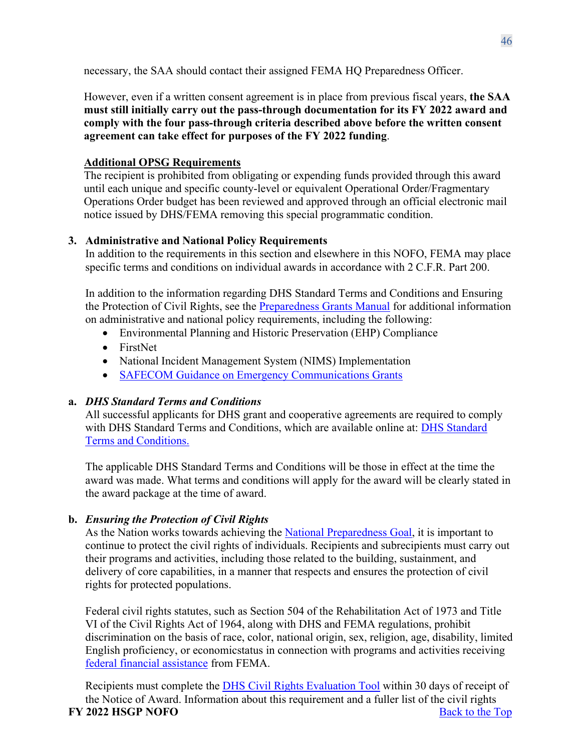necessary, the SAA should contact their assigned FEMA HQ Preparedness Officer.

However, even if a written consent agreement is in place from previous fiscal years, **the SAA must still initially carry out the pass-through documentation for its FY 2022 award and comply with the four pass-through criteria described above before the written consent agreement can take effect for purposes of the FY 2022 funding**.

**Additional OPSG Requirements**

The recipient is prohibited from obligating or expending funds provided through this award until each unique and specific county-level or equivalent Operational Order/Fragmentary Operations Order budget has been reviewed and approved through an official electronic mail notice issued by DHS/FEMA removing this special programmatic condition.

### 3. Administrative and National Policy Requirements

In addition to the requirements in this section and elsewhere in this NOFO, FEMA may place specific terms and conditions on individual awards in accordance with 2 C.F.R. Part 200.

In addition to the information regarding DHS Standard Terms and Conditions and Ensuring the Protection of Civil Rights, see the Preparedness Grants Manual for additional information on administrative and national policy requirements, including the following:

- Environmental Planning and Historic Preservation (EHP) Compliance
- FirstNet
- National Incident Management System (NIMS) Implementation
- SAFECOM Guidance on Emergency Communications Grants

#### a. *DHS Standard Terms and Conditions*

All successful applicants for DHS grant and cooperative agreements are required to comply with DHS Standard Terms and Conditions, which are available online at: DHS Standard Terms and Conditions.

The applicable DHS Standard Terms and Conditions will be those in effect at the time the award was made. What terms and conditions will apply for the award will be clearly stated in the award package at the time of award.

#### b. *Ensuring the Protection of Civil Rights*

As the Nation works towards achieving the National Preparedness Goal, it is important to continue to protect the civil rights of individuals. Recipients and subrecipients must carry out their programs and activities, including those related to the building, sustainment, and delivery of core capabilities, in a manner that respects and ensures the protection of civil rights for protected populations.

Federal civil rights statutes, such as Section 504 of the Rehabilitation Act of 1973 and Title VI of the Civil Rights Act of 1964, along with DHS and FEMA regulations, prohibit discrimination on the basis of race, color, national origin, sex, religion, age, disability, limited English proficiency, or economicstatus in connection with programs and activities receiving federal financial assistance from FEMA.

Recipients must complete the DHS Civil Rights Evaluation Tool within 30 days of receipt of the Notice of Award. Information about this requirement and a fuller list of the civil rights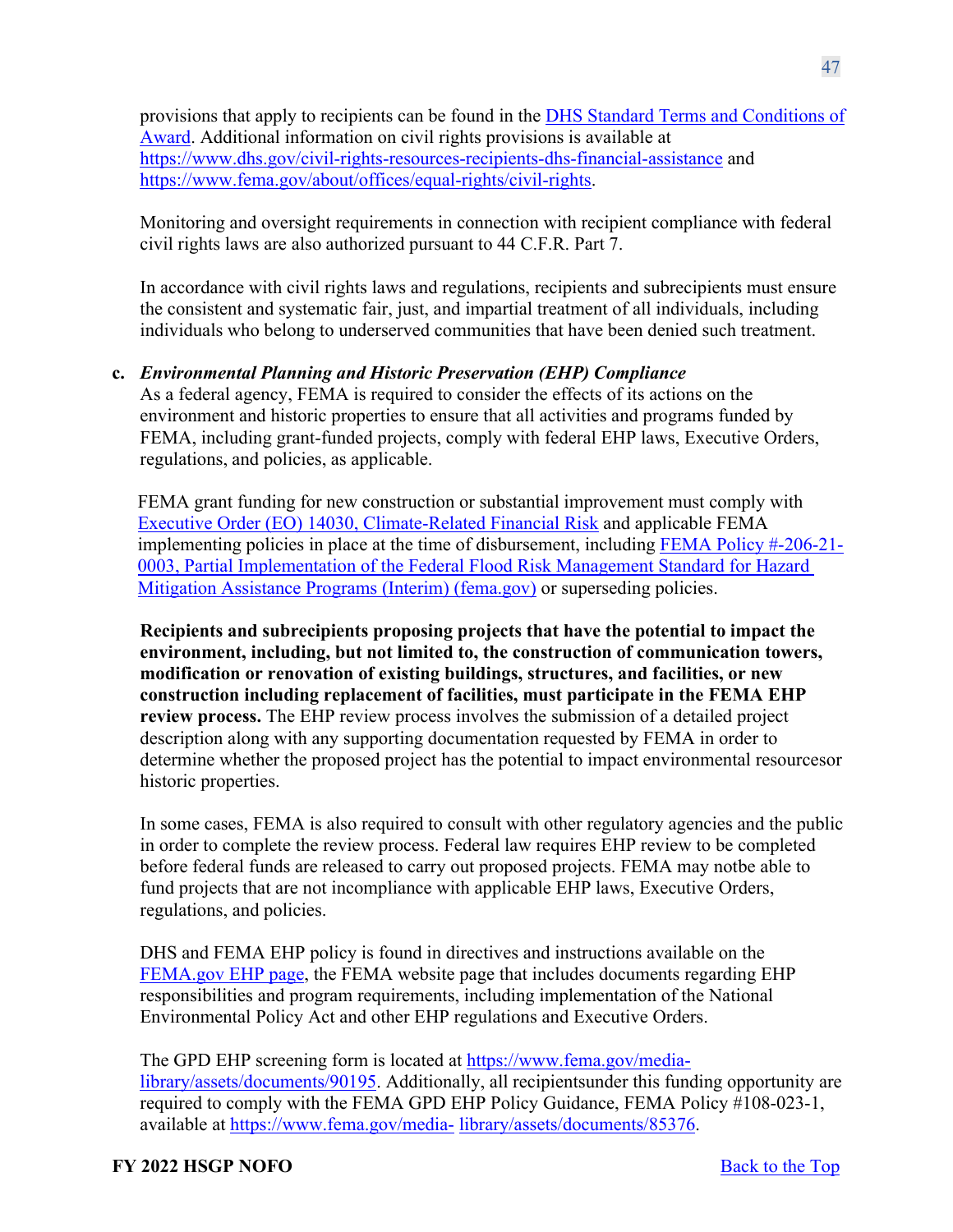provisions that apply to recipients can be found in the [DHS Standard Terms and Conditions of Award](). Additional information on civil rights provisions is available at https://www.dhs.gov/civil-rights-resources-recipients-dhs-financial-assistance and https://www.fema.gov/about/offices/equal-rights/civil-rights.

Monitoring and oversight requirements in connection with recipient compliance with federal civil rights laws are also authorized pursuant to 44 C.F.R. Part 7.

In accordance with civil rights laws and regulations, recipients and subrecipients must ensure the consistent and systematic fair, just, and impartial treatment of all individuals, including individuals who belong to underserved communities that have been denied such treatment.

**c. *Environmental Planning and Historic Preservation (EHP) Compliance***

As a federal agency, FEMA is required to consider the effects of its actions on the environment and historic properties to ensure that all activities and programs funded by FEMA, including grant-funded projects, comply with federal EHP laws, Executive Orders, regulations, and policies, as applicable.

FEMA grant funding for new construction or substantial improvement must comply with Executive Order (EO) 14030, Climate-Related Financial Risk and applicable FEMA implementing policies in place at the time of disbursement, including FEMA Policy #-206-21-0003, Partial Implementation of the Federal Flood Risk Management Standard for Hazard Mitigation Assistance Programs (Interim) (fema.gov) or superseding policies.

**Recipients and subrecipients proposing projects that have the potential to impact the environment, including, but not limited to, the construction of communication towers, modification or renovation of existing buildings, structures, and facilities, or new construction including replacement of facilities, must participate in the FEMA EHP review process.** The EHP review process involves the submission of a detailed project description along with any supporting documentation requested by FEMA in order to determine whether the proposed project has the potential to impact environmental resourcesor historic properties.

In some cases, FEMA is also required to consult with other regulatory agencies and the public in order to complete the review process. Federal law requires EHP review to be completed before federal funds are released to carry out proposed projects. FEMA may notbe able to fund projects that are not incompliance with applicable EHP laws, Executive Orders, regulations, and policies.

DHS and FEMA EHP policy is found in directives and instructions available on the FEMA.gov EHP page, the FEMA website page that includes documents regarding EHP responsibilities and program requirements, including implementation of the National Environmental Policy Act and other EHP regulations and Executive Orders.

The GPD EHP screening form is located at https://www.fema.gov/media-library/assets/documents/90195. Additionally, all recipientsunder this funding opportunity are required to comply with the FEMA GPD EHP Policy Guidance, FEMA Policy #108-023-1, available at https://www.fema.gov/media- library/assets/documents/85376.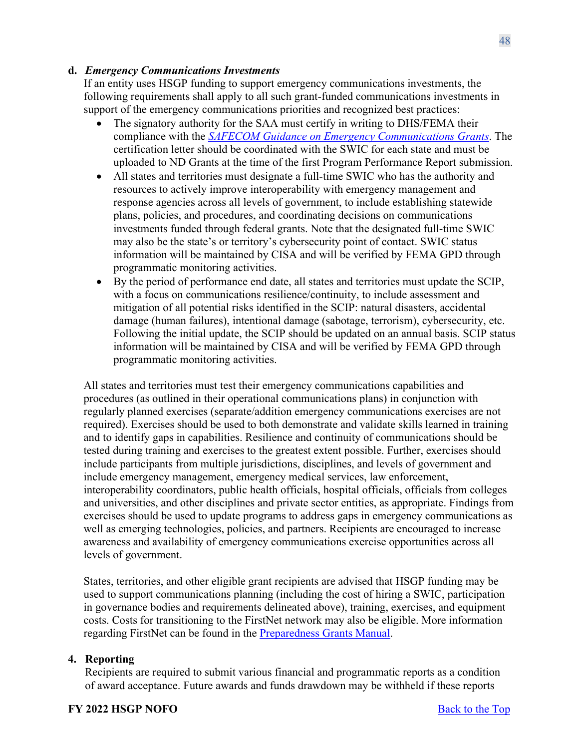**d. *Emergency Communications Investments***

If an entity uses HSGP funding to support emergency communications investments, the following requirements shall apply to all such grant-funded communications investments in support of the emergency communications priorities and recognized best practices:

- The signatory authority for the SAA must certify in writing to DHS/FEMA their compliance with the *SAFECOM Guidance on Emergency Communications Grants*. The certification letter should be coordinated with the SWIC for each state and must be uploaded to ND Grants at the time of the first Program Performance Report submission.
- All states and territories must designate a full-time SWIC who has the authority and resources to actively improve interoperability with emergency management and response agencies across all levels of government, to include establishing statewide plans, policies, and procedures, and coordinating decisions on communications investments funded through federal grants. Note that the designated full-time SWIC may also be the state's or territory's cybersecurity point of contact. SWIC status information will be maintained by CISA and will be verified by FEMA GPD through programmatic monitoring activities.
- By the period of performance end date, all states and territories must update the SCIP, with a focus on communications resilience/continuity, to include assessment and mitigation of all potential risks identified in the SCIP: natural disasters, accidental damage (human failures), intentional damage (sabotage, terrorism), cybersecurity, etc. Following the initial update, the SCIP should be updated on an annual basis. SCIP status information will be maintained by CISA and will be verified by FEMA GPD through programmatic monitoring activities.

All states and territories must test their emergency communications capabilities and procedures (as outlined in their operational communications plans) in conjunction with regularly planned exercises (separate/addition emergency communications exercises are not required). Exercises should be used to both demonstrate and validate skills learned in training and to identify gaps in capabilities. Resilience and continuity of communications should be tested during training and exercises to the greatest extent possible. Further, exercises should include participants from multiple jurisdictions, disciplines, and levels of government and include emergency management, emergency medical services, law enforcement, interoperability coordinators, public health officials, hospital officials, officials from colleges and universities, and other disciplines and private sector entities, as appropriate. Findings from exercises should be used to update programs to address gaps in emergency communications as well as emerging technologies, policies, and partners. Recipients are encouraged to increase awareness and availability of emergency communications exercise opportunities across all levels of government.

States, territories, and other eligible grant recipients are advised that HSGP funding may be used to support communications planning (including the cost of hiring a SWIC, participation in governance bodies and requirements delineated above), training, exercises, and equipment costs. Costs for transitioning to the FirstNet network may also be eligible. More information regarding FirstNet can be found in the Preparedness Grants Manual.

**4. Reporting**

Recipients are required to submit various financial and programmatic reports as a condition of award acceptance. Future awards and funds drawdown may be withheld if these reports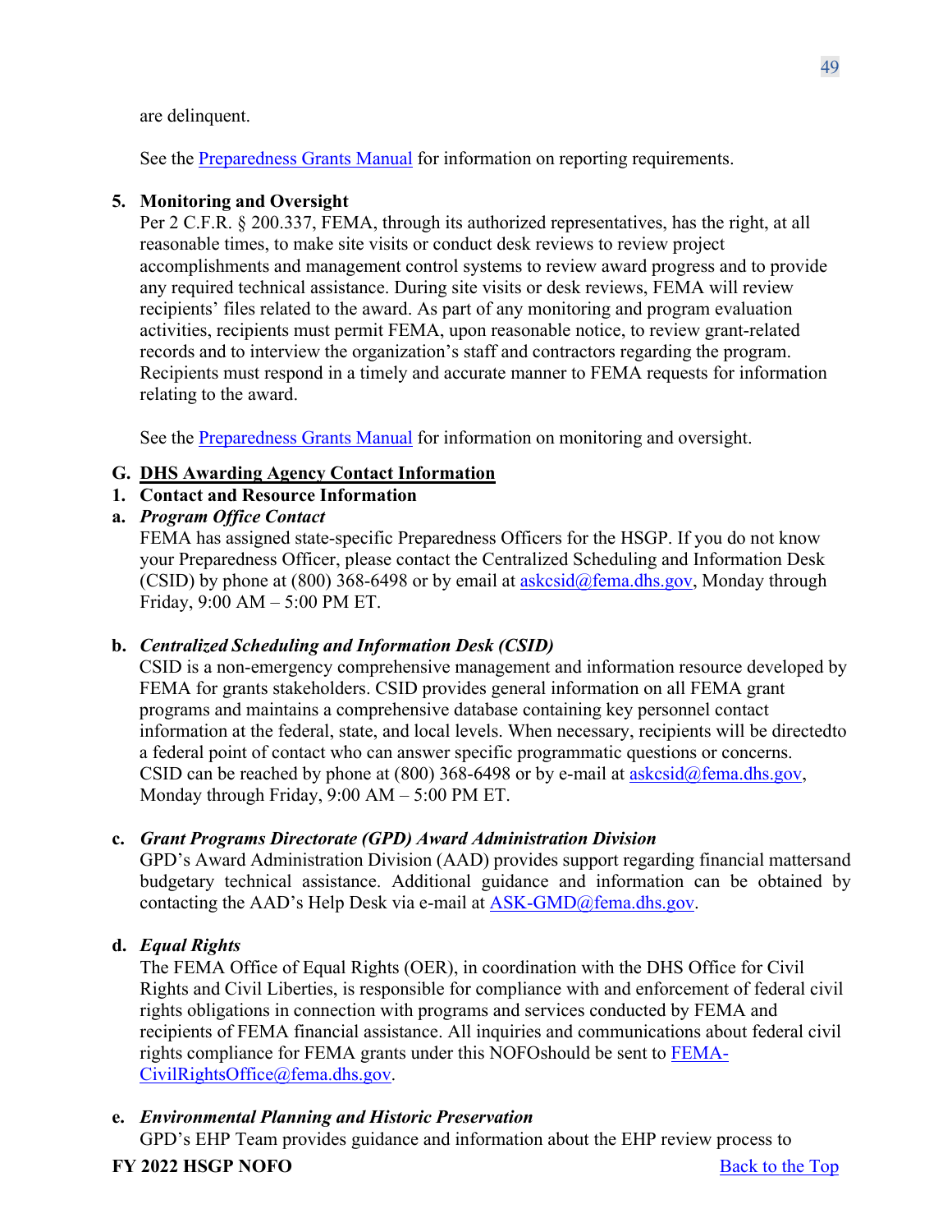are delinquent.

See the [Preparedness Grants Manual](#) for information on reporting requirements.

**5. Monitoring and Oversight**

Per 2 C.F.R. § 200.337, FEMA, through its authorized representatives, has the right, at all reasonable times, to make site visits or conduct desk reviews to review project accomplishments and management control systems to review award progress and to provide any required technical assistance. During site visits or desk reviews, FEMA will review recipients' files related to the award. As part of any monitoring and program evaluation activities, recipients must permit FEMA, upon reasonable notice, to review grant-related records and to interview the organization's staff and contractors regarding the program. Recipients must respond in a timely and accurate manner to FEMA requests for information relating to the award.

See the [Preparedness Grants Manual](#) for information on monitoring and oversight.

## G. DHS Awarding Agency Contact Information

### 1. Contact and Resource Information

#### a. *Program Office Contact*

FEMA has assigned state-specific Preparedness Officers for the HSGP. If you do not know your Preparedness Officer, please contact the Centralized Scheduling and Information Desk (CSID) by phone at (800) 368-6498 or by email at askcsid@fema.dhs.gov, Monday through Friday, 9:00 AM – 5:00 PM ET.

#### b. *Centralized Scheduling and Information Desk (CSID)*

CSID is a non-emergency comprehensive management and information resource developed by FEMA for grants stakeholders. CSID provides general information on all FEMA grant programs and maintains a comprehensive database containing key personnel contact information at the federal, state, and local levels. When necessary, recipients will be directedto a federal point of contact who can answer specific programmatic questions or concerns. CSID can be reached by phone at (800) 368-6498 or by e-mail at askcsid@fema.dhs.gov, Monday through Friday, 9:00 AM – 5:00 PM ET.

#### c. *Grant Programs Directorate (GPD) Award Administration Division*

GPD's Award Administration Division (AAD) provides support regarding financial mattersand budgetary technical assistance. Additional guidance and information can be obtained by contacting the AAD's Help Desk via e-mail at ASK-GMD@fema.dhs.gov.

#### d. *Equal Rights*

The FEMA Office of Equal Rights (OER), in coordination with the DHS Office for Civil Rights and Civil Liberties, is responsible for compliance with and enforcement of federal civil rights obligations in connection with programs and services conducted by FEMA and recipients of FEMA financial assistance. All inquiries and communications about federal civil rights compliance for FEMA grants under this NOFOshould be sent to FEMA-CivilRightsOffice@fema.dhs.gov.

#### e. *Environmental Planning and Historic Preservation*

GPD's EHP Team provides guidance and information about the EHP review process to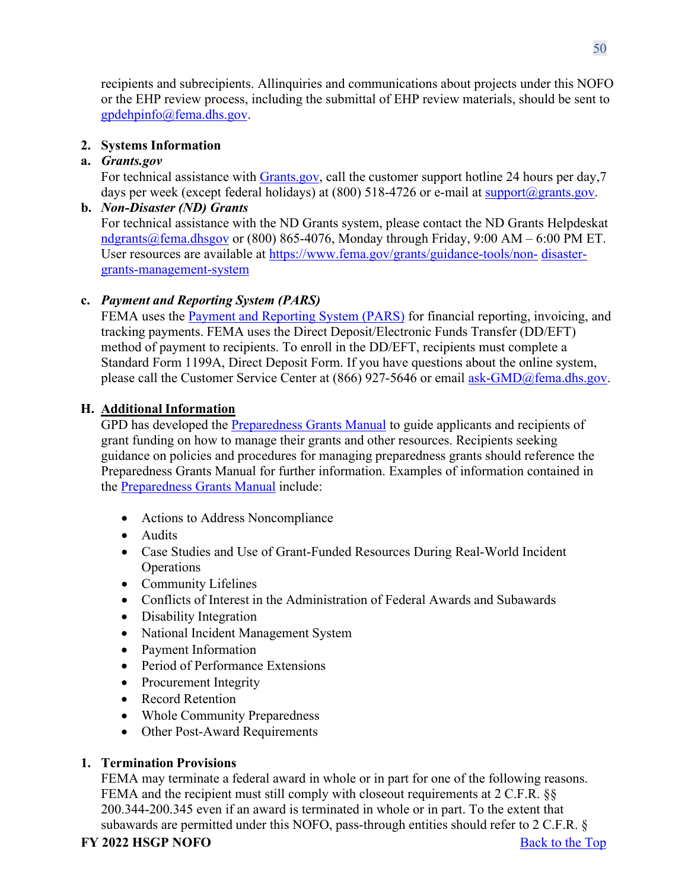recipients and subrecipients. Allinquiries and communications about projects under this NOFO or the EHP review process, including the submittal of EHP review materials, should be sent to gpdehpinfo@fema.dhs.gov.

**2. Systems Information**

**a. *Grants.gov***

For technical assistance with Grants.gov, call the customer support hotline 24 hours per day,7 days per week (except federal holidays) at (800) 518-4726 or e-mail at support@grants.gov.

**b. *Non-Disaster (ND) Grants***

For technical assistance with the ND Grants system, please contact the ND Grants Helpdeskat ndgrants@fema.dhsgov or (800) 865-4076, Monday through Friday, 9:00 AM – 6:00 PM ET. User resources are available at https://www.fema.gov/grants/guidance-tools/non- disaster-grants-management-system

**c. *Payment and Reporting System (PARS)***

FEMA uses the Payment and Reporting System (PARS) for financial reporting, invoicing, and tracking payments. FEMA uses the Direct Deposit/Electronic Funds Transfer (DD/EFT) method of payment to recipients. To enroll in the DD/EFT, recipients must complete a Standard Form 1199A, Direct Deposit Form. If you have questions about the online system, please call the Customer Service Center at (866) 927-5646 or email ask-GMD@fema.dhs.gov.

## H. Additional Information

GPD has developed the Preparedness Grants Manual to guide applicants and recipients of grant funding on how to manage their grants and other resources. Recipients seeking guidance on policies and procedures for managing preparedness grants should reference the Preparedness Grants Manual for further information. Examples of information contained in the Preparedness Grants Manual include:

- Actions to Address Noncompliance
- Audits
- Case Studies and Use of Grant-Funded Resources During Real-World Incident Operations
- Community Lifelines
- Conflicts of Interest in the Administration of Federal Awards and Subawards
- Disability Integration
- National Incident Management System
- Payment Information
- Period of Performance Extensions
- Procurement Integrity
- Record Retention
- Whole Community Preparedness
- Other Post-Award Requirements

**1. Termination Provisions**

FEMA may terminate a federal award in whole or in part for one of the following reasons. FEMA and the recipient must still comply with closeout requirements at 2 C.F.R. §§ 200.344-200.345 even if an award is terminated in whole or in part. To the extent that subawards are permitted under this NOFO, pass-through entities should refer to 2 C.F.R. §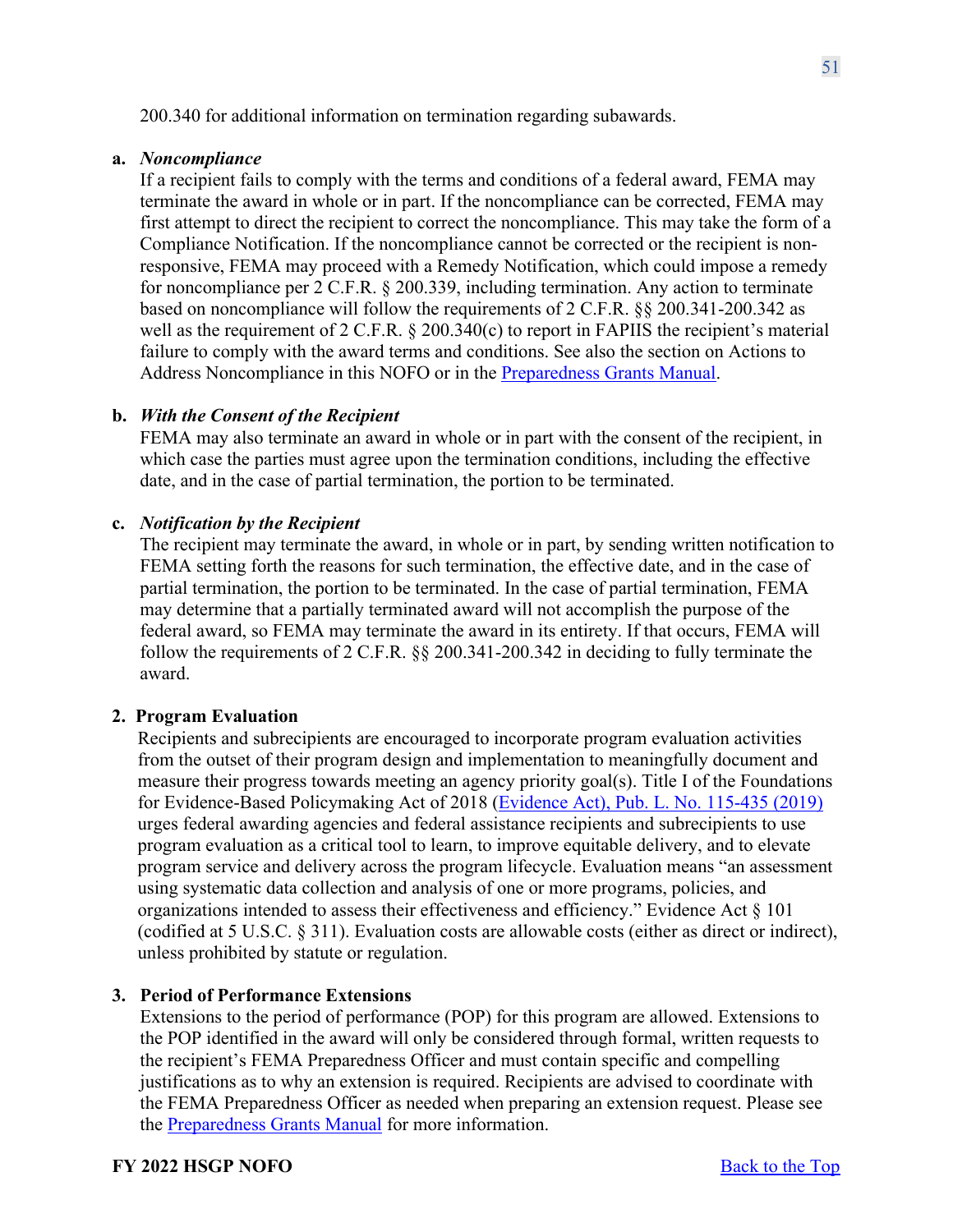200.340 for additional information on termination regarding subawards.

**a.** ***Noncompliance***

If a recipient fails to comply with the terms and conditions of a federal award, FEMA may terminate the award in whole or in part. If the noncompliance can be corrected, FEMA may first attempt to direct the recipient to correct the noncompliance. This may take the form of a Compliance Notification. If the noncompliance cannot be corrected or the recipient is non-responsive, FEMA may proceed with a Remedy Notification, which could impose a remedy for noncompliance per 2 C.F.R. § 200.339, including termination. Any action to terminate based on noncompliance will follow the requirements of 2 C.F.R. §§ 200.341-200.342 as well as the requirement of 2 C.F.R. § 200.340(c) to report in FAPIIS the recipient's material failure to comply with the award terms and conditions. See also the section on Actions to Address Noncompliance in this NOFO or in the [Preparedness Grants Manual](Preparedness Grants Manual).

**b.** ***With the Consent of the Recipient***

FEMA may also terminate an award in whole or in part with the consent of the recipient, in which case the parties must agree upon the termination conditions, including the effective date, and in the case of partial termination, the portion to be terminated.

**c.** ***Notification by the Recipient***

The recipient may terminate the award, in whole or in part, by sending written notification to FEMA setting forth the reasons for such termination, the effective date, and in the case of partial termination, the portion to be terminated. In the case of partial termination, FEMA may determine that a partially terminated award will not accomplish the purpose of the federal award, so FEMA may terminate the award in its entirety. If that occurs, FEMA will follow the requirements of 2 C.F.R. §§ 200.341-200.342 in deciding to fully terminate the award.

**2. Program Evaluation**

Recipients and subrecipients are encouraged to incorporate program evaluation activities from the outset of their program design and implementation to meaningfully document and measure their progress towards meeting an agency priority goal(s). Title I of the Foundations for Evidence-Based Policymaking Act of 2018 (Evidence Act), Pub. L. No. 115-435 (2019) urges federal awarding agencies and federal assistance recipients and subrecipients to use program evaluation as a critical tool to learn, to improve equitable delivery, and to elevate program service and delivery across the program lifecycle. Evaluation means "an assessment using systematic data collection and analysis of one or more programs, policies, and organizations intended to assess their effectiveness and efficiency." Evidence Act § 101 (codified at 5 U.S.C. § 311). Evaluation costs are allowable costs (either as direct or indirect), unless prohibited by statute or regulation.

**3. Period of Performance Extensions**

Extensions to the period of performance (POP) for this program are allowed. Extensions to the POP identified in the award will only be considered through formal, written requests to the recipient's FEMA Preparedness Officer and must contain specific and compelling justifications as to why an extension is required. Recipients are advised to coordinate with the FEMA Preparedness Officer as needed when preparing an extension request. Please see the Preparedness Grants Manual for more information.